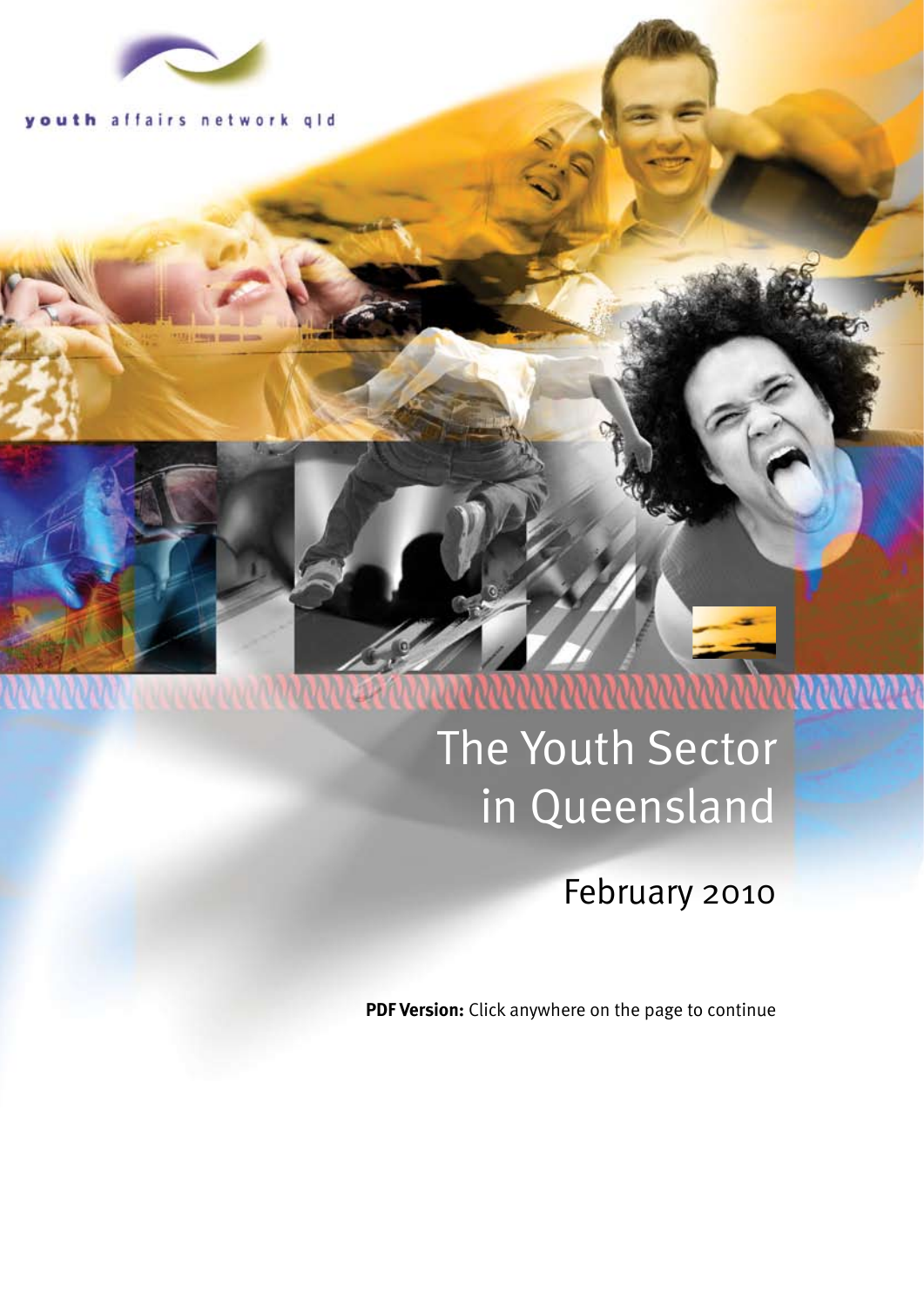youth affairs network qld

# The Youth Sector in Queensland

February 2010

**PDF Version:** Click anywhere on the page to continue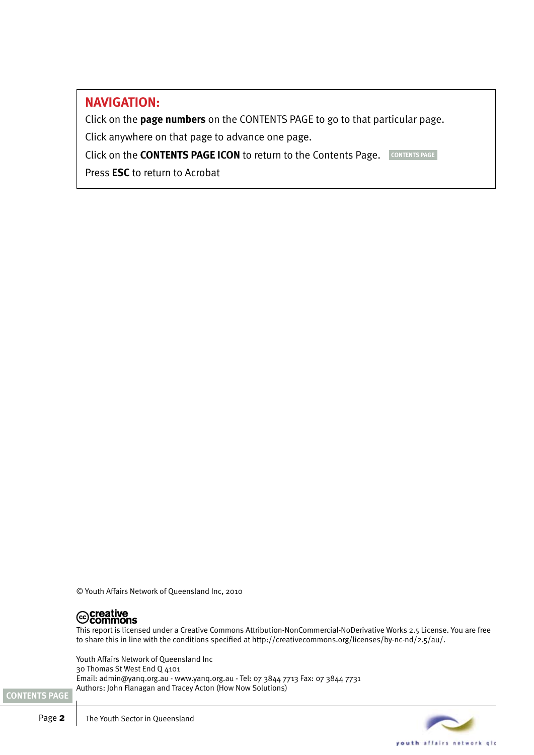**NAVIGATION:**

Click on the **page numbers** on the CONTENTS PAGE to go to that particular page.

Click anywhere on that page to advance one page.

Click on the **CONTENTS PAGE ICON** to return to the Contents Page. CONTENTS PAGE

Press **ESC** to return to Acrobat

© Youth Affairs Network of Queensland Inc, 2010

creative commons

This report is licensed under a Creative Commons Attribution-NonCommercial-NoDerivative Works 2.5 License. You are free to share this in line with the conditions specified at http://creativecommons.org/licenses/by-nc-nd/2.5/au/.

Youth Affairs Network of Queensland Inc
30 Thomas St West End Q 4101
Email: admin@yanq.org.au - www.yanq.org.au - Tel: 07 3844 7713 Fax: 07 3844 7731
Authors: John Flanagan and Tracey Acton (How Now Solutions)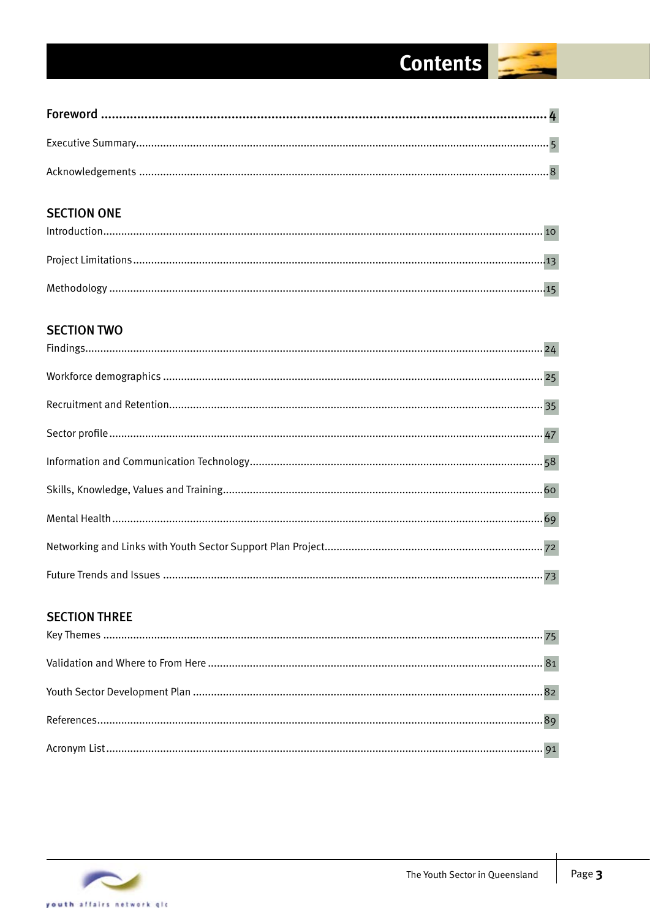# Contents

| | |
|---|---|
| **Foreword** | **4** |
| Executive Summary | 5 |
| Acknowledgements | 8 |
| **SECTION ONE** | |
| Introduction | 10 |
| Project Limitations | 13 |
| Methodology | 15 |
| **SECTION TWO** | |
| Findings | 24 |
| Workforce demographics | 25 |
| Recruitment and Retention | 35 |
| Sector profile | 47 |
| Information and Communication Technology | 58 |
| Skills, Knowledge, Values and Training | 60 |
| Mental Health | 69 |
| Networking and Links with Youth Sector Support Plan Project | 72 |
| Future Trends and Issues | 73 |
| **SECTION THREE** | |
| Key Themes | 75 |
| Validation and Where to From Here | 81 |
| Youth Sector Development Plan | 82 |
| References | 89 |
| Acronym List | 91 |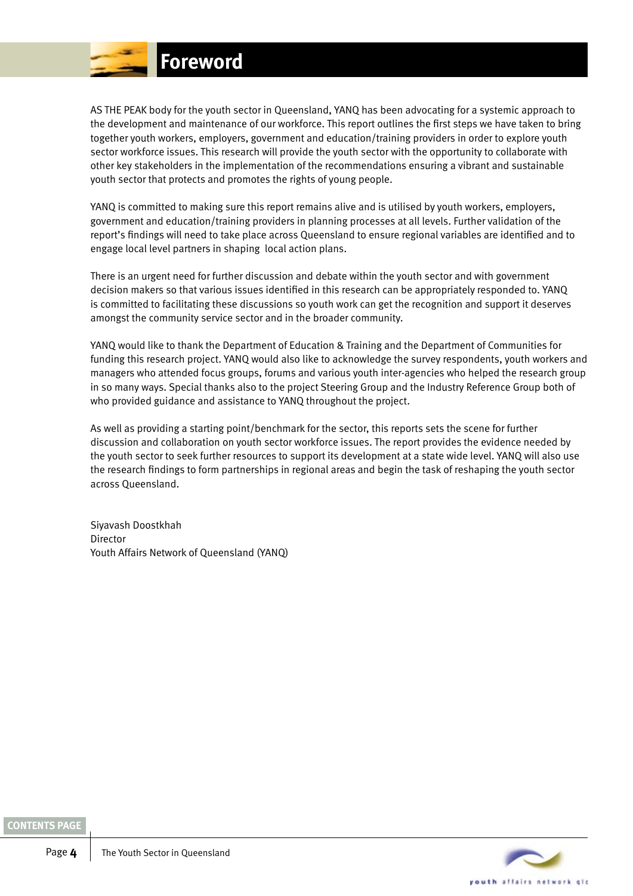# Foreword

AS THE PEAK body for the youth sector in Queensland, YANQ has been advocating for a systemic approach to the development and maintenance of our workforce. This report outlines the first steps we have taken to bring together youth workers, employers, government and education/training providers in order to explore youth sector workforce issues. This research will provide the youth sector with the opportunity to collaborate with other key stakeholders in the implementation of the recommendations ensuring a vibrant and sustainable youth sector that protects and promotes the rights of young people.

YANQ is committed to making sure this report remains alive and is utilised by youth workers, employers, government and education/training providers in planning processes at all levels. Further validation of the report's findings will need to take place across Queensland to ensure regional variables are identified and to engage local level partners in shaping local action plans.

There is an urgent need for further discussion and debate within the youth sector and with government decision makers so that various issues identified in this research can be appropriately responded to. YANQ is committed to facilitating these discussions so youth work can get the recognition and support it deserves amongst the community service sector and in the broader community.

YANQ would like to thank the Department of Education & Training and the Department of Communities for funding this research project. YANQ would also like to acknowledge the survey respondents, youth workers and managers who attended focus groups, forums and various youth inter-agencies who helped the research group in so many ways. Special thanks also to the project Steering Group and the Industry Reference Group both of who provided guidance and assistance to YANQ throughout the project.

As well as providing a starting point/benchmark for the sector, this reports sets the scene for further discussion and collaboration on youth sector workforce issues. The report provides the evidence needed by the youth sector to seek further resources to support its development at a state wide level. YANQ will also use the research findings to form partnerships in regional areas and begin the task of reshaping the youth sector across Queensland.

Siyavash Doostkhah
Director
Youth Affairs Network of Queensland (YANQ)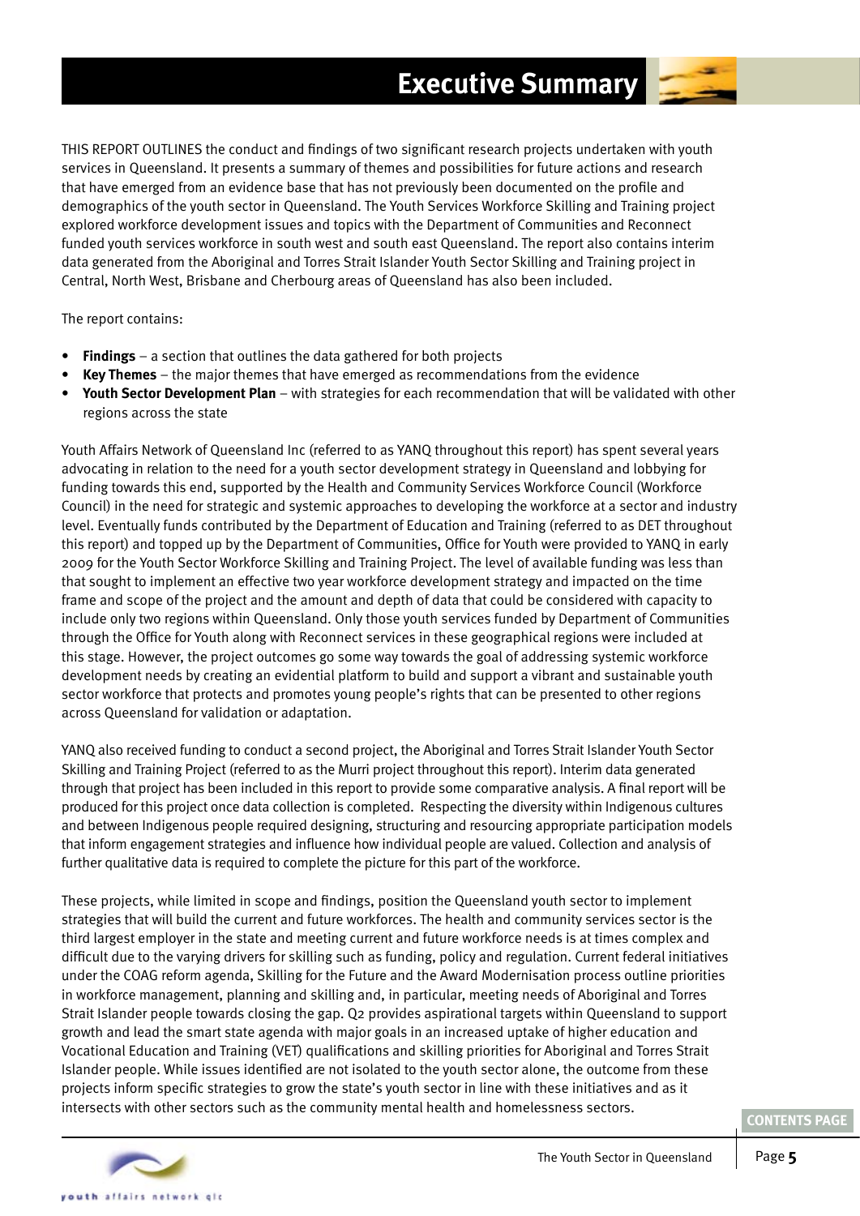# Executive Summary

THIS REPORT OUTLINES the conduct and findings of two significant research projects undertaken with youth services in Queensland. It presents a summary of themes and possibilities for future actions and research that have emerged from an evidence base that has not previously been documented on the profile and demographics of the youth sector in Queensland. The Youth Services Workforce Skilling and Training project explored workforce development issues and topics with the Department of Communities and Reconnect funded youth services workforce in south west and south east Queensland. The report also contains interim data generated from the Aboriginal and Torres Strait Islander Youth Sector Skilling and Training project in Central, North West, Brisbane and Cherbourg areas of Queensland has also been included.

The report contains:

- **Findings** – a section that outlines the data gathered for both projects
- **Key Themes** – the major themes that have emerged as recommendations from the evidence
- **Youth Sector Development Plan** – with strategies for each recommendation that will be validated with other regions across the state

Youth Affairs Network of Queensland Inc (referred to as YANQ throughout this report) has spent several years advocating in relation to the need for a youth sector development strategy in Queensland and lobbying for funding towards this end, supported by the Health and Community Services Workforce Council (Workforce Council) in the need for strategic and systemic approaches to developing the workforce at a sector and industry level. Eventually funds contributed by the Department of Education and Training (referred to as DET throughout this report) and topped up by the Department of Communities, Office for Youth were provided to YANQ in early 2009 for the Youth Sector Workforce Skilling and Training Project. The level of available funding was less than that sought to implement an effective two year workforce development strategy and impacted on the time frame and scope of the project and the amount and depth of data that could be considered with capacity to include only two regions within Queensland. Only those youth services funded by Department of Communities through the Office for Youth along with Reconnect services in these geographical regions were included at this stage. However, the project outcomes go some way towards the goal of addressing systemic workforce development needs by creating an evidential platform to build and support a vibrant and sustainable youth sector workforce that protects and promotes young people's rights that can be presented to other regions across Queensland for validation or adaptation.

YANQ also received funding to conduct a second project, the Aboriginal and Torres Strait Islander Youth Sector Skilling and Training Project (referred to as the Murri project throughout this report). Interim data generated through that project has been included in this report to provide some comparative analysis. A final report will be produced for this project once data collection is completed. Respecting the diversity within Indigenous cultures and between Indigenous people required designing, structuring and resourcing appropriate participation models that inform engagement strategies and influence how individual people are valued. Collection and analysis of further qualitative data is required to complete the picture for this part of the workforce.

These projects, while limited in scope and findings, position the Queensland youth sector to implement strategies that will build the current and future workforces. The health and community services sector is the third largest employer in the state and meeting current and future workforce needs is at times complex and difficult due to the varying drivers for skilling such as funding, policy and regulation. Current federal initiatives under the COAG reform agenda, Skilling for the Future and the Award Modernisation process outline priorities in workforce management, planning and skilling and, in particular, meeting needs of Aboriginal and Torres Strait Islander people towards closing the gap. Q2 provides aspirational targets within Queensland to support growth and lead the smart state agenda with major goals in an increased uptake of higher education and Vocational Education and Training (VET) qualifications and skilling priorities for Aboriginal and Torres Strait Islander people. While issues identified are not isolated to the youth sector alone, the outcome from these projects inform specific strategies to grow the state's youth sector in line with these initiatives and as it intersects with other sectors such as the community mental health and homelessness sectors.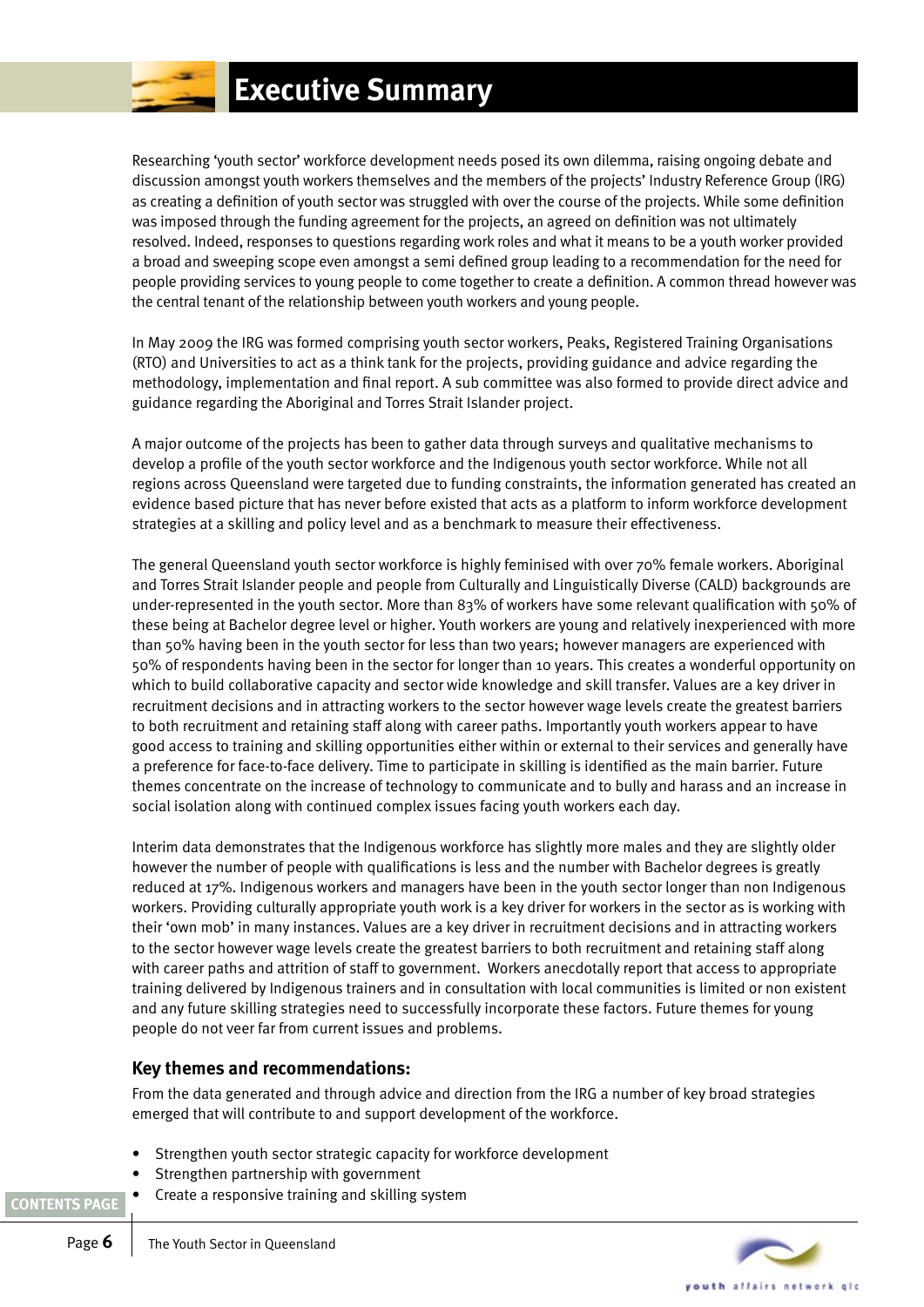# Executive Summary

Researching 'youth sector' workforce development needs posed its own dilemma, raising ongoing debate and discussion amongst youth workers themselves and the members of the projects' Industry Reference Group (IRG) as creating a definition of youth sector was struggled with over the course of the projects. While some definition was imposed through the funding agreement for the projects, an agreed on definition was not ultimately resolved. Indeed, responses to questions regarding work roles and what it means to be a youth worker provided a broad and sweeping scope even amongst a semi defined group leading to a recommendation for the need for people providing services to young people to come together to create a definition. A common thread however was the central tenant of the relationship between youth workers and young people.

In May 2009 the IRG was formed comprising youth sector workers, Peaks, Registered Training Organisations (RTO) and Universities to act as a think tank for the projects, providing guidance and advice regarding the methodology, implementation and final report. A sub committee was also formed to provide direct advice and guidance regarding the Aboriginal and Torres Strait Islander project.

A major outcome of the projects has been to gather data through surveys and qualitative mechanisms to develop a profile of the youth sector workforce and the Indigenous youth sector workforce. While not all regions across Queensland were targeted due to funding constraints, the information generated has created an evidence based picture that has never before existed that acts as a platform to inform workforce development strategies at a skilling and policy level and as a benchmark to measure their effectiveness.

The general Queensland youth sector workforce is highly feminised with over 70% female workers. Aboriginal and Torres Strait Islander people and people from Culturally and Linguistically Diverse (CALD) backgrounds are under-represented in the youth sector. More than 83% of workers have some relevant qualification with 50% of these being at Bachelor degree level or higher. Youth workers are young and relatively inexperienced with more than 50% having been in the youth sector for less than two years; however managers are experienced with 50% of respondents having been in the sector for longer than 10 years. This creates a wonderful opportunity on which to build collaborative capacity and sector wide knowledge and skill transfer. Values are a key driver in recruitment decisions and in attracting workers to the sector however wage levels create the greatest barriers to both recruitment and retaining staff along with career paths. Importantly youth workers appear to have good access to training and skilling opportunities either within or external to their services and generally have a preference for face-to-face delivery. Time to participate in skilling is identified as the main barrier. Future themes concentrate on the increase of technology to communicate and to bully and harass and an increase in social isolation along with continued complex issues facing youth workers each day.

Interim data demonstrates that the Indigenous workforce has slightly more males and they are slightly older however the number of people with qualifications is less and the number with Bachelor degrees is greatly reduced at 17%. Indigenous workers and managers have been in the youth sector longer than non Indigenous workers. Providing culturally appropriate youth work is a key driver for workers in the sector as is working with their 'own mob' in many instances. Values are a key driver in recruitment decisions and in attracting workers to the sector however wage levels create the greatest barriers to both recruitment and retaining staff along with career paths and attrition of staff to government. Workers anecdotally report that access to appropriate training delivered by Indigenous trainers and in consultation with local communities is limited or non existent and any future skilling strategies need to successfully incorporate these factors. Future themes for young people do not veer far from current issues and problems.

### Key themes and recommendations:

From the data generated and through advice and direction from the IRG a number of key broad strategies emerged that will contribute to and support development of the workforce.

- Strengthen youth sector strategic capacity for workforce development
- Strengthen partnership with government
- Create a responsive training and skilling system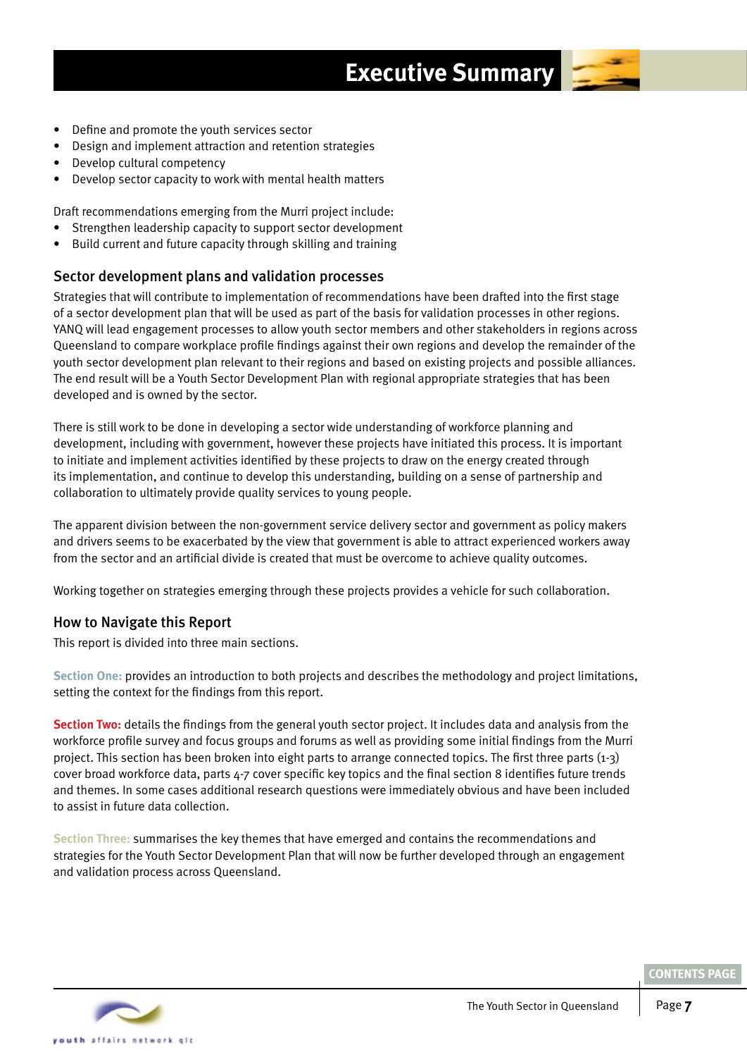- Define and promote the youth services sector
- Design and implement attraction and retention strategies
- Develop cultural competency
- Develop sector capacity to work with mental health matters

Draft recommendations emerging from the Murri project include:

- Strengthen leadership capacity to support sector development
- Build current and future capacity through skilling and training

## Sector development plans and validation processes

Strategies that will contribute to implementation of recommendations have been drafted into the first stage of a sector development plan that will be used as part of the basis for validation processes in other regions. YANQ will lead engagement processes to allow youth sector members and other stakeholders in regions across Queensland to compare workplace profile findings against their own regions and develop the remainder of the youth sector development plan relevant to their regions and based on existing projects and possible alliances. The end result will be a Youth Sector Development Plan with regional appropriate strategies that has been developed and is owned by the sector.

There is still work to be done in developing a sector wide understanding of workforce planning and development, including with government, however these projects have initiated this process. It is important to initiate and implement activities identified by these projects to draw on the energy created through its implementation, and continue to develop this understanding, building on a sense of partnership and collaboration to ultimately provide quality services to young people.

The apparent division between the non-government service delivery sector and government as policy makers and drivers seems to be exacerbated by the view that government is able to attract experienced workers away from the sector and an artificial divide is created that must be overcome to achieve quality outcomes.

Working together on strategies emerging through these projects provides a vehicle for such collaboration.

## How to Navigate this Report

This report is divided into three main sections.

**Section One:** provides an introduction to both projects and describes the methodology and project limitations, setting the context for the findings from this report.

**Section Two:** details the findings from the general youth sector project. It includes data and analysis from the workforce profile survey and focus groups and forums as well as providing some initial findings from the Murri project. This section has been broken into eight parts to arrange connected topics. The first three parts (1-3) cover broad workforce data, parts 4-7 cover specific key topics and the final section 8 identifies future trends and themes. In some cases additional research questions were immediately obvious and have been included to assist in future data collection.

**Section Three:** summarises the key themes that have emerged and contains the recommendations and strategies for the Youth Sector Development Plan that will now be further developed through an engagement and validation process across Queensland.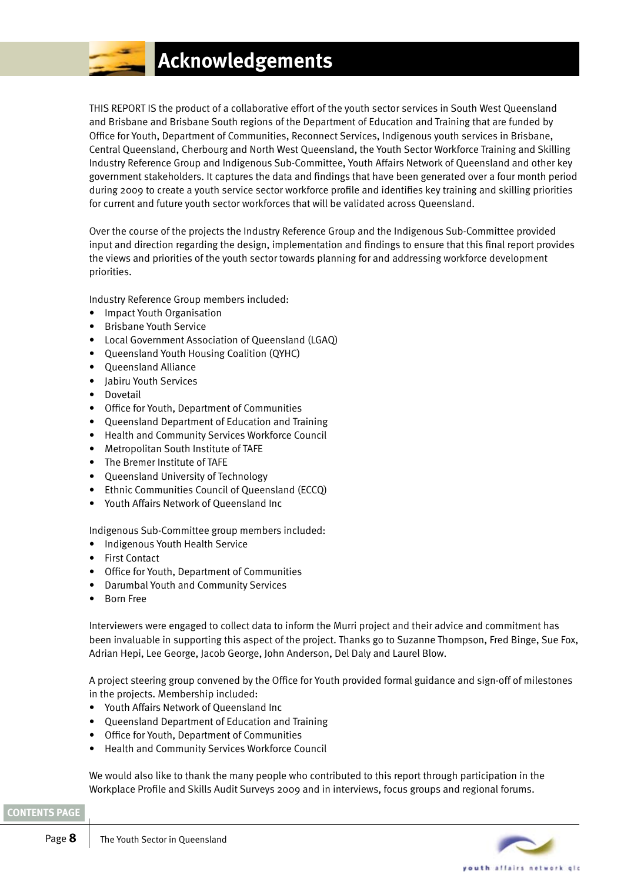# Acknowledgements

THIS REPORT IS the product of a collaborative effort of the youth sector services in South West Queensland and Brisbane and Brisbane South regions of the Department of Education and Training that are funded by Office for Youth, Department of Communities, Reconnect Services, Indigenous youth services in Brisbane, Central Queensland, Cherbourg and North West Queensland, the Youth Sector Workforce Training and Skilling Industry Reference Group and Indigenous Sub-Committee, Youth Affairs Network of Queensland and other key government stakeholders. It captures the data and findings that have been generated over a four month period during 2009 to create a youth service sector workforce profile and identifies key training and skilling priorities for current and future youth sector workforces that will be validated across Queensland.

Over the course of the projects the Industry Reference Group and the Indigenous Sub-Committee provided input and direction regarding the design, implementation and findings to ensure that this final report provides the views and priorities of the youth sector towards planning for and addressing workforce development priorities.

Industry Reference Group members included:

- Impact Youth Organisation
- Brisbane Youth Service
- Local Government Association of Queensland (LGAQ)
- Queensland Youth Housing Coalition (QYHC)
- Queensland Alliance
- Jabiru Youth Services
- Dovetail
- Office for Youth, Department of Communities
- Queensland Department of Education and Training
- Health and Community Services Workforce Council
- Metropolitan South Institute of TAFE
- The Bremer Institute of TAFE
- Queensland University of Technology
- Ethnic Communities Council of Queensland (ECCQ)
- Youth Affairs Network of Queensland Inc

Indigenous Sub-Committee group members included:

- Indigenous Youth Health Service
- First Contact
- Office for Youth, Department of Communities
- Darumbal Youth and Community Services
- Born Free

Interviewers were engaged to collect data to inform the Murri project and their advice and commitment has been invaluable in supporting this aspect of the project. Thanks go to Suzanne Thompson, Fred Binge, Sue Fox, Adrian Hepi, Lee George, Jacob George, John Anderson, Del Daly and Laurel Blow.

A project steering group convened by the Office for Youth provided formal guidance and sign-off of milestones in the projects. Membership included:

- Youth Affairs Network of Queensland Inc
- Queensland Department of Education and Training
- Office for Youth, Department of Communities
- Health and Community Services Workforce Council

We would also like to thank the many people who contributed to this report through participation in the Workplace Profile and Skills Audit Surveys 2009 and in interviews, focus groups and regional forums.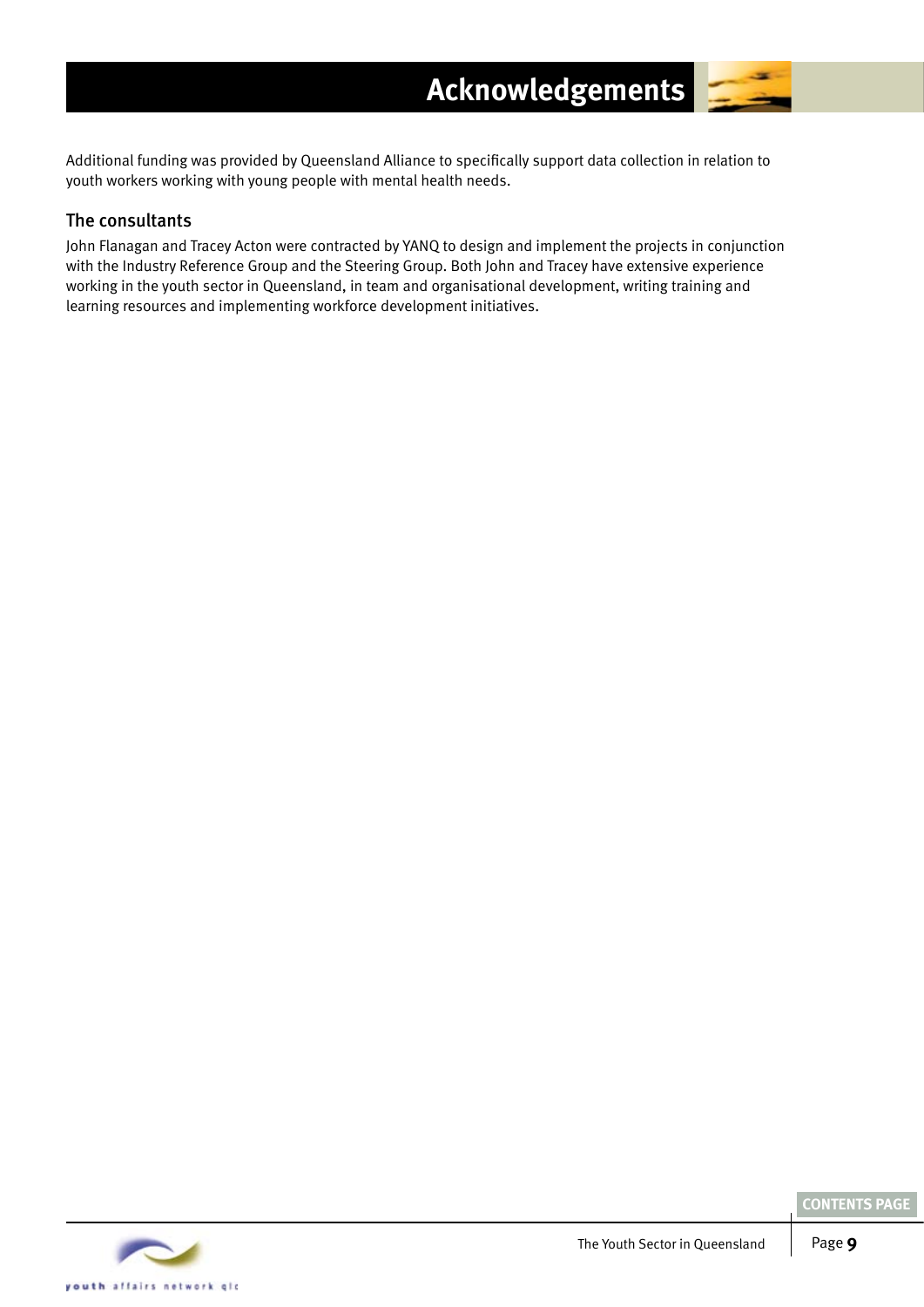# Acknowledgements

Additional funding was provided by Queensland Alliance to specifically support data collection in relation to youth workers working with young people with mental health needs.

## The consultants

John Flanagan and Tracey Acton were contracted by YANQ to design and implement the projects in conjunction with the Industry Reference Group and the Steering Group. Both John and Tracey have extensive experience working in the youth sector in Queensland, in team and organisational development, writing training and learning resources and implementing workforce development initiatives.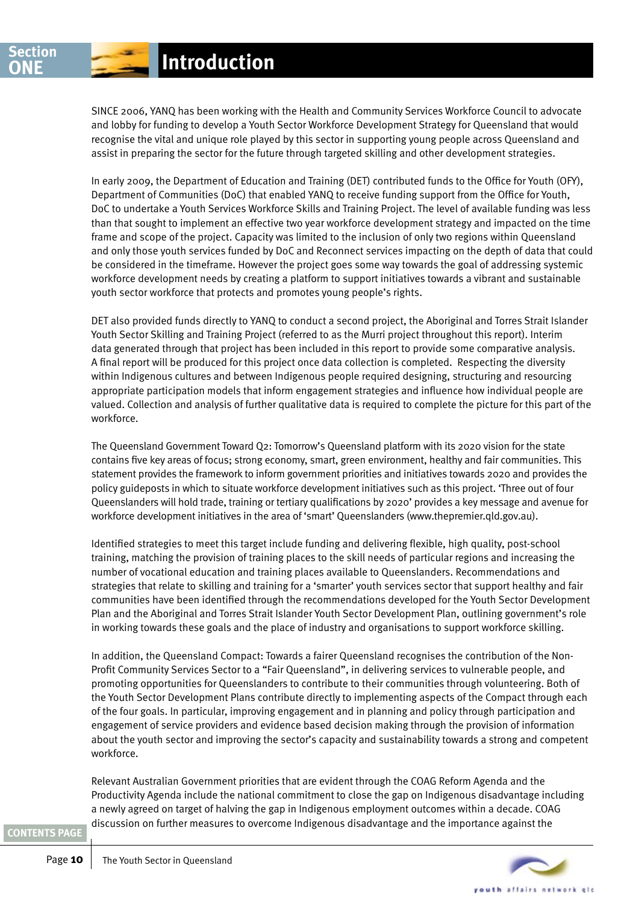# Section ONE Introduction

SINCE 2006, YANQ has been working with the Health and Community Services Workforce Council to advocate and lobby for funding to develop a Youth Sector Workforce Development Strategy for Queensland that would recognise the vital and unique role played by this sector in supporting young people across Queensland and assist in preparing the sector for the future through targeted skilling and other development strategies.

In early 2009, the Department of Education and Training (DET) contributed funds to the Office for Youth (OFY), Department of Communities (DoC) that enabled YANQ to receive funding support from the Office for Youth, DoC to undertake a Youth Services Workforce Skills and Training Project. The level of available funding was less than that sought to implement an effective two year workforce development strategy and impacted on the time frame and scope of the project. Capacity was limited to the inclusion of only two regions within Queensland and only those youth services funded by DoC and Reconnect services impacting on the depth of data that could be considered in the timeframe. However the project goes some way towards the goal of addressing systemic workforce development needs by creating a platform to support initiatives towards a vibrant and sustainable youth sector workforce that protects and promotes young people's rights.

DET also provided funds directly to YANQ to conduct a second project, the Aboriginal and Torres Strait Islander Youth Sector Skilling and Training Project (referred to as the Murri project throughout this report). Interim data generated through that project has been included in this report to provide some comparative analysis. A final report will be produced for this project once data collection is completed. Respecting the diversity within Indigenous cultures and between Indigenous people required designing, structuring and resourcing appropriate participation models that inform engagement strategies and influence how individual people are valued. Collection and analysis of further qualitative data is required to complete the picture for this part of the workforce.

The Queensland Government Toward Q2: Tomorrow's Queensland platform with its 2020 vision for the state contains five key areas of focus; strong economy, smart, green environment, healthy and fair communities. This statement provides the framework to inform government priorities and initiatives towards 2020 and provides the policy guideposts in which to situate workforce development initiatives such as this project. 'Three out of four Queenslanders will hold trade, training or tertiary qualifications by 2020' provides a key message and avenue for workforce development initiatives in the area of 'smart' Queenslanders (www.thepremier.qld.gov.au).

Identified strategies to meet this target include funding and delivering flexible, high quality, post-school training, matching the provision of training places to the skill needs of particular regions and increasing the number of vocational education and training places available to Queenslanders. Recommendations and strategies that relate to skilling and training for a 'smarter' youth services sector that support healthy and fair communities have been identified through the recommendations developed for the Youth Sector Development Plan and the Aboriginal and Torres Strait Islander Youth Sector Development Plan, outlining government's role in working towards these goals and the place of industry and organisations to support workforce skilling.

In addition, the Queensland Compact: Towards a fairer Queensland recognises the contribution of the Non-Profit Community Services Sector to a "Fair Queensland", in delivering services to vulnerable people, and promoting opportunities for Queenslanders to contribute to their communities through volunteering. Both of the Youth Sector Development Plans contribute directly to implementing aspects of the Compact through each of the four goals. In particular, improving engagement and in planning and policy through participation and engagement of service providers and evidence based decision making through the provision of information about the youth sector and improving the sector's capacity and sustainability towards a strong and competent workforce.

Relevant Australian Government priorities that are evident through the COAG Reform Agenda and the Productivity Agenda include the national commitment to close the gap on Indigenous disadvantage including a newly agreed on target of halving the gap in Indigenous employment outcomes within a decade. COAG discussion on further measures to overcome Indigenous disadvantage and the importance against the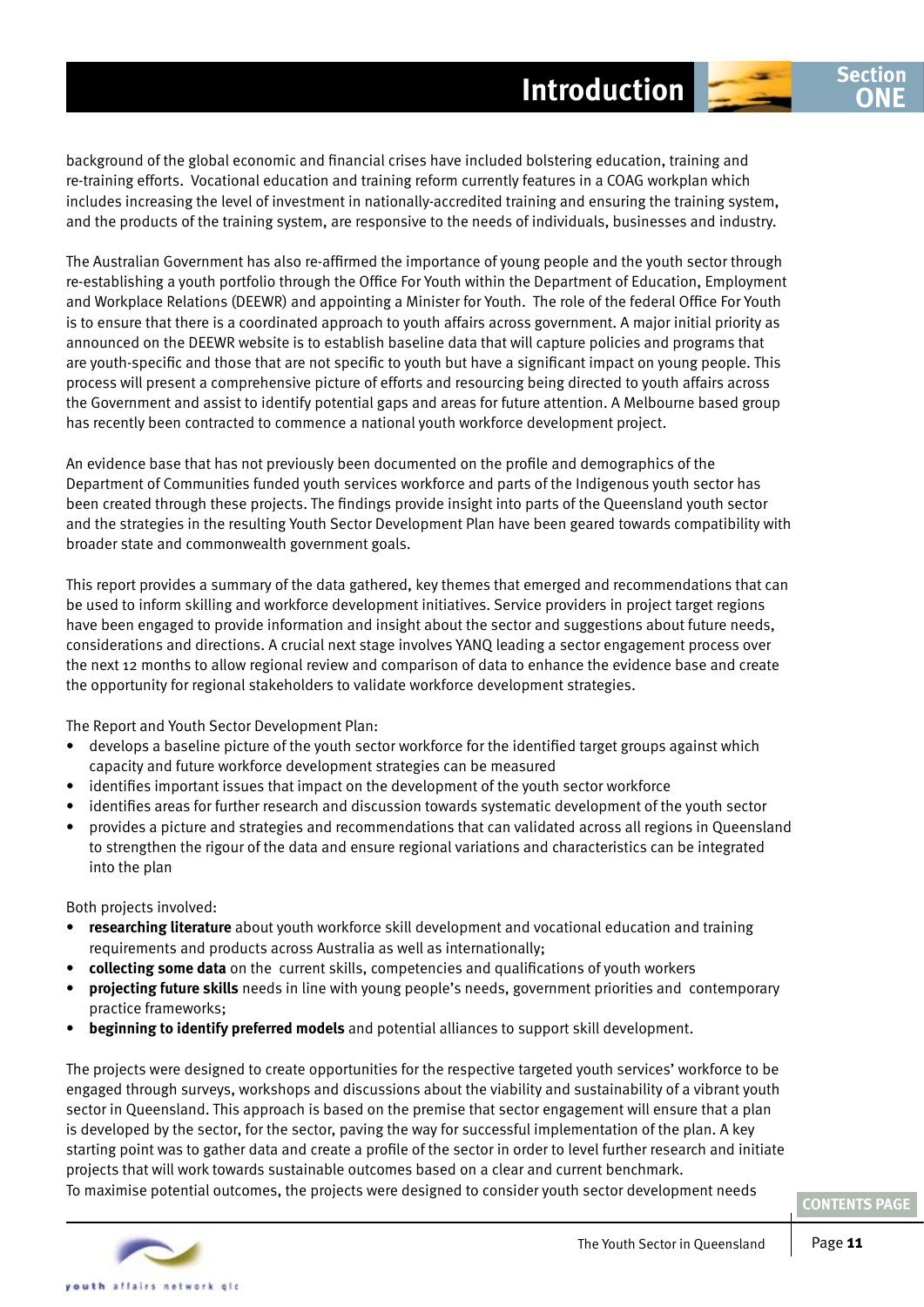background of the global economic and financial crises have included bolstering education, training and re-training efforts. Vocational education and training reform currently features in a COAG workplan which includes increasing the level of investment in nationally-accredited training and ensuring the training system, and the products of the training system, are responsive to the needs of individuals, businesses and industry.

The Australian Government has also re-affirmed the importance of young people and the youth sector through re-establishing a youth portfolio through the Office For Youth within the Department of Education, Employment and Workplace Relations (DEEWR) and appointing a Minister for Youth. The role of the federal Office For Youth is to ensure that there is a coordinated approach to youth affairs across government. A major initial priority as announced on the DEEWR website is to establish baseline data that will capture policies and programs that are youth-specific and those that are not specific to youth but have a significant impact on young people. This process will present a comprehensive picture of efforts and resourcing being directed to youth affairs across the Government and assist to identify potential gaps and areas for future attention. A Melbourne based group has recently been contracted to commence a national youth workforce development project.

An evidence base that has not previously been documented on the profile and demographics of the Department of Communities funded youth services workforce and parts of the Indigenous youth sector has been created through these projects. The findings provide insight into parts of the Queensland youth sector and the strategies in the resulting Youth Sector Development Plan have been geared towards compatibility with broader state and commonwealth government goals.

This report provides a summary of the data gathered, key themes that emerged and recommendations that can be used to inform skilling and workforce development initiatives. Service providers in project target regions have been engaged to provide information and insight about the sector and suggestions about future needs, considerations and directions. A crucial next stage involves YANQ leading a sector engagement process over the next 12 months to allow regional review and comparison of data to enhance the evidence base and create the opportunity for regional stakeholders to validate workforce development strategies.

The Report and Youth Sector Development Plan:

- develops a baseline picture of the youth sector workforce for the identified target groups against which capacity and future workforce development strategies can be measured
- identifies important issues that impact on the development of the youth sector workforce
- identifies areas for further research and discussion towards systematic development of the youth sector
- provides a picture and strategies and recommendations that can validated across all regions in Queensland to strengthen the rigour of the data and ensure regional variations and characteristics can be integrated into the plan

Both projects involved:

- **researching literature** about youth workforce skill development and vocational education and training requirements and products across Australia as well as internationally;
- **collecting some data** on the current skills, competencies and qualifications of youth workers
- **projecting future skills** needs in line with young people's needs, government priorities and contemporary practice frameworks;
- **beginning to identify preferred models** and potential alliances to support skill development.

The projects were designed to create opportunities for the respective targeted youth services' workforce to be engaged through surveys, workshops and discussions about the viability and sustainability of a vibrant youth sector in Queensland. This approach is based on the premise that sector engagement will ensure that a plan is developed by the sector, for the sector, paving the way for successful implementation of the plan. A key starting point was to gather data and create a profile of the sector in order to level further research and initiate projects that will work towards sustainable outcomes based on a clear and current benchmark.
To maximise potential outcomes, the projects were designed to consider youth sector development needs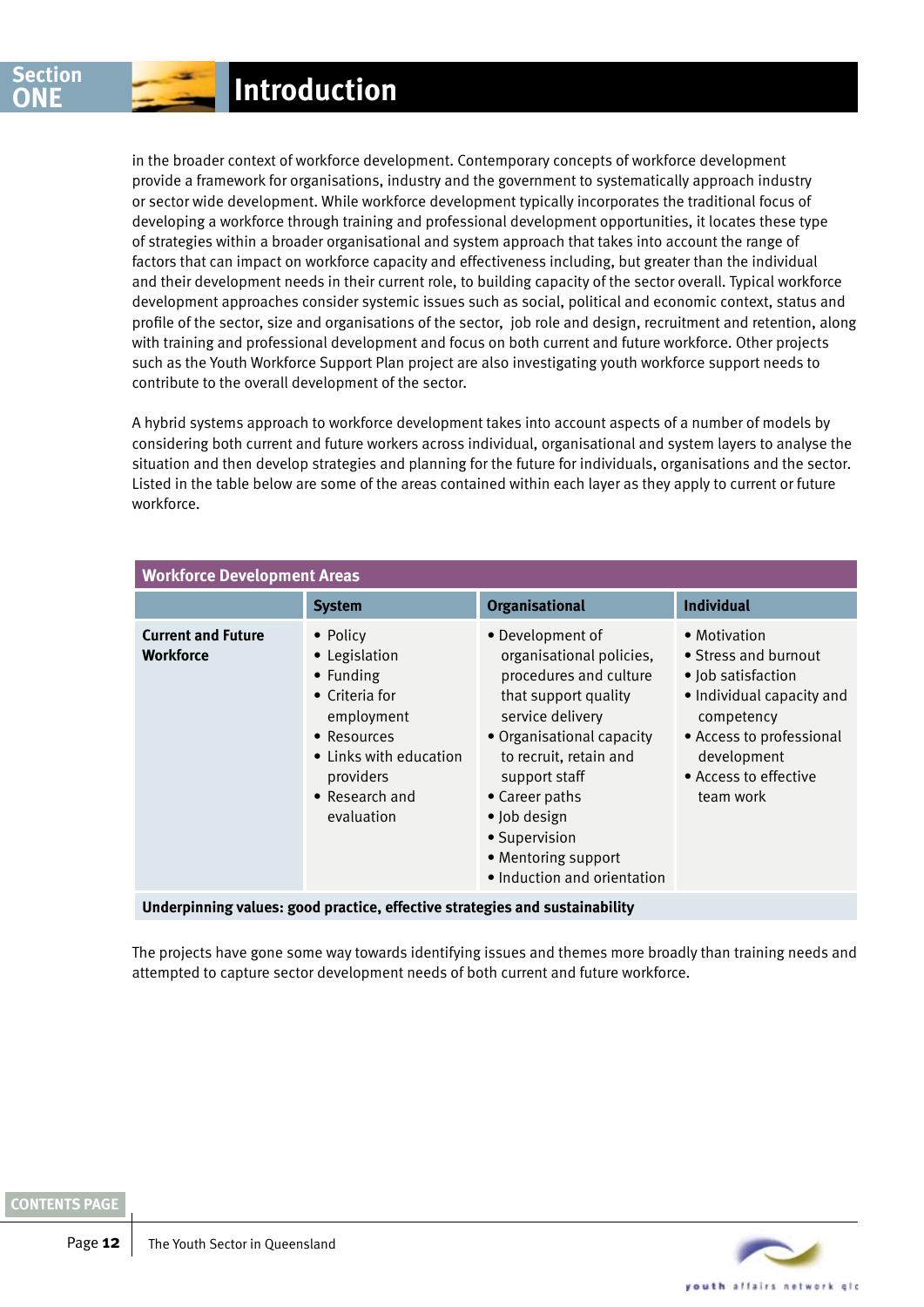in the broader context of workforce development. Contemporary concepts of workforce development provide a framework for organisations, industry and the government to systematically approach industry or sector wide development. While workforce development typically incorporates the traditional focus of developing a workforce through training and professional development opportunities, it locates these type of strategies within a broader organisational and system approach that takes into account the range of factors that can impact on workforce capacity and effectiveness including, but greater than the individual and their development needs in their current role, to building capacity of the sector overall. Typical workforce development approaches consider systemic issues such as social, political and economic context, status and profile of the sector, size and organisations of the sector, job role and design, recruitment and retention, along with training and professional development and focus on both current and future workforce. Other projects such as the Youth Workforce Support Plan project are also investigating youth workforce support needs to contribute to the overall development of the sector.

A hybrid systems approach to workforce development takes into account aspects of a number of models by considering both current and future workers across individual, organisational and system layers to analyse the situation and then develop strategies and planning for the future for individuals, organisations and the sector. Listed in the table below are some of the areas contained within each layer as they apply to current or future workforce.

| Workforce Development Areas | | | |
|---|---|---|---|
| | **System** | **Organisational** | **Individual** |
| **Current and Future Workforce** | • Policy<br>• Legislation<br>• Funding<br>• Criteria for employment<br>• Resources<br>• Links with education providers<br>• Research and evaluation | • Development of organisational policies, procedures and culture that support quality service delivery<br>• Organisational capacity to recruit, retain and support staff<br>• Career paths<br>• Job design<br>• Supervision<br>• Mentoring support<br>• Induction and orientation | • Motivation<br>• Stress and burnout<br>• Job satisfaction<br>• Individual capacity and competency<br>• Access to professional development<br>• Access to effective team work |
| **Underpinning values: good practice, effective strategies and sustainability** | | | |

The projects have gone some way towards identifying issues and themes more broadly than training needs and attempted to capture sector development needs of both current and future workforce.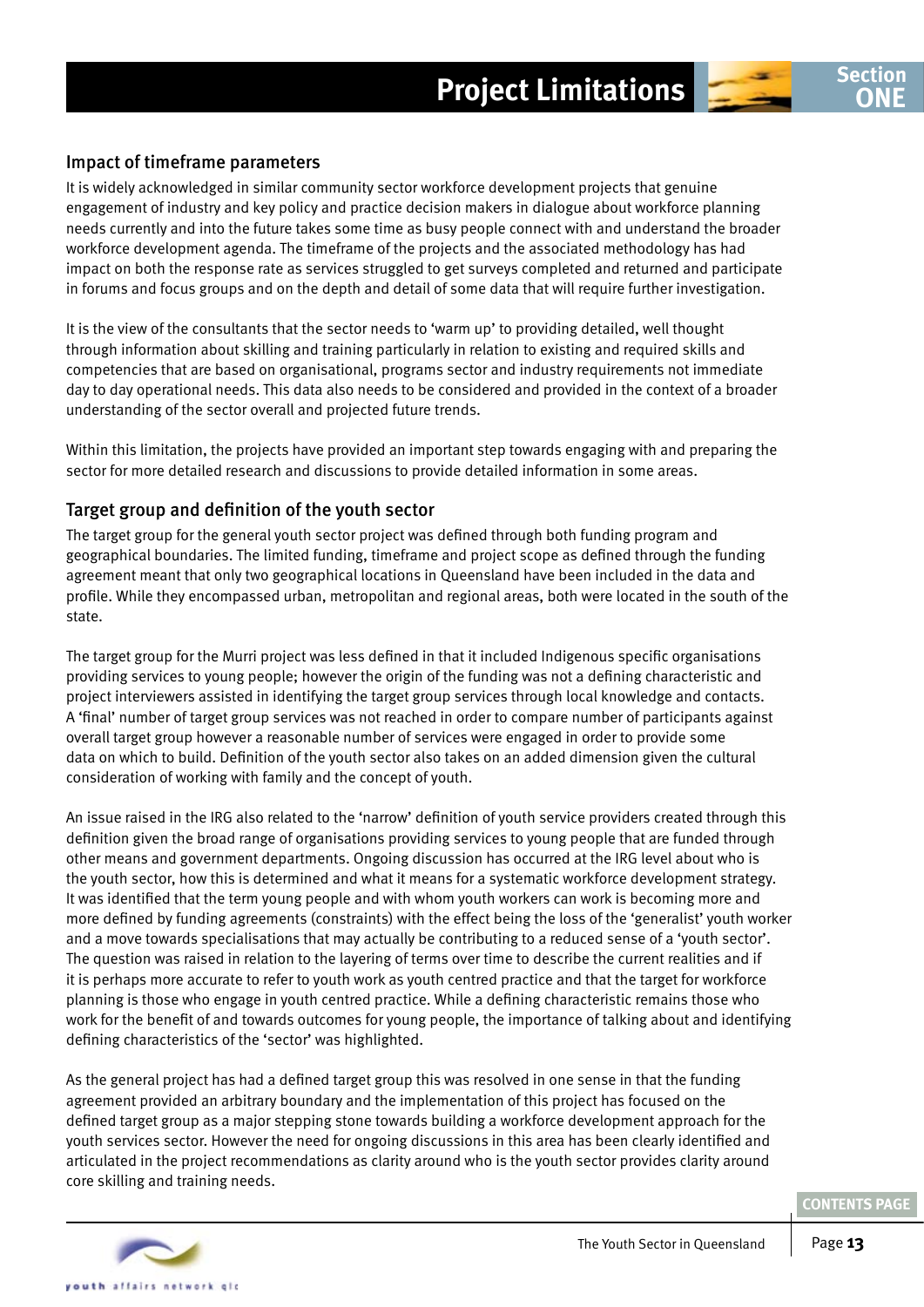# Project Limitations

## Impact of timeframe parameters

It is widely acknowledged in similar community sector workforce development projects that genuine engagement of industry and key policy and practice decision makers in dialogue about workforce planning needs currently and into the future takes some time as busy people connect with and understand the broader workforce development agenda. The timeframe of the projects and the associated methodology has had impact on both the response rate as services struggled to get surveys completed and returned and participate in forums and focus groups and on the depth and detail of some data that will require further investigation.

It is the view of the consultants that the sector needs to 'warm up' to providing detailed, well thought through information about skilling and training particularly in relation to existing and required skills and competencies that are based on organisational, programs sector and industry requirements not immediate day to day operational needs. This data also needs to be considered and provided in the context of a broader understanding of the sector overall and projected future trends.

Within this limitation, the projects have provided an important step towards engaging with and preparing the sector for more detailed research and discussions to provide detailed information in some areas.

## Target group and definition of the youth sector

The target group for the general youth sector project was defined through both funding program and geographical boundaries. The limited funding, timeframe and project scope as defined through the funding agreement meant that only two geographical locations in Queensland have been included in the data and profile. While they encompassed urban, metropolitan and regional areas, both were located in the south of the state.

The target group for the Murri project was less defined in that it included Indigenous specific organisations providing services to young people; however the origin of the funding was not a defining characteristic and project interviewers assisted in identifying the target group services through local knowledge and contacts. A 'final' number of target group services was not reached in order to compare number of participants against overall target group however a reasonable number of services were engaged in order to provide some data on which to build. Definition of the youth sector also takes on an added dimension given the cultural consideration of working with family and the concept of youth.

An issue raised in the IRG also related to the 'narrow' definition of youth service providers created through this definition given the broad range of organisations providing services to young people that are funded through other means and government departments. Ongoing discussion has occurred at the IRG level about who is the youth sector, how this is determined and what it means for a systematic workforce development strategy. It was identified that the term young people and with whom youth workers can work is becoming more and more defined by funding agreements (constraints) with the effect being the loss of the 'generalist' youth worker and a move towards specialisations that may actually be contributing to a reduced sense of a 'youth sector'. The question was raised in relation to the layering of terms over time to describe the current realities and if it is perhaps more accurate to refer to youth work as youth centred practice and that the target for workforce planning is those who engage in youth centred practice. While a defining characteristic remains those who work for the benefit of and towards outcomes for young people, the importance of talking about and identifying defining characteristics of the 'sector' was highlighted.

As the general project has had a defined target group this was resolved in one sense in that the funding agreement provided an arbitrary boundary and the implementation of this project has focused on the defined target group as a major stepping stone towards building a workforce development approach for the youth services sector. However the need for ongoing discussions in this area has been clearly identified and articulated in the project recommendations as clarity around who is the youth sector provides clarity around core skilling and training needs.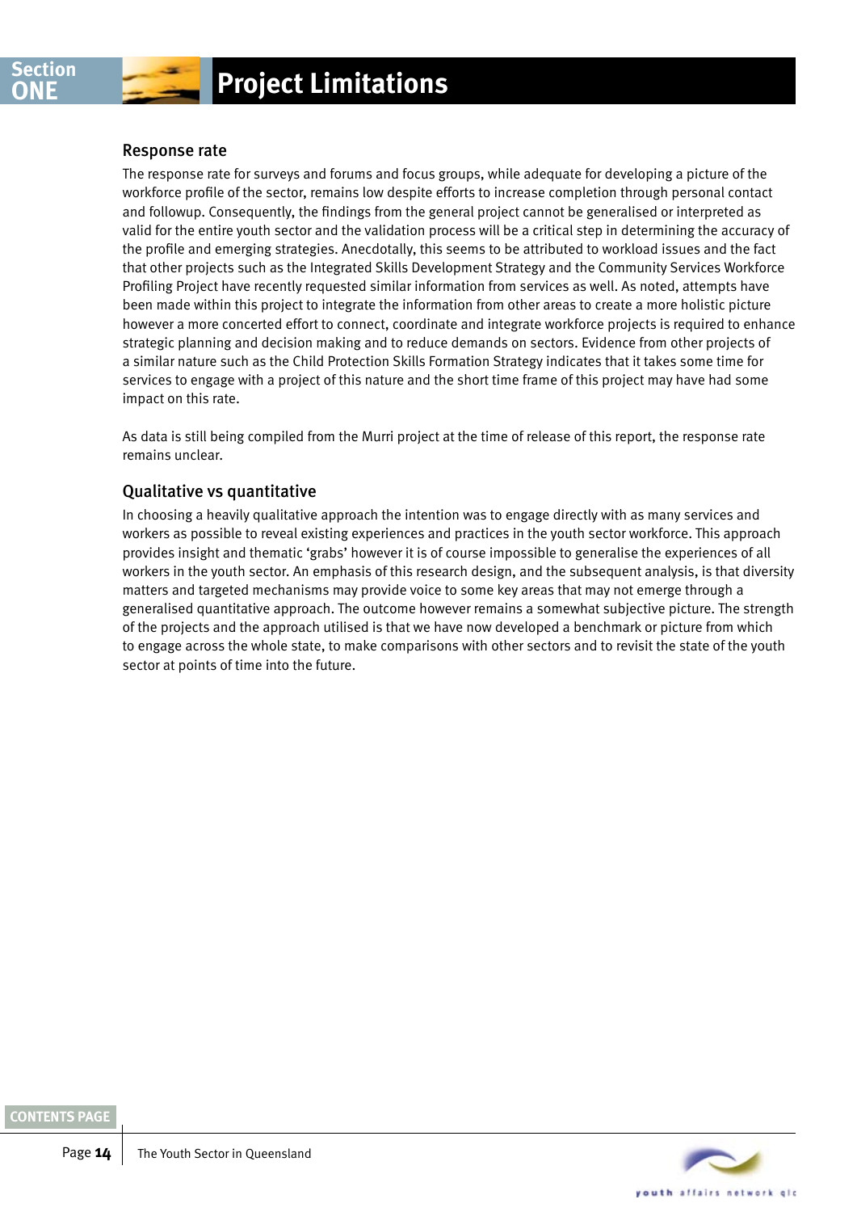# Project Limitations

### Response rate

The response rate for surveys and forums and focus groups, while adequate for developing a picture of the workforce profile of the sector, remains low despite efforts to increase completion through personal contact and followup. Consequently, the findings from the general project cannot be generalised or interpreted as valid for the entire youth sector and the validation process will be a critical step in determining the accuracy of the profile and emerging strategies. Anecdotally, this seems to be attributed to workload issues and the fact that other projects such as the Integrated Skills Development Strategy and the Community Services Workforce Profiling Project have recently requested similar information from services as well. As noted, attempts have been made within this project to integrate the information from other areas to create a more holistic picture however a more concerted effort to connect, coordinate and integrate workforce projects is required to enhance strategic planning and decision making and to reduce demands on sectors. Evidence from other projects of a similar nature such as the Child Protection Skills Formation Strategy indicates that it takes some time for services to engage with a project of this nature and the short time frame of this project may have had some impact on this rate.

As data is still being compiled from the Murri project at the time of release of this report, the response rate remains unclear.

### Qualitative vs quantitative

In choosing a heavily qualitative approach the intention was to engage directly with as many services and workers as possible to reveal existing experiences and practices in the youth sector workforce. This approach provides insight and thematic 'grabs' however it is of course impossible to generalise the experiences of all workers in the youth sector. An emphasis of this research design, and the subsequent analysis, is that diversity matters and targeted mechanisms may provide voice to some key areas that may not emerge through a generalised quantitative approach. The outcome however remains a somewhat subjective picture. The strength of the projects and the approach utilised is that we have now developed a benchmark or picture from which to engage across the whole state, to make comparisons with other sectors and to revisit the state of the youth sector at points of time into the future.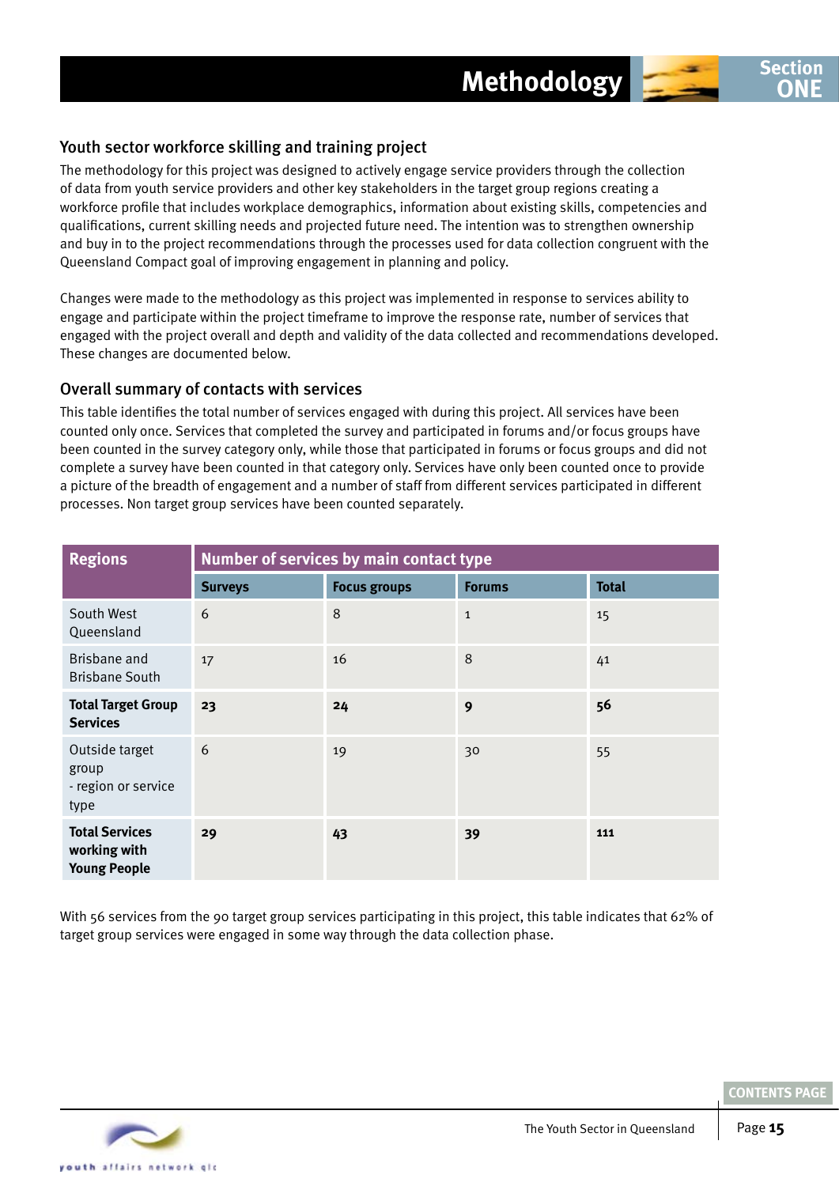## Youth sector workforce skilling and training project

The methodology for this project was designed to actively engage service providers through the collection of data from youth service providers and other key stakeholders in the target group regions creating a workforce profile that includes workplace demographics, information about existing skills, competencies and qualifications, current skilling needs and projected future need. The intention was to strengthen ownership and buy in to the project recommendations through the processes used for data collection congruent with the Queensland Compact goal of improving engagement in planning and policy.

Changes were made to the methodology as this project was implemented in response to services ability to engage and participate within the project timeframe to improve the response rate, number of services that engaged with the project overall and depth and validity of the data collected and recommendations developed. These changes are documented below.

## Overall summary of contacts with services

This table identifies the total number of services engaged with during this project. All services have been counted only once. Services that completed the survey and participated in forums and/or focus groups have been counted in the survey category only, while those that participated in forums or focus groups and did not complete a survey have been counted in that category only. Services have only been counted once to provide a picture of the breadth of engagement and a number of staff from different services participated in different processes. Non target group services have been counted separately.

| Regions | Number of services by main contact type | | | |
|---|---|---|---|---|
| | Surveys | Focus groups | Forums | Total |
| South West Queensland | 6 | 8 | 1 | 15 |
| Brisbane and Brisbane South | 17 | 16 | 8 | 41 |
| **Total Target Group Services** | **23** | **24** | **9** | **56** |
| Outside target group - region or service type | 6 | 19 | 30 | 55 |
| **Total Services working with Young People** | **29** | **43** | **39** | **111** |

With 56 services from the 90 target group services participating in this project, this table indicates that 62% of target group services were engaged in some way through the data collection phase.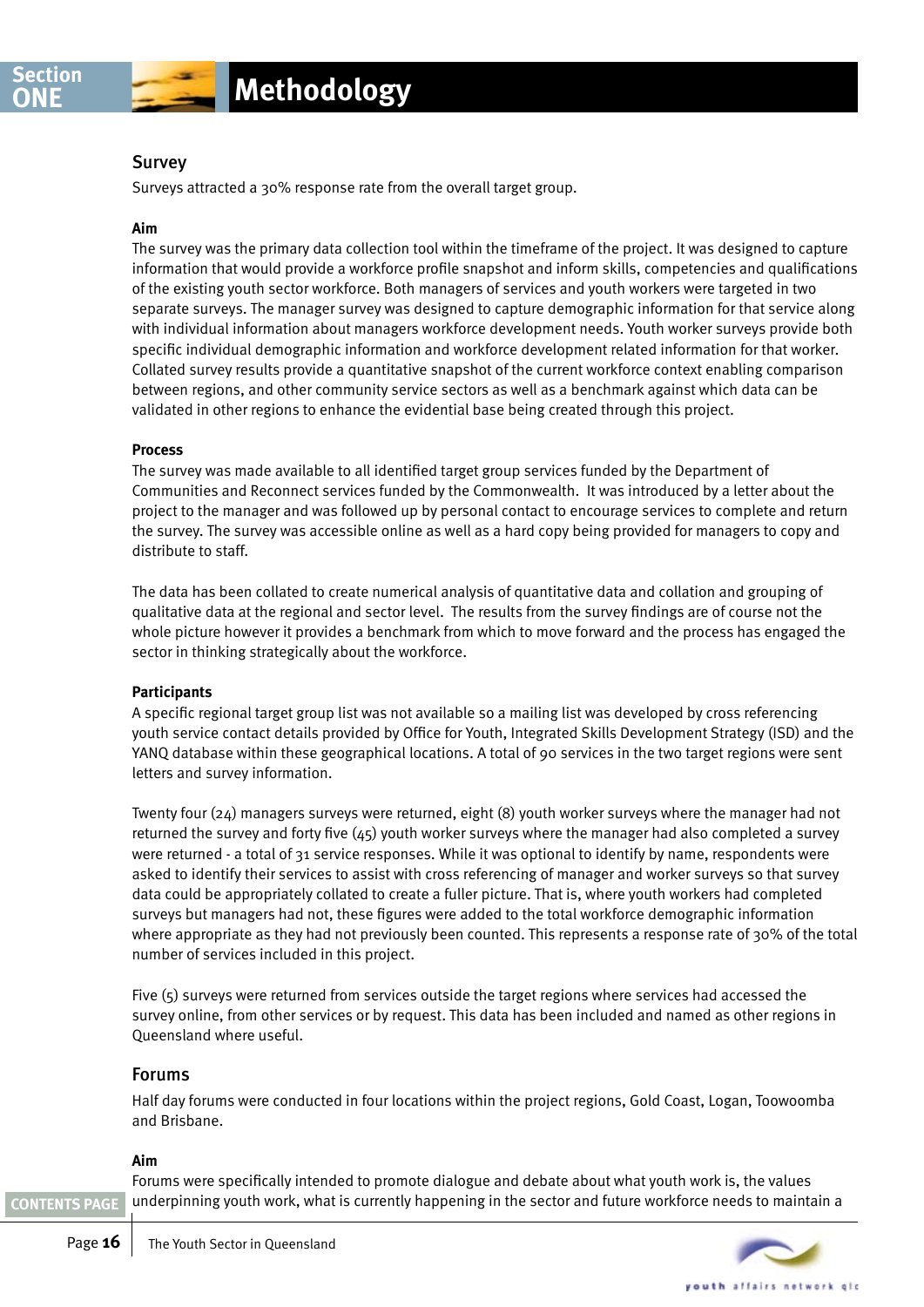# Section ONE Methodology

## Survey

Surveys attracted a 30% response rate from the overall target group.

### Aim

The survey was the primary data collection tool within the timeframe of the project. It was designed to capture information that would provide a workforce profile snapshot and inform skills, competencies and qualifications of the existing youth sector workforce. Both managers of services and youth workers were targeted in two separate surveys. The manager survey was designed to capture demographic information for that service along with individual information about managers workforce development needs. Youth worker surveys provide both specific individual demographic information and workforce development related information for that worker. Collated survey results provide a quantitative snapshot of the current workforce context enabling comparison between regions, and other community service sectors as well as a benchmark against which data can be validated in other regions to enhance the evidential base being created through this project.

### Process

The survey was made available to all identified target group services funded by the Department of Communities and Reconnect services funded by the Commonwealth. It was introduced by a letter about the project to the manager and was followed up by personal contact to encourage services to complete and return the survey. The survey was accessible online as well as a hard copy being provided for managers to copy and distribute to staff.

The data has been collated to create numerical analysis of quantitative data and collation and grouping of qualitative data at the regional and sector level. The results from the survey findings are of course not the whole picture however it provides a benchmark from which to move forward and the process has engaged the sector in thinking strategically about the workforce.

### Participants

A specific regional target group list was not available so a mailing list was developed by cross referencing youth service contact details provided by Office for Youth, Integrated Skills Development Strategy (ISD) and the YANQ database within these geographical locations. A total of 90 services in the two target regions were sent letters and survey information.

Twenty four (24) managers surveys were returned, eight (8) youth worker surveys where the manager had not returned the survey and forty five (45) youth worker surveys where the manager had also completed a survey were returned - a total of 31 service responses. While it was optional to identify by name, respondents were asked to identify their services to assist with cross referencing of manager and worker surveys so that survey data could be appropriately collated to create a fuller picture. That is, where youth workers had completed surveys but managers had not, these figures were added to the total workforce demographic information where appropriate as they had not previously been counted. This represents a response rate of 30% of the total number of services included in this project.

Five (5) surveys were returned from services outside the target regions where services had accessed the survey online, from other services or by request. This data has been included and named as other regions in Queensland where useful.

## Forums

Half day forums were conducted in four locations within the project regions, Gold Coast, Logan, Toowoomba and Brisbane.

### Aim

Forums were specifically intended to promote dialogue and debate about what youth work is, the values underpinning youth work, what is currently happening in the sector and future workforce needs to maintain a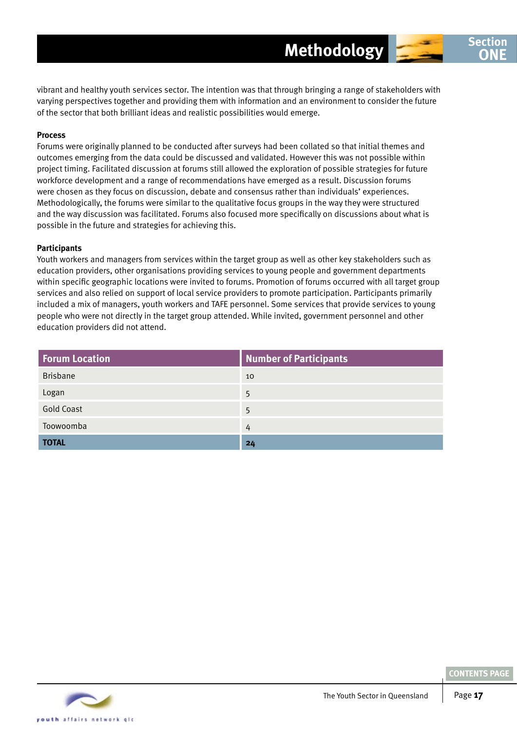vibrant and healthy youth services sector. The intention was that through bringing a range of stakeholders with varying perspectives together and providing them with information and an environment to consider the future of the sector that both brilliant ideas and realistic possibilities would emerge.

**Process**

Forums were originally planned to be conducted after surveys had been collated so that initial themes and outcomes emerging from the data could be discussed and validated. However this was not possible within project timing. Facilitated discussion at forums still allowed the exploration of possible strategies for future workforce development and a range of recommendations have emerged as a result. Discussion forums were chosen as they focus on discussion, debate and consensus rather than individuals' experiences. Methodologically, the forums were similar to the qualitative focus groups in the way they were structured and the way discussion was facilitated. Forums also focused more specifically on discussions about what is possible in the future and strategies for achieving this.

**Participants**

Youth workers and managers from services within the target group as well as other key stakeholders such as education providers, other organisations providing services to young people and government departments within specific geographic locations were invited to forums. Promotion of forums occurred with all target group services and also relied on support of local service providers to promote participation. Participants primarily included a mix of managers, youth workers and TAFE personnel. Some services that provide services to young people who were not directly in the target group attended. While invited, government personnel and other education providers did not attend.

| Forum Location | Number of Participants |
|---|---|
| Brisbane | 10 |
| Logan | 5 |
| Gold Coast | 5 |
| Toowoomba | 4 |
| **TOTAL** | **24** |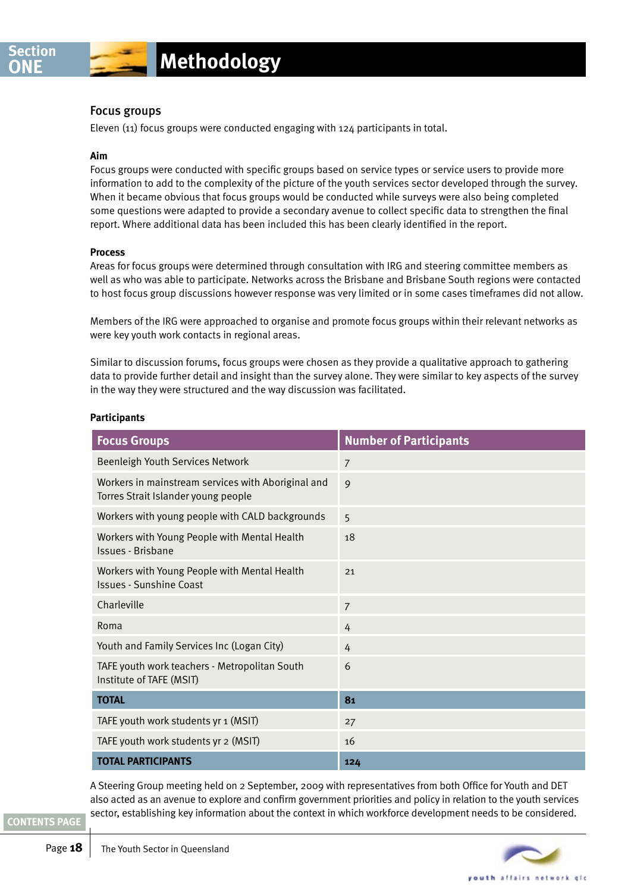## Focus groups

Eleven (11) focus groups were conducted engaging with 124 participants in total.

**Aim**

Focus groups were conducted with specific groups based on service types or service users to provide more information to add to the complexity of the picture of the youth services sector developed through the survey. When it became obvious that focus groups would be conducted while surveys were also being completed some questions were adapted to provide a secondary avenue to collect specific data to strengthen the final report. Where additional data has been included this has been clearly identified in the report.

**Process**

Areas for focus groups were determined through consultation with IRG and steering committee members as well as who was able to participate. Networks across the Brisbane and Brisbane South regions were contacted to host focus group discussions however response was very limited or in some cases timeframes did not allow.

Members of the IRG were approached to organise and promote focus groups within their relevant networks as were key youth work contacts in regional areas.

Similar to discussion forums, focus groups were chosen as they provide a qualitative approach to gathering data to provide further detail and insight than the survey alone. They were similar to key aspects of the survey in the way they were structured and the way discussion was facilitated.

**Participants**

| Focus Groups | Number of Participants |
|---|---|
| Beenleigh Youth Services Network | 7 |
| Workers in mainstream services with Aboriginal and Torres Strait Islander young people | 9 |
| Workers with young people with CALD backgrounds | 5 |
| Workers with Young People with Mental Health Issues - Brisbane | 18 |
| Workers with Young People with Mental Health Issues - Sunshine Coast | 21 |
| Charleville | 7 |
| Roma | 4 |
| Youth and Family Services Inc (Logan City) | 4 |
| TAFE youth work teachers - Metropolitan South Institute of TAFE (MSIT) | 6 |
| **TOTAL** | **81** |
| TAFE youth work students yr 1 (MSIT) | 27 |
| TAFE youth work students yr 2 (MSIT) | 16 |
| **TOTAL PARTICIPANTS** | **124** |

A Steering Group meeting held on 2 September, 2009 with representatives from both Office for Youth and DET also acted as an avenue to explore and confirm government priorities and policy in relation to the youth services sector, establishing key information about the context in which workforce development needs to be considered.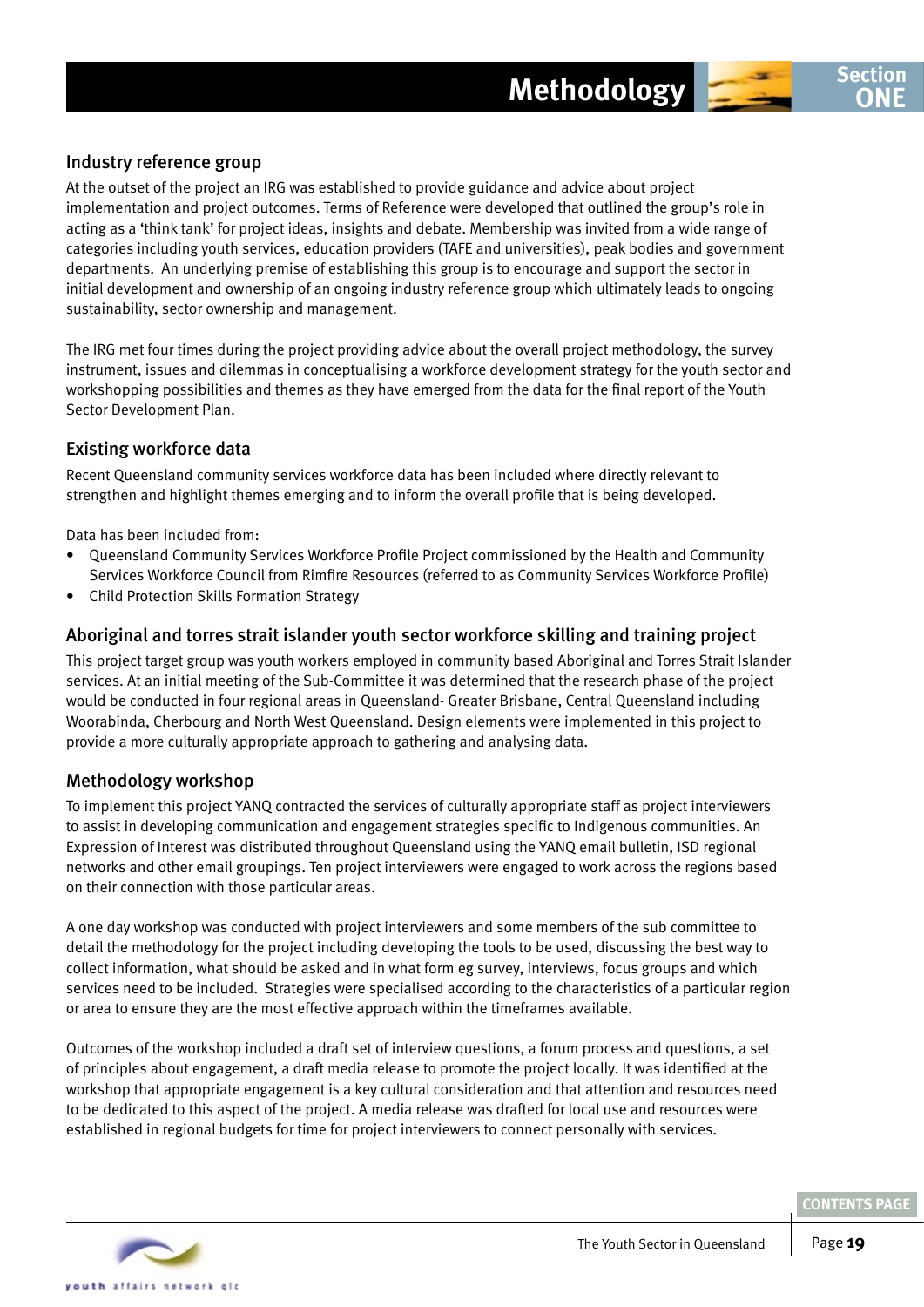## Industry reference group

At the outset of the project an IRG was established to provide guidance and advice about project implementation and project outcomes. Terms of Reference were developed that outlined the group's role in acting as a 'think tank' for project ideas, insights and debate. Membership was invited from a wide range of categories including youth services, education providers (TAFE and universities), peak bodies and government departments. An underlying premise of establishing this group is to encourage and support the sector in initial development and ownership of an ongoing industry reference group which ultimately leads to ongoing sustainability, sector ownership and management.

The IRG met four times during the project providing advice about the overall project methodology, the survey instrument, issues and dilemmas in conceptualising a workforce development strategy for the youth sector and workshopping possibilities and themes as they have emerged from the data for the final report of the Youth Sector Development Plan.

## Existing workforce data

Recent Queensland community services workforce data has been included where directly relevant to strengthen and highlight themes emerging and to inform the overall profile that is being developed.

Data has been included from:

- Queensland Community Services Workforce Profile Project commissioned by the Health and Community Services Workforce Council from Rimfire Resources (referred to as Community Services Workforce Profile)
- Child Protection Skills Formation Strategy

## Aboriginal and torres strait islander youth sector workforce skilling and training project

This project target group was youth workers employed in community based Aboriginal and Torres Strait Islander services. At an initial meeting of the Sub-Committee it was determined that the research phase of the project would be conducted in four regional areas in Queensland- Greater Brisbane, Central Queensland including Woorabinda, Cherbourg and North West Queensland. Design elements were implemented in this project to provide a more culturally appropriate approach to gathering and analysing data.

## Methodology workshop

To implement this project YANQ contracted the services of culturally appropriate staff as project interviewers to assist in developing communication and engagement strategies specific to Indigenous communities. An Expression of Interest was distributed throughout Queensland using the YANQ email bulletin, ISD regional networks and other email groupings. Ten project interviewers were engaged to work across the regions based on their connection with those particular areas.

A one day workshop was conducted with project interviewers and some members of the sub committee to detail the methodology for the project including developing the tools to be used, discussing the best way to collect information, what should be asked and in what form eg survey, interviews, focus groups and which services need to be included. Strategies were specialised according to the characteristics of a particular region or area to ensure they are the most effective approach within the timeframes available.

Outcomes of the workshop included a draft set of interview questions, a forum process and questions, a set of principles about engagement, a draft media release to promote the project locally. It was identified at the workshop that appropriate engagement is a key cultural consideration and that attention and resources need to be dedicated to this aspect of the project. A media release was drafted for local use and resources were established in regional budgets for time for project interviewers to connect personally with services.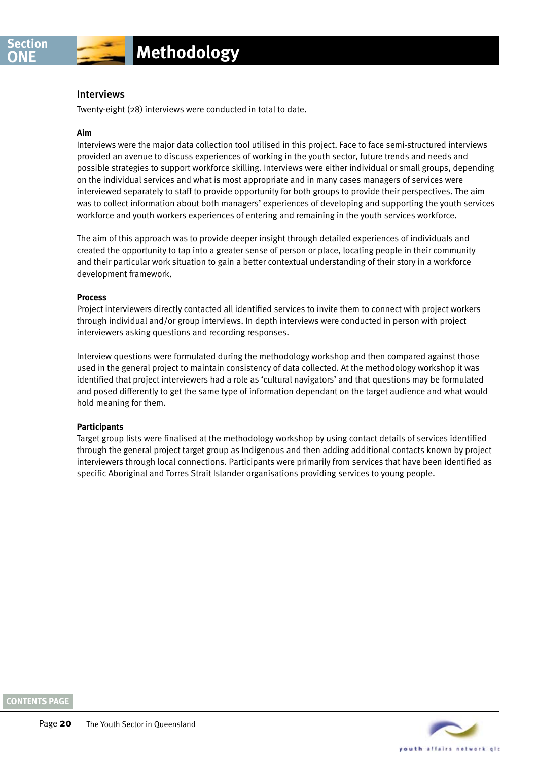## Interviews

Twenty-eight (28) interviews were conducted in total to date.

**Aim**

Interviews were the major data collection tool utilised in this project. Face to face semi-structured interviews provided an avenue to discuss experiences of working in the youth sector, future trends and needs and possible strategies to support workforce skilling. Interviews were either individual or small groups, depending on the individual services and what is most appropriate and in many cases managers of services were interviewed separately to staff to provide opportunity for both groups to provide their perspectives. The aim was to collect information about both managers' experiences of developing and supporting the youth services workforce and youth workers experiences of entering and remaining in the youth services workforce.

The aim of this approach was to provide deeper insight through detailed experiences of individuals and created the opportunity to tap into a greater sense of person or place, locating people in their community and their particular work situation to gain a better contextual understanding of their story in a workforce development framework.

**Process**

Project interviewers directly contacted all identified services to invite them to connect with project workers through individual and/or group interviews. In depth interviews were conducted in person with project interviewers asking questions and recording responses.

Interview questions were formulated during the methodology workshop and then compared against those used in the general project to maintain consistency of data collected. At the methodology workshop it was identified that project interviewers had a role as 'cultural navigators' and that questions may be formulated and posed differently to get the same type of information dependant on the target audience and what would hold meaning for them.

**Participants**

Target group lists were finalised at the methodology workshop by using contact details of services identified through the general project target group as Indigenous and then adding additional contacts known by project interviewers through local connections. Participants were primarily from services that have been identified as specific Aboriginal and Torres Strait Islander organisations providing services to young people.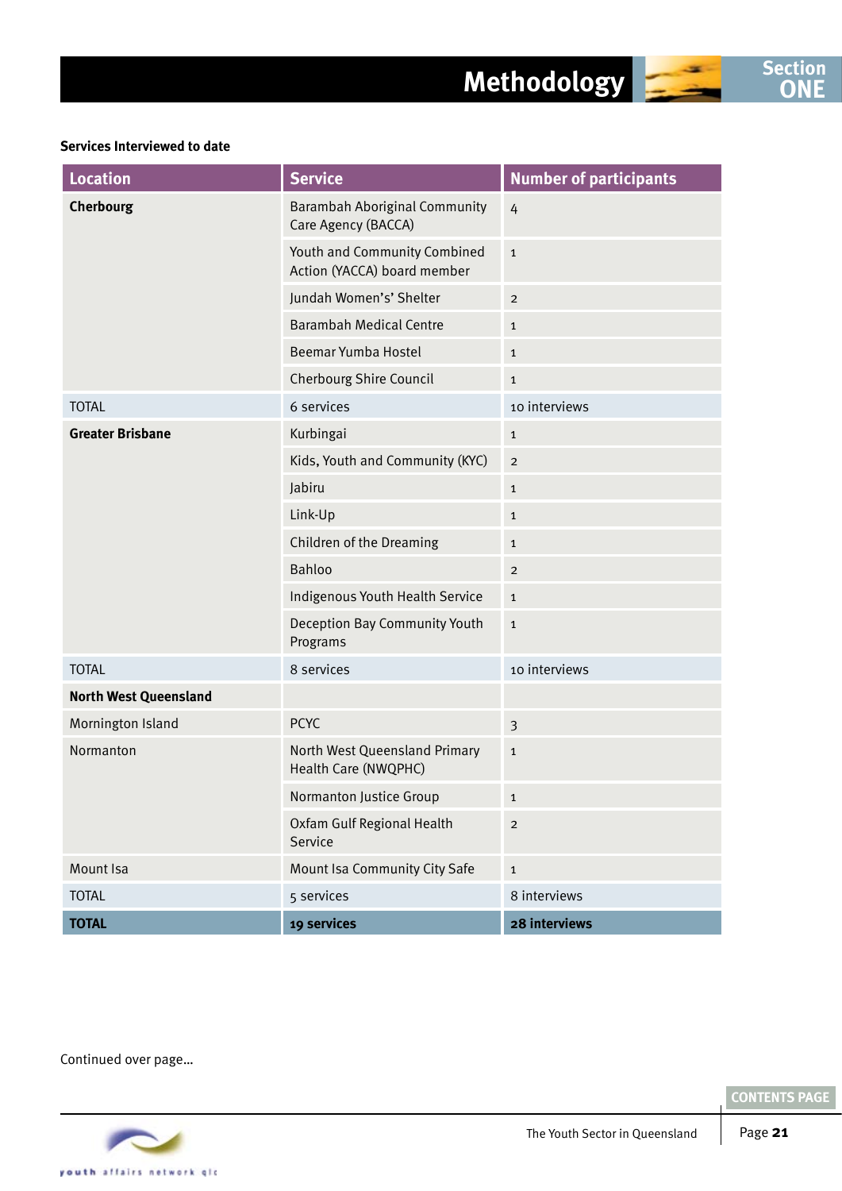**Services Interviewed to date**

| Location | Service | Number of participants |
|---|---|---|
| **Cherbourg** | Barambah Aboriginal Community Care Agency (BACCA) | 4 |
| | Youth and Community Combined Action (YACCA) board member | 1 |
| | Jundah Women's' Shelter | 2 |
| | Barambah Medical Centre | 1 |
| | Beemar Yumba Hostel | 1 |
| | Cherbourg Shire Council | 1 |
| TOTAL | 6 services | 10 interviews |
| **Greater Brisbane** | Kurbingai | 1 |
| | Kids, Youth and Community (KYC) | 2 |
| | Jabiru | 1 |
| | Link-Up | 1 |
| | Children of the Dreaming | 1 |
| | Bahloo | 2 |
| | Indigenous Youth Health Service | 1 |
| | Deception Bay Community Youth Programs | 1 |
| TOTAL | 8 services | 10 interviews |
| **North West Queensland** | | |
| Mornington Island | PCYC | 3 |
| Normanton | North West Queensland Primary Health Care (NWQPHC) | 1 |
| | Normanton Justice Group | 1 |
| | Oxfam Gulf Regional Health Service | 2 |
| Mount Isa | Mount Isa Community City Safe | 1 |
| TOTAL | 5 services | 8 interviews |
| **TOTAL** | **19 services** | **28 interviews** |

Continued over page...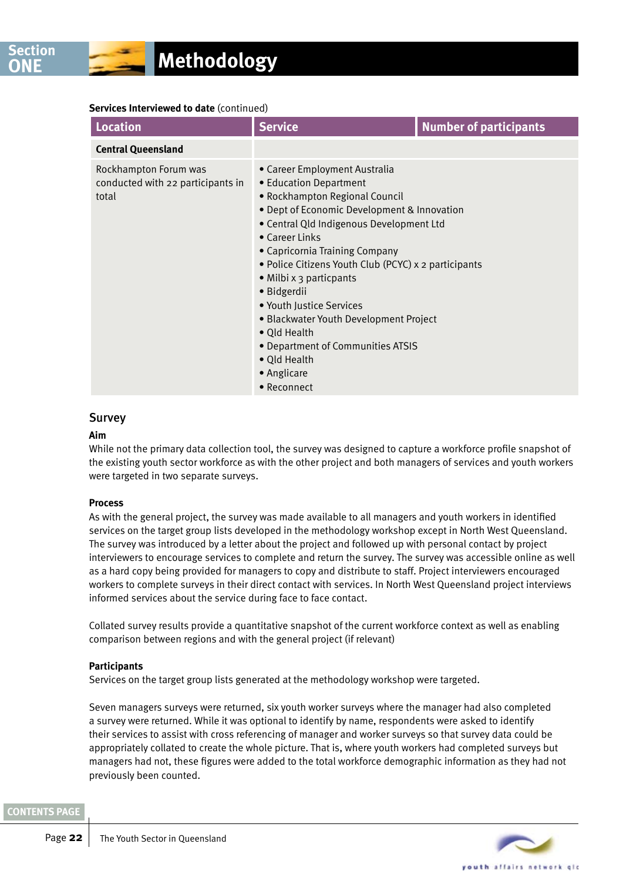**Services Interviewed to date** (continued)

| Location | Service | Number of participants |
|---|---|---|
| **Central Queensland** | | |
| Rockhampton Forum was conducted with 22 participants in total | • Career Employment Australia<br>• Education Department<br>• Rockhampton Regional Council<br>• Dept of Economic Development & Innovation<br>• Central Qld Indigenous Development Ltd<br>• Career Links<br>• Capricornia Training Company<br>• Police Citizens Youth Club (PCYC) x 2 participants<br>• Milbi x 3 particpants<br>• Bidgerdii<br>• Youth Justice Services<br>• Blackwater Youth Development Project<br>• Qld Health<br>• Department of Communities ATSIS<br>• Qld Health<br>• Anglicare<br>• Reconnect | |

## Survey

**Aim**

While not the primary data collection tool, the survey was designed to capture a workforce profile snapshot of the existing youth sector workforce as with the other project and both managers of services and youth workers were targeted in two separate surveys.

**Process**

As with the general project, the survey was made available to all managers and youth workers in identified services on the target group lists developed in the methodology workshop except in North West Queensland. The survey was introduced by a letter about the project and followed up with personal contact by project interviewers to encourage services to complete and return the survey. The survey was accessible online as well as a hard copy being provided for managers to copy and distribute to staff. Project interviewers encouraged workers to complete surveys in their direct contact with services. In North West Queensland project interviews informed services about the service during face to face contact.

Collated survey results provide a quantitative snapshot of the current workforce context as well as enabling comparison between regions and with the general project (if relevant)

**Participants**

Services on the target group lists generated at the methodology workshop were targeted.

Seven managers surveys were returned, six youth worker surveys where the manager had also completed a survey were returned. While it was optional to identify by name, respondents were asked to identify their services to assist with cross referencing of manager and worker surveys so that survey data could be appropriately collated to create the whole picture. That is, where youth workers had completed surveys but managers had not, these figures were added to the total workforce demographic information as they had not previously been counted.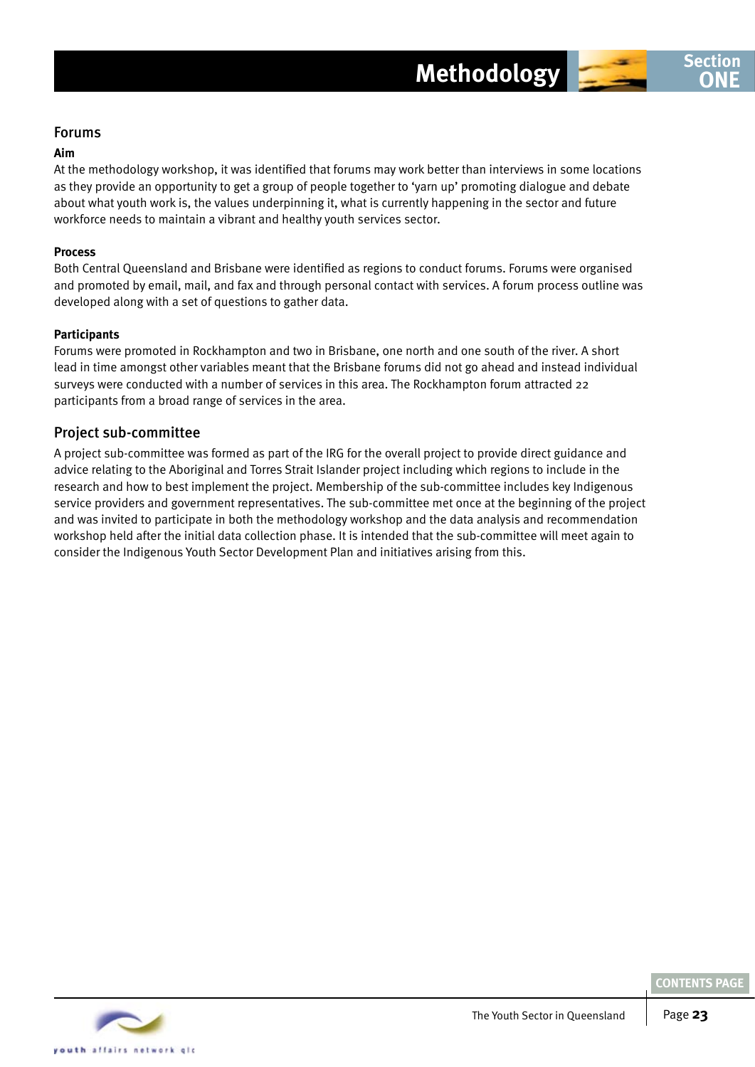## Forums

**Aim**

At the methodology workshop, it was identified that forums may work better than interviews in some locations as they provide an opportunity to get a group of people together to 'yarn up' promoting dialogue and debate about what youth work is, the values underpinning it, what is currently happening in the sector and future workforce needs to maintain a vibrant and healthy youth services sector.

**Process**

Both Central Queensland and Brisbane were identified as regions to conduct forums. Forums were organised and promoted by email, mail, and fax and through personal contact with services. A forum process outline was developed along with a set of questions to gather data.

**Participants**

Forums were promoted in Rockhampton and two in Brisbane, one north and one south of the river. A short lead in time amongst other variables meant that the Brisbane forums did not go ahead and instead individual surveys were conducted with a number of services in this area. The Rockhampton forum attracted 22 participants from a broad range of services in the area.

## Project sub-committee

A project sub-committee was formed as part of the IRG for the overall project to provide direct guidance and advice relating to the Aboriginal and Torres Strait Islander project including which regions to include in the research and how to best implement the project. Membership of the sub-committee includes key Indigenous service providers and government representatives. The sub-committee met once at the beginning of the project and was invited to participate in both the methodology workshop and the data analysis and recommendation workshop held after the initial data collection phase. It is intended that the sub-committee will meet again to consider the Indigenous Youth Sector Development Plan and initiatives arising from this.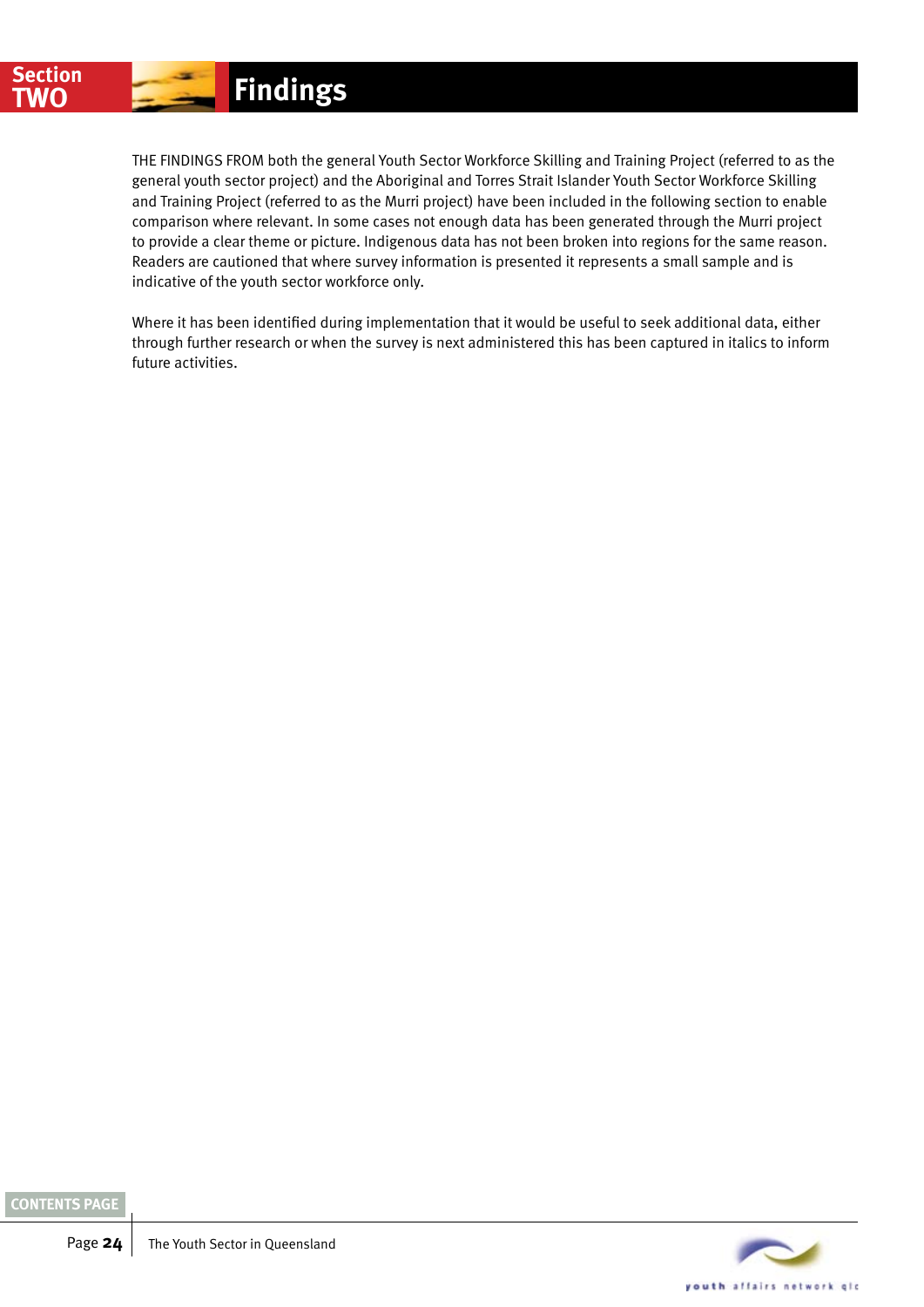# Section TWO Findings

THE FINDINGS FROM both the general Youth Sector Workforce Skilling and Training Project (referred to as the general youth sector project) and the Aboriginal and Torres Strait Islander Youth Sector Workforce Skilling and Training Project (referred to as the Murri project) have been included in the following section to enable comparison where relevant. In some cases not enough data has been generated through the Murri project to provide a clear theme or picture. Indigenous data has not been broken into regions for the same reason. Readers are cautioned that where survey information is presented it represents a small sample and is indicative of the youth sector workforce only.

Where it has been identified during implementation that it would be useful to seek additional data, either through further research or when the survey is next administered this has been captured in italics to inform future activities.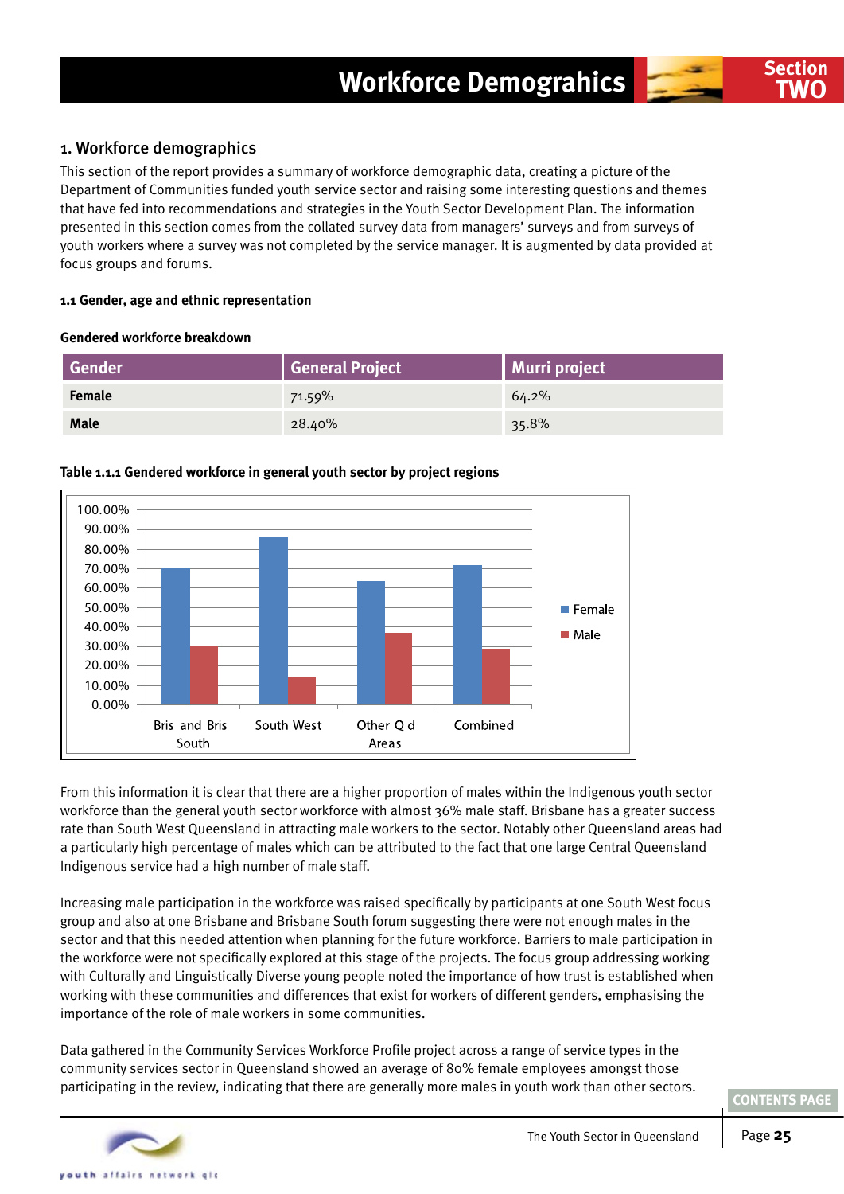## 1. Workforce demographics

This section of the report provides a summary of workforce demographic data, creating a picture of the Department of Communities funded youth service sector and raising some interesting questions and themes that have fed into recommendations and strategies in the Youth Sector Development Plan. The information presented in this section comes from the collated survey data from managers' surveys and from surveys of youth workers where a survey was not completed by the service manager. It is augmented by data provided at focus groups and forums.

### 1.1 Gender, age and ethnic representation

**Gendered workforce breakdown**

| Gender | General Project | Murri project |
|---|---|---|
| **Female** | 71.59% | 64.2% |
| **Male** | 28.40% | 35.8% |

**Table 1.1.1 Gendered workforce in general youth sector by project regions**

From this information it is clear that there are a higher proportion of males within the Indigenous youth sector workforce than the general youth sector workforce with almost 36% male staff. Brisbane has a greater success rate than South West Queensland in attracting male workers to the sector. Notably other Queensland areas had a particularly high percentage of males which can be attributed to the fact that one large Central Queensland Indigenous service had a high number of male staff.

Increasing male participation in the workforce was raised specifically by participants at one South West focus group and also at one Brisbane and Brisbane South forum suggesting there were not enough males in the sector and that this needed attention when planning for the future workforce. Barriers to male participation in the workforce were not specifically explored at this stage of the projects. The focus group addressing working with Culturally and Linguistically Diverse young people noted the importance of how trust is established when working with these communities and differences that exist for workers of different genders, emphasising the importance of the role of male workers in some communities.

Data gathered in the Community Services Workforce Profile project across a range of service types in the community services sector in Queensland showed an average of 80% female employees amongst those participating in the review, indicating that there are generally more males in youth work than other sectors.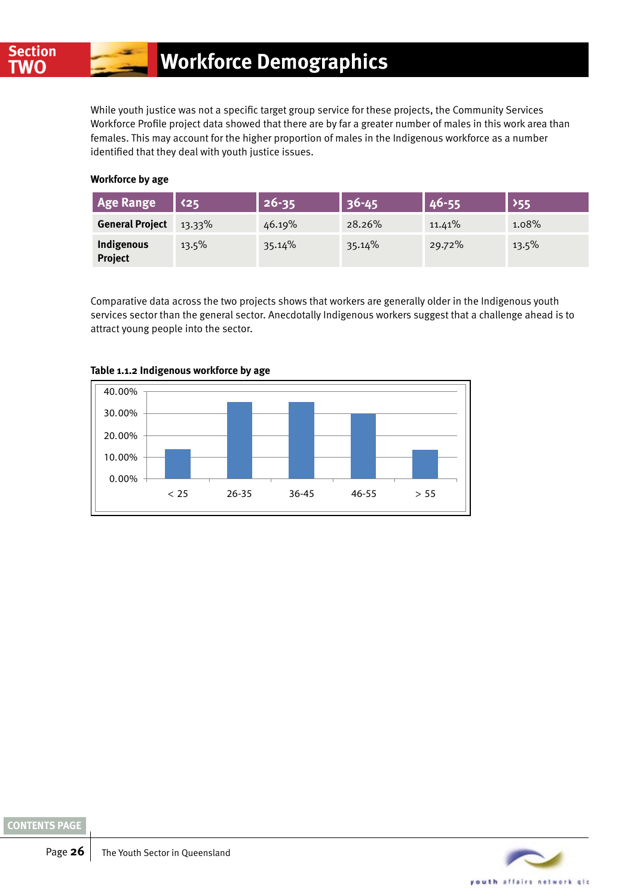# Workforce Demographics

While youth justice was not a specific target group service for these projects, the Community Services Workforce Profile project data showed that there are by far a greater number of males in this work area than females. This may account for the higher proportion of males in the Indigenous workforce as a number identified that they deal with youth justice issues.

**Workforce by age**

| Age Range | <25 | 26-35 | 36-45 | 46-55 | >55 |
|---|---|---|---|---|---|
| General Project | 13.33% | 46.19% | 28.26% | 11.41% | 1.08% |
| Indigenous Project | 13.5% | 35.14% | 35.14% | 29.72% | 13.5% |

Comparative data across the two projects shows that workers are generally older in the Indigenous youth services sector than the general sector. Anecdotally Indigenous workers suggest that a challenge ahead is to attract young people into the sector.

**Table 1.1.2 Indigenous workforce by age**

| Age | Percentage |
|---|---|
| < 25 | 13.5% |
| 26-35 | 35.14% |
| 36-45 | 35.14% |
| 46-55 | 29.72% |
| > 55 | 13.5% |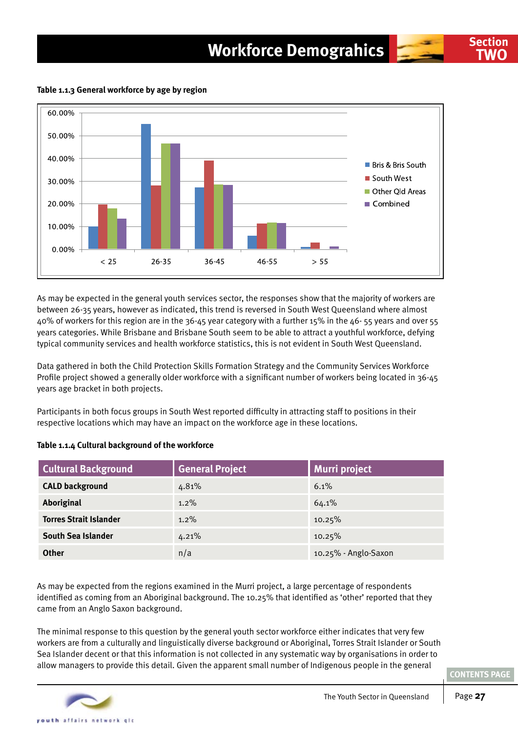**Table 1.1.3 General workforce by age by region**

As may be expected in the general youth services sector, the responses show that the majority of workers are between 26-35 years, however as indicated, this trend is reversed in South West Queensland where almost 40% of workers for this region are in the 36-45 year category with a further 15% in the 46- 55 years and over 55 years categories. While Brisbane and Brisbane South seem to be able to attract a youthful workforce, defying typical community services and health workforce statistics, this is not evident in South West Queensland.

Data gathered in both the Child Protection Skills Formation Strategy and the Community Services Workforce Profile project showed a generally older workforce with a significant number of workers being located in 36-45 years age bracket in both projects.

Participants in both focus groups in South West reported difficulty in attracting staff to positions in their respective locations which may have an impact on the workforce age in these locations.

**Table 1.1.4 Cultural background of the workforce**

| Cultural Background | General Project | Murri project |
|---|---|---|
| **CALD background** | 4.81% | 6.1% |
| **Aboriginal** | 1.2% | 64.1% |
| **Torres Strait Islander** | 1.2% | 10.25% |
| **South Sea Islander** | 4.21% | 10.25% |
| **Other** | n/a | 10.25% - Anglo-Saxon |

As may be expected from the regions examined in the Murri project, a large percentage of respondents identified as coming from an Aboriginal background. The 10.25% that identified as 'other' reported that they came from an Anglo Saxon background.

The minimal response to this question by the general youth sector workforce either indicates that very few workers are from a culturally and linguistically diverse background or Aboriginal, Torres Strait Islander or South Sea Islander decent or that this information is not collected in any systematic way by organisations in order to allow managers to provide this detail. Given the apparent small number of Indigenous people in the general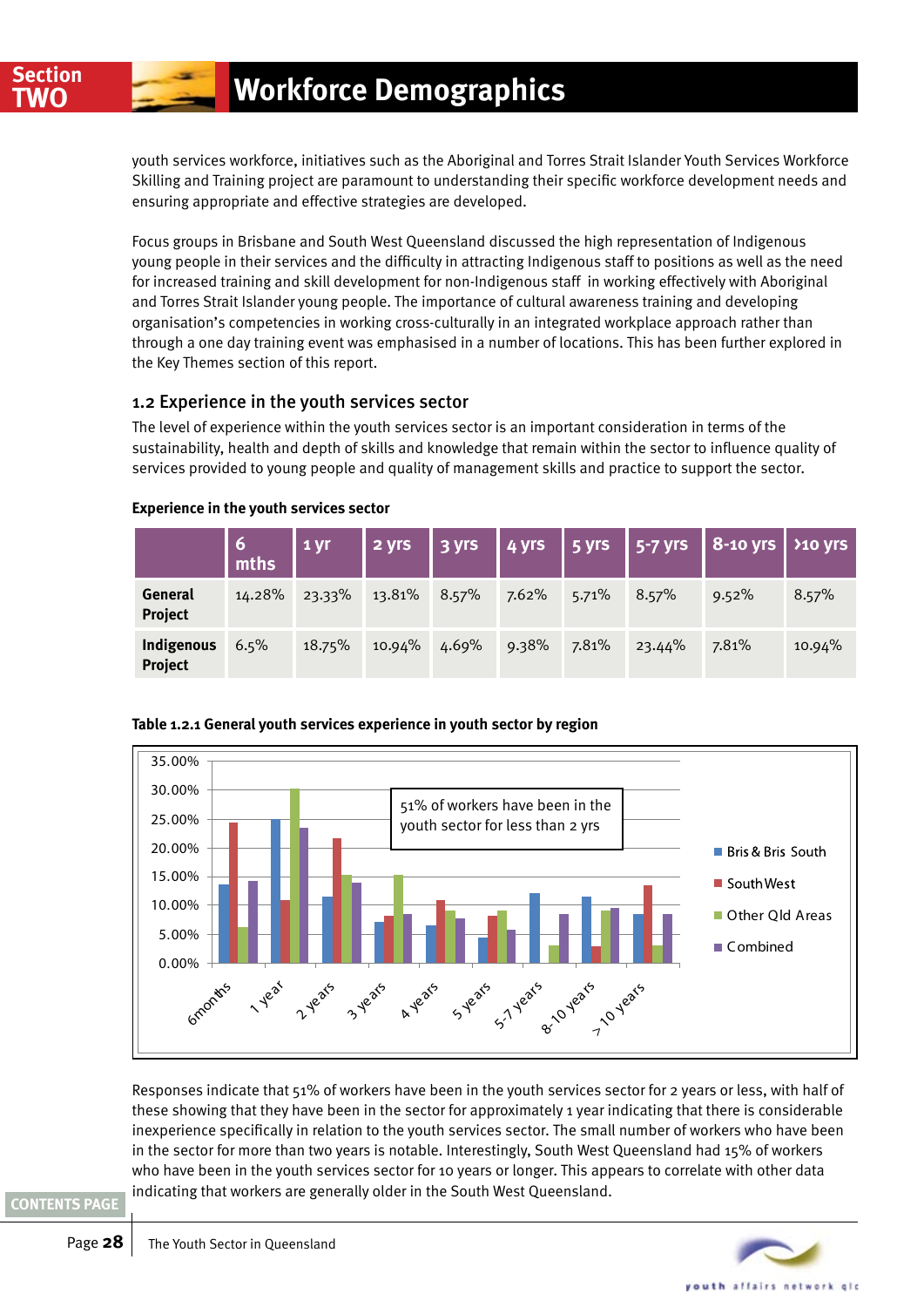youth services workforce, initiatives such as the Aboriginal and Torres Strait Islander Youth Services Workforce Skilling and Training project are paramount to understanding their specific workforce development needs and ensuring appropriate and effective strategies are developed.

Focus groups in Brisbane and South West Queensland discussed the high representation of Indigenous young people in their services and the difficulty in attracting Indigenous staff to positions as well as the need for increased training and skill development for non-Indigenous staff in working effectively with Aboriginal and Torres Strait Islander young people. The importance of cultural awareness training and developing organisation's competencies in working cross-culturally in an integrated workplace approach rather than through a one day training event was emphasised in a number of locations. This has been further explored in the Key Themes section of this report.

### 1.2 Experience in the youth services sector

The level of experience within the youth services sector is an important consideration in terms of the sustainability, health and depth of skills and knowledge that remain within the sector to influence quality of services provided to young people and quality of management skills and practice to support the sector.

**Experience in the youth services sector**

| | 6 mths | 1 yr | 2 yrs | 3 yrs | 4 yrs | 5 yrs | 5-7 yrs | 8-10 yrs | >10 yrs |
|---|---|---|---|---|---|---|---|---|---|
| **General Project** | 14.28% | 23.33% | 13.81% | 8.57% | 7.62% | 5.71% | 8.57% | 9.52% | 8.57% |
| **Indigenous Project** | 6.5% | 18.75% | 10.94% | 4.69% | 9.38% | 7.81% | 23.44% | 7.81% | 10.94% |

**Table 1.2.1 General youth services experience in youth sector by region**

Responses indicate that 51% of workers have been in the youth services sector for 2 years or less, with half of these showing that they have been in the sector for approximately 1 year indicating that there is considerable inexperience specifically in relation to the youth services sector. The small number of workers who have been in the sector for more than two years is notable. Interestingly, South West Queensland had 15% of workers who have been in the youth services sector for 10 years or longer. This appears to correlate with other data indicating that workers are generally older in the South West Queensland.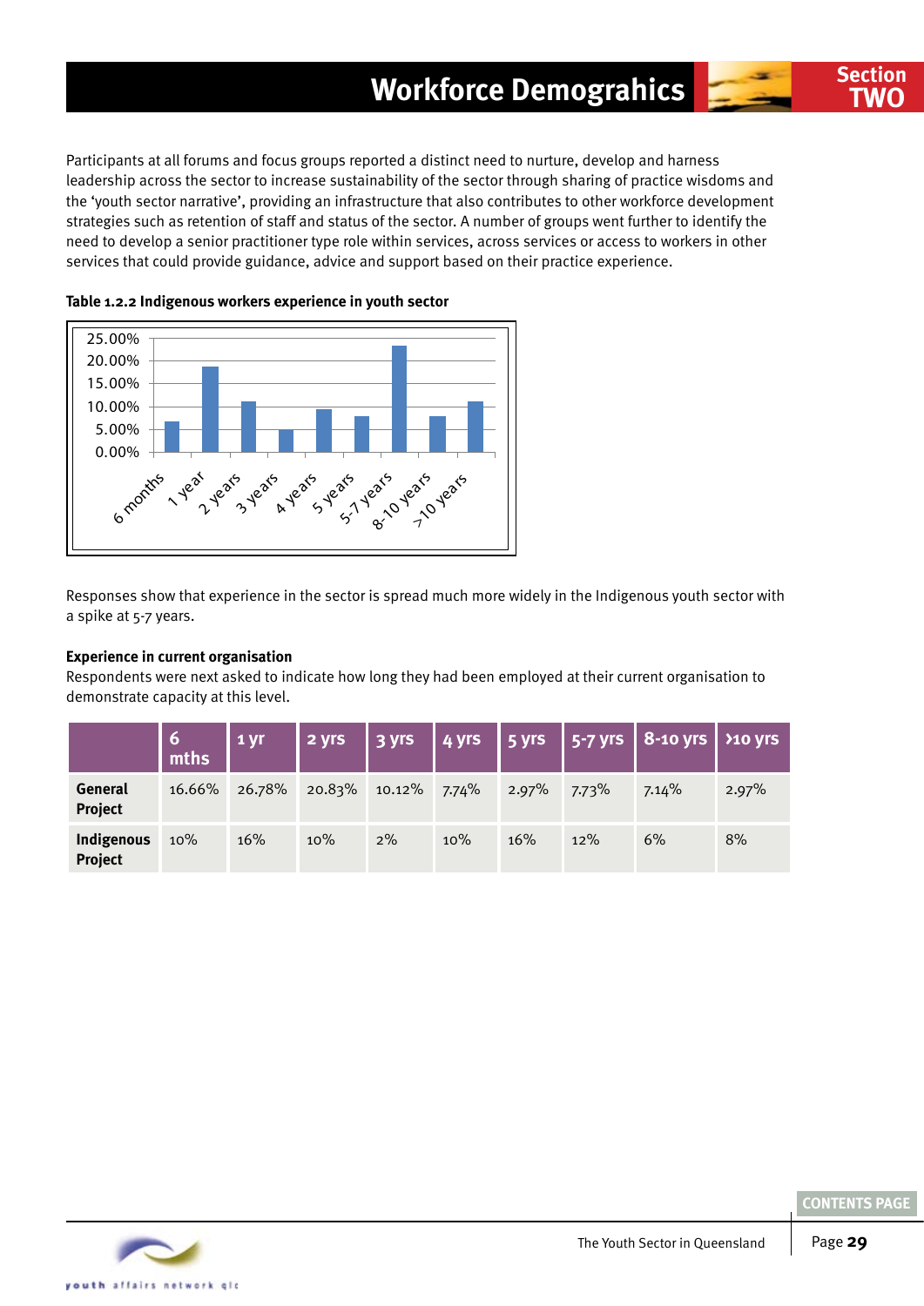Participants at all forums and focus groups reported a distinct need to nurture, develop and harness leadership across the sector to increase sustainability of the sector through sharing of practice wisdoms and the 'youth sector narrative', providing an infrastructure that also contributes to other workforce development strategies such as retention of staff and status of the sector. A number of groups went further to identify the need to develop a senior practitioner type role within services, across services or access to workers in other services that could provide guidance, advice and support based on their practice experience.

**Table 1.2.2 Indigenous workers experience in youth sector**

Responses show that experience in the sector is spread much more widely in the Indigenous youth sector with a spike at 5-7 years.

**Experience in current organisation**

Respondents were next asked to indicate how long they had been employed at their current organisation to demonstrate capacity at this level.

| | 6 mths | 1 yr | 2 yrs | 3 yrs | 4 yrs | 5 yrs | 5-7 yrs | 8-10 yrs | >10 yrs |
|---|---|---|---|---|---|---|---|---|---|
| **General Project** | 16.66% | 26.78% | 20.83% | 10.12% | 7.74% | 2.97% | 7.73% | 7.14% | 2.97% |
| **Indigenous Project** | 10% | 16% | 10% | 2% | 10% | 16% | 12% | 6% | 8% |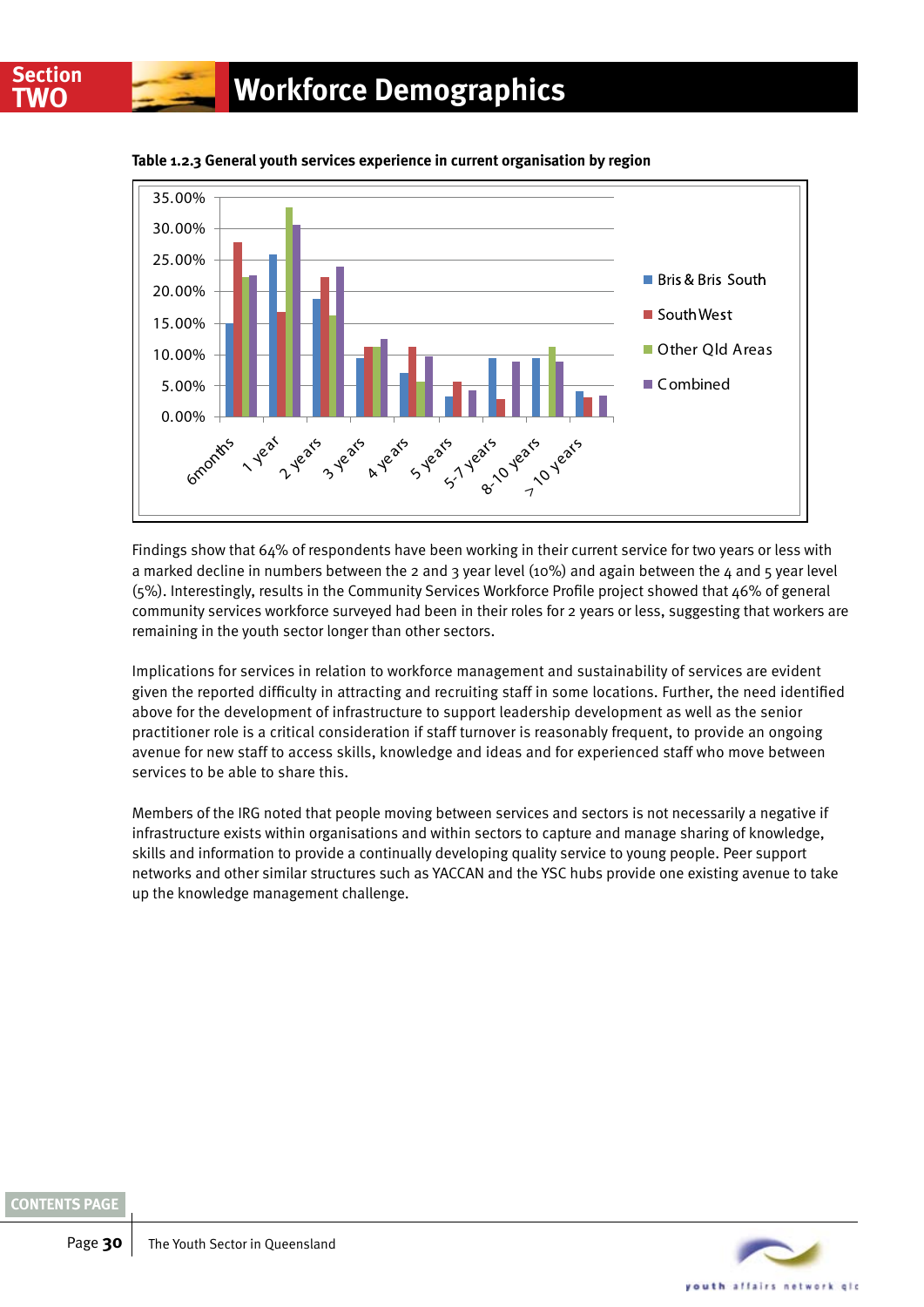# Section TWO Workforce Demographics

**Table 1.2.3 General youth services experience in current organisation by region**

Findings show that 64% of respondents have been working in their current service for two years or less with a marked decline in numbers between the 2 and 3 year level (10%) and again between the 4 and 5 year level (5%). Interestingly, results in the Community Services Workforce Profile project showed that 46% of general community services workforce surveyed had been in their roles for 2 years or less, suggesting that workers are remaining in the youth sector longer than other sectors.

Implications for services in relation to workforce management and sustainability of services are evident given the reported difficulty in attracting and recruiting staff in some locations. Further, the need identified above for the development of infrastructure to support leadership development as well as the senior practitioner role is a critical consideration if staff turnover is reasonably frequent, to provide an ongoing avenue for new staff to access skills, knowledge and ideas and for experienced staff who move between services to be able to share this.

Members of the IRG noted that people moving between services and sectors is not necessarily a negative if infrastructure exists within organisations and within sectors to capture and manage sharing of knowledge, skills and information to provide a continually developing quality service to young people. Peer support networks and other similar structures such as YACCAN and the YSC hubs provide one existing avenue to take up the knowledge management challenge.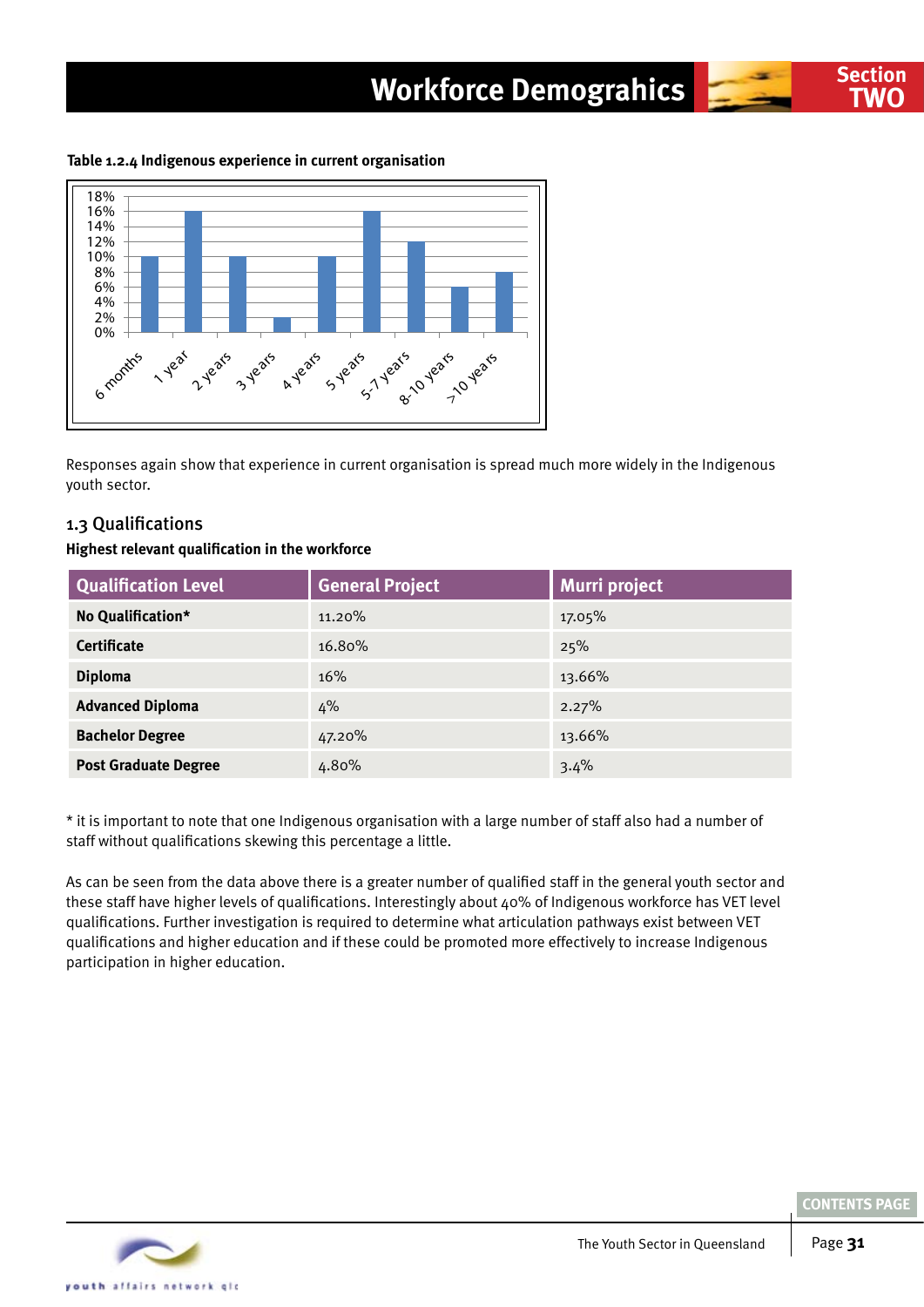Table 1.2.4 Indigenous experience in current organisation

| Experience | Percentage |
|---|---|
| 6 months | 10% |
| 1 year | 16% |
| 2 years | 10% |
| 3 years | 2% |
| 4 years | 10% |
| 5 years | 16% |
| 5-7 years | 12% |
| 8-10 years | 6% |
| >10 years | 8% |

Responses again show that experience in current organisation is spread much more widely in the Indigenous youth sector.

## 1.3 Qualifications

**Highest relevant qualification in the workforce**

| Qualification Level | General Project | Murri project |
|---|---|---|
| **No Qualification*** | 11.20% | 17.05% |
| **Certificate** | 16.80% | 25% |
| **Diploma** | 16% | 13.66% |
| **Advanced Diploma** | 4% | 2.27% |
| **Bachelor Degree** | 47.20% | 13.66% |
| **Post Graduate Degree** | 4.80% | 3.4% |

* it is important to note that one Indigenous organisation with a large number of staff also had a number of staff without qualifications skewing this percentage a little.

As can be seen from the data above there is a greater number of qualified staff in the general youth sector and these staff have higher levels of qualifications. Interestingly about 40% of Indigenous workforce has VET level qualifications. Further investigation is required to determine what articulation pathways exist between VET qualifications and higher education and if these could be promoted more effectively to increase Indigenous participation in higher education.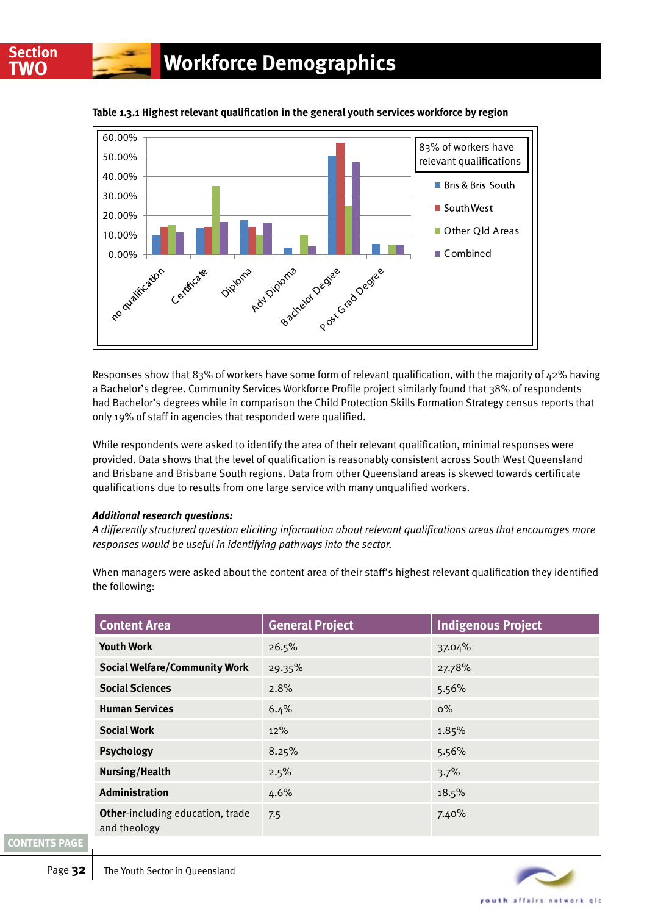# Section TWO Workforce Demographics

**Table 1.3.1 Highest relevant qualification in the general youth services workforce by region**

83% of workers have relevant qualifications

Legend: Bris & Bris South; SouthWest; Other Qld Areas; Combined

Categories: no qualification, Certificate, Diploma, Adv Diploma, Bachelor Degree, Post Grad Degree

Responses show that 83% of workers have some form of relevant qualification, with the majority of 42% having a Bachelor's degree. Community Services Workforce Profile project similarly found that 38% of respondents had Bachelor's degrees while in comparison the Child Protection Skills Formation Strategy census reports that only 19% of staff in agencies that responded were qualified.

While respondents were asked to identify the area of their relevant qualification, minimal responses were provided. Data shows that the level of qualification is reasonably consistent across South West Queensland and Brisbane and Brisbane South regions. Data from other Queensland areas is skewed towards certificate qualifications due to results from one large service with many unqualified workers.

***Additional research questions:***

*A differently structured question eliciting information about relevant qualifications areas that encourages more responses would be useful in identifying pathways into the sector.*

When managers were asked about the content area of their staff's highest relevant qualification they identified the following:

| Content Area | General Project | Indigenous Project |
|---|---|---|
| **Youth Work** | 26.5% | 37.04% |
| **Social Welfare/Community Work** | 29.35% | 27.78% |
| **Social Sciences** | 2.8% | 5.56% |
| **Human Services** | 6.4% | 0% |
| **Social Work** | 12% | 1.85% |
| **Psychology** | 8.25% | 5.56% |
| **Nursing/Health** | 2.5% | 3.7% |
| **Administration** | 4.6% | 18.5% |
| **Other**-including education, trade and theology | 7.5 | 7.40% |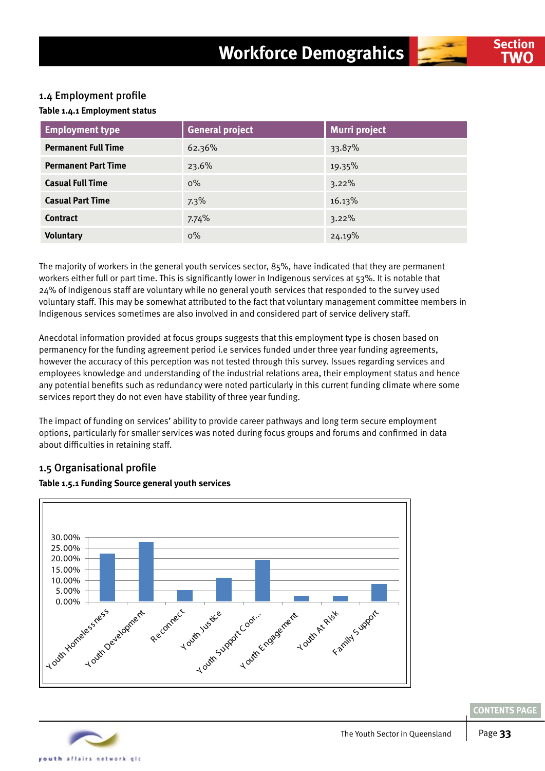## 1.4 Employment profile

**Table 1.4.1 Employment status**

| Employment type | General project | Murri project |
|---|---|---|
| **Permanent Full Time** | 62.36% | 33.87% |
| **Permanent Part Time** | 23.6% | 19.35% |
| **Casual Full Time** | 0% | 3.22% |
| **Casual Part Time** | 7.3% | 16.13% |
| **Contract** | 7.74% | 3.22% |
| **Voluntary** | 0% | 24.19% |

The majority of workers in the general youth services sector, 85%, have indicated that they are permanent workers either full or part time. This is significantly lower in Indigenous services at 53%. It is notable that 24% of Indigenous staff are voluntary while no general youth services that responded to the survey used voluntary staff. This may be somewhat attributed to the fact that voluntary management committee members in Indigenous services sometimes are also involved in and considered part of service delivery staff.

Anecdotal information provided at focus groups suggests that this employment type is chosen based on permanency for the funding agreement period i.e services funded under three year funding agreements, however the accuracy of this perception was not tested through this survey. Issues regarding services and employees knowledge and understanding of the industrial relations area, their employment status and hence any potential benefits such as redundancy were noted particularly in this current funding climate where some services report they do not even have stability of three year funding.

The impact of funding on services' ability to provide career pathways and long term secure employment options, particularly for smaller services was noted during focus groups and forums and confirmed in data about difficulties in retaining staff.

## 1.5 Organisational profile

**Table 1.5.1 Funding Source general youth services**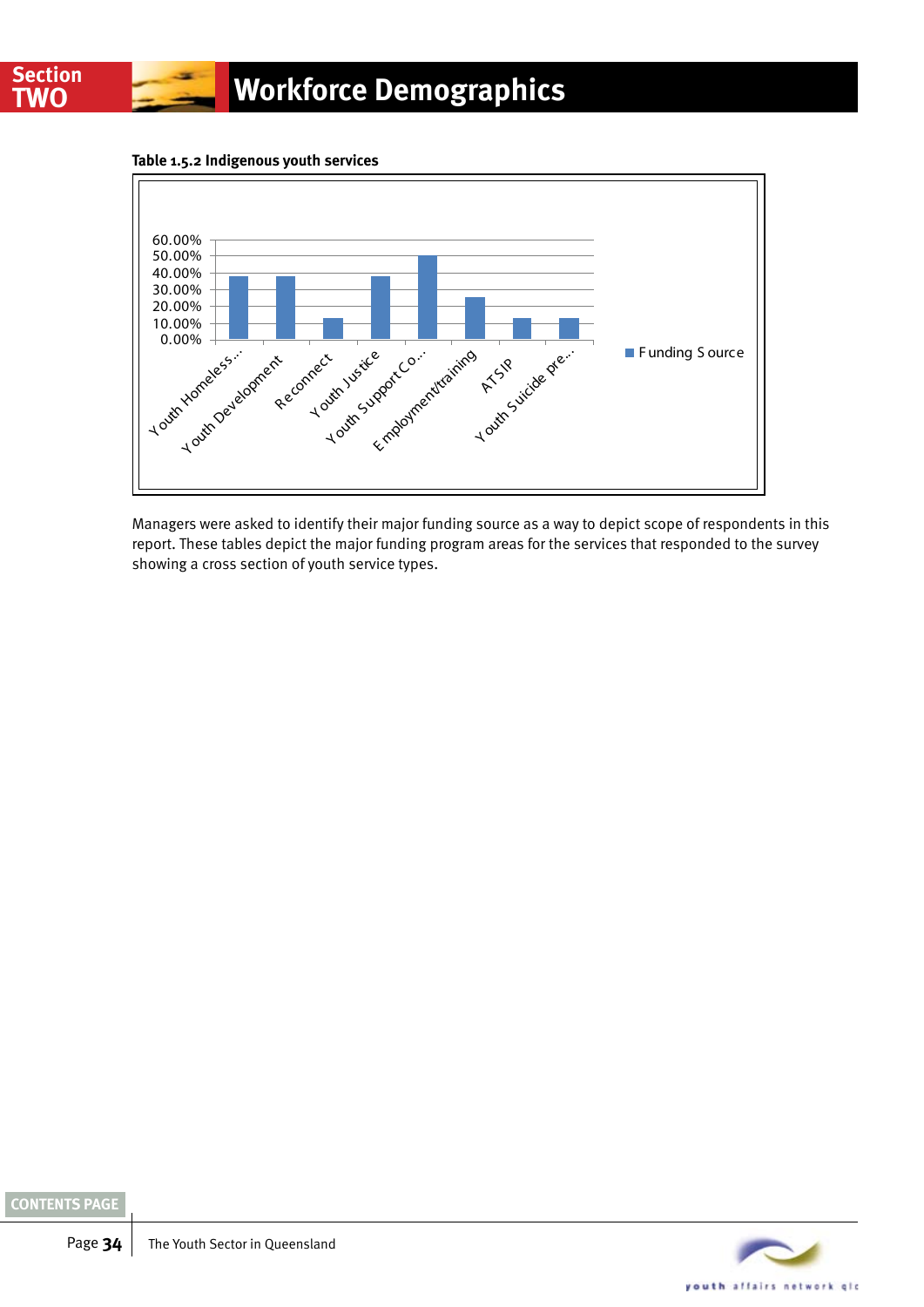## Section TWO Workforce Demographics

**Table 1.5.2 Indigenous youth services**

| Funding Source | |
|---|---|
| Youth Homeless... | ~38% |
| Youth Development | ~38% |
| Reconnect | ~13% |
| Youth Justice | ~38% |
| Youth Support Co... | 50% |
| Employment/training | ~25% |
| ATSIP | ~13% |
| Youth Suicide pre... | ~13% |

Managers were asked to identify their major funding source as a way to depict scope of respondents in this report. These tables depict the major funding program areas for the services that responded to the survey showing a cross section of youth service types.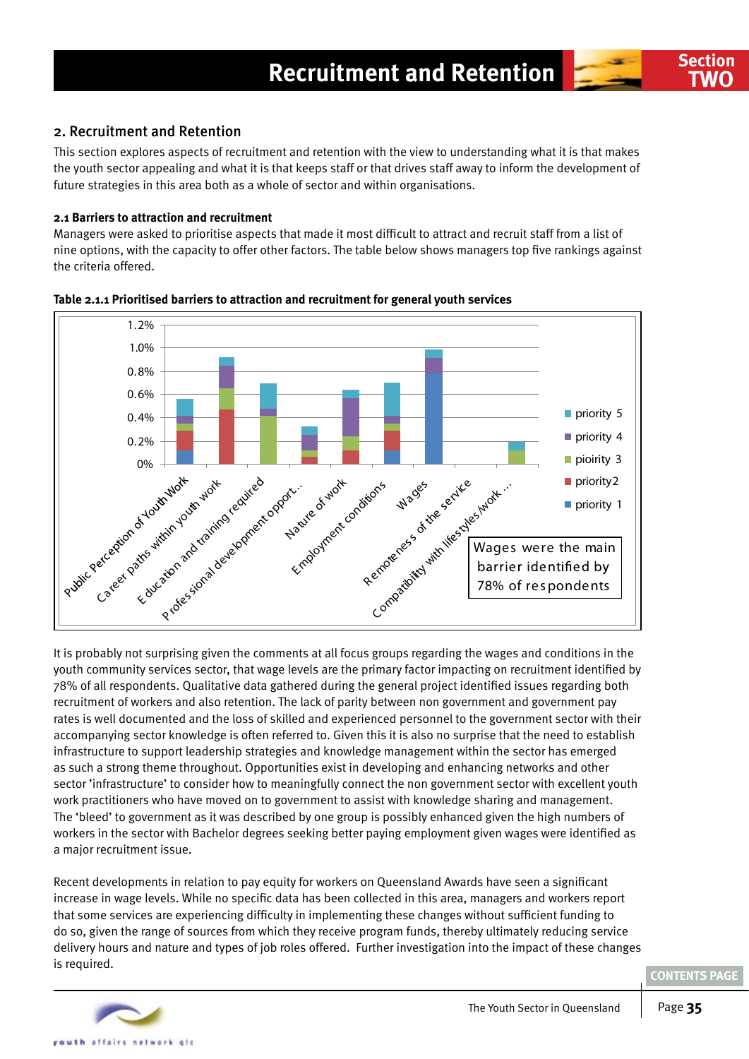## 2. Recruitment and Retention

This section explores aspects of recruitment and retention with the view to understanding what it is that makes the youth sector appealing and what it is that keeps staff or that drives staff away to inform the development of future strategies in this area both as a whole of sector and within organisations.

### 2.1 Barriers to attraction and recruitment

Managers were asked to prioritise aspects that made it most difficult to attract and recruit staff from a list of nine options, with the capacity to offer other factors. The table below shows managers top five rankings against the criteria offered.

**Table 2.1.1 Prioritised barriers to attraction and recruitment for general youth services**

Chart categories: Public Perception of Youth Work; Career paths within youth work; Education and training required; Professional development opport...; Nature of work; Employment conditions; Wages; Remoteness of the service; Compatibility with lifestyles/work ...

Legend: priority 5; priority 4; pioirity 3; priority2; priority 1

Y-axis: 0%, 0.2%, 0.4%, 0.6%, 0.8%, 1.0%, 1.2%

Wages were the main barrier identified by 78% of respondents

It is probably not surprising given the comments at all focus groups regarding the wages and conditions in the youth community services sector, that wage levels are the primary factor impacting on recruitment identified by 78% of all respondents. Qualitative data gathered during the general project identified issues regarding both recruitment of workers and also retention. The lack of parity between non government and government pay rates is well documented and the loss of skilled and experienced personnel to the government sector with their accompanying sector knowledge is often referred to. Given this it is also no surprise that the need to establish infrastructure to support leadership strategies and knowledge management within the sector has emerged as such a strong theme throughout. Opportunities exist in developing and enhancing networks and other sector 'infrastructure' to consider how to meaningfully connect the non government sector with excellent youth work practitioners who have moved on to government to assist with knowledge sharing and management. The 'bleed' to government as it was described by one group is possibly enhanced given the high numbers of workers in the sector with Bachelor degrees seeking better paying employment given wages were identified as a major recruitment issue.

Recent developments in relation to pay equity for workers on Queensland Awards have seen a significant increase in wage levels. While no specific data has been collected in this area, managers and workers report that some services are experiencing difficulty in implementing these changes without sufficient funding to do so, given the range of sources from which they receive program funds, thereby ultimately reducing service delivery hours and nature and types of job roles offered. Further investigation into the impact of these changes is required.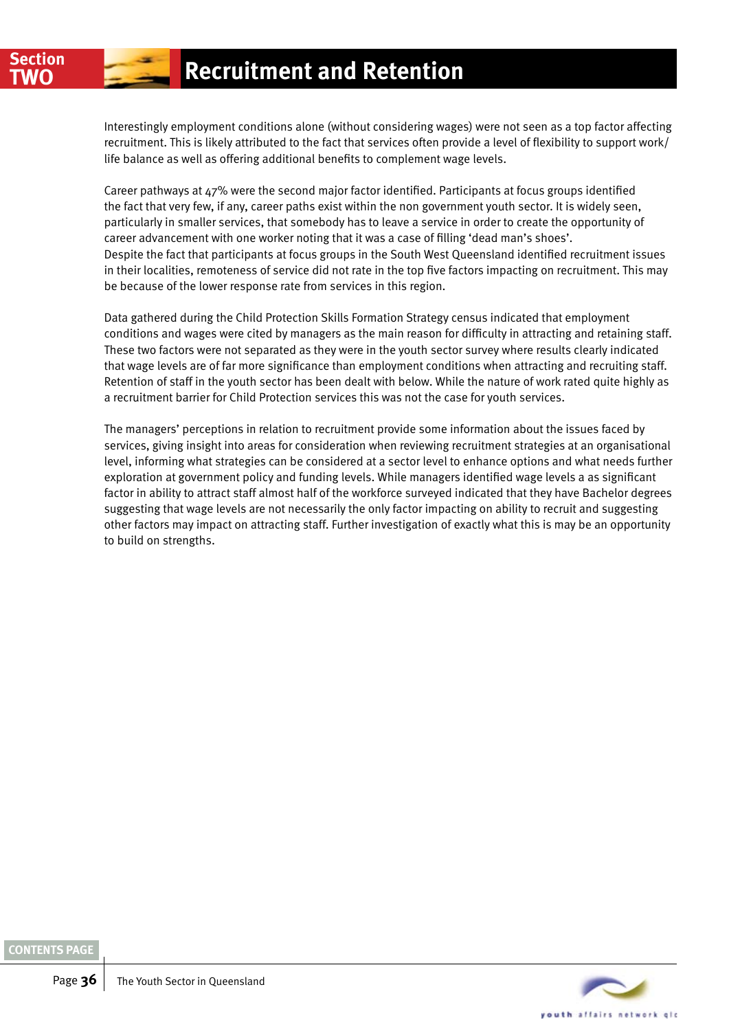Interestingly employment conditions alone (without considering wages) were not seen as a top factor affecting recruitment. This is likely attributed to the fact that services often provide a level of flexibility to support work/ life balance as well as offering additional benefits to complement wage levels.

Career pathways at 47% were the second major factor identified. Participants at focus groups identified the fact that very few, if any, career paths exist within the non government youth sector. It is widely seen, particularly in smaller services, that somebody has to leave a service in order to create the opportunity of career advancement with one worker noting that it was a case of filling 'dead man's shoes'.
Despite the fact that participants at focus groups in the South West Queensland identified recruitment issues in their localities, remoteness of service did not rate in the top five factors impacting on recruitment. This may be because of the lower response rate from services in this region.

Data gathered during the Child Protection Skills Formation Strategy census indicated that employment conditions and wages were cited by managers as the main reason for difficulty in attracting and retaining staff. These two factors were not separated as they were in the youth sector survey where results clearly indicated that wage levels are of far more significance than employment conditions when attracting and recruiting staff. Retention of staff in the youth sector has been dealt with below. While the nature of work rated quite highly as a recruitment barrier for Child Protection services this was not the case for youth services.

The managers' perceptions in relation to recruitment provide some information about the issues faced by services, giving insight into areas for consideration when reviewing recruitment strategies at an organisational level, informing what strategies can be considered at a sector level to enhance options and what needs further exploration at government policy and funding levels. While managers identified wage levels a as significant factor in ability to attract staff almost half of the workforce surveyed indicated that they have Bachelor degrees suggesting that wage levels are not necessarily the only factor impacting on ability to recruit and suggesting other factors may impact on attracting staff. Further investigation of exactly what this is may be an opportunity to build on strengths.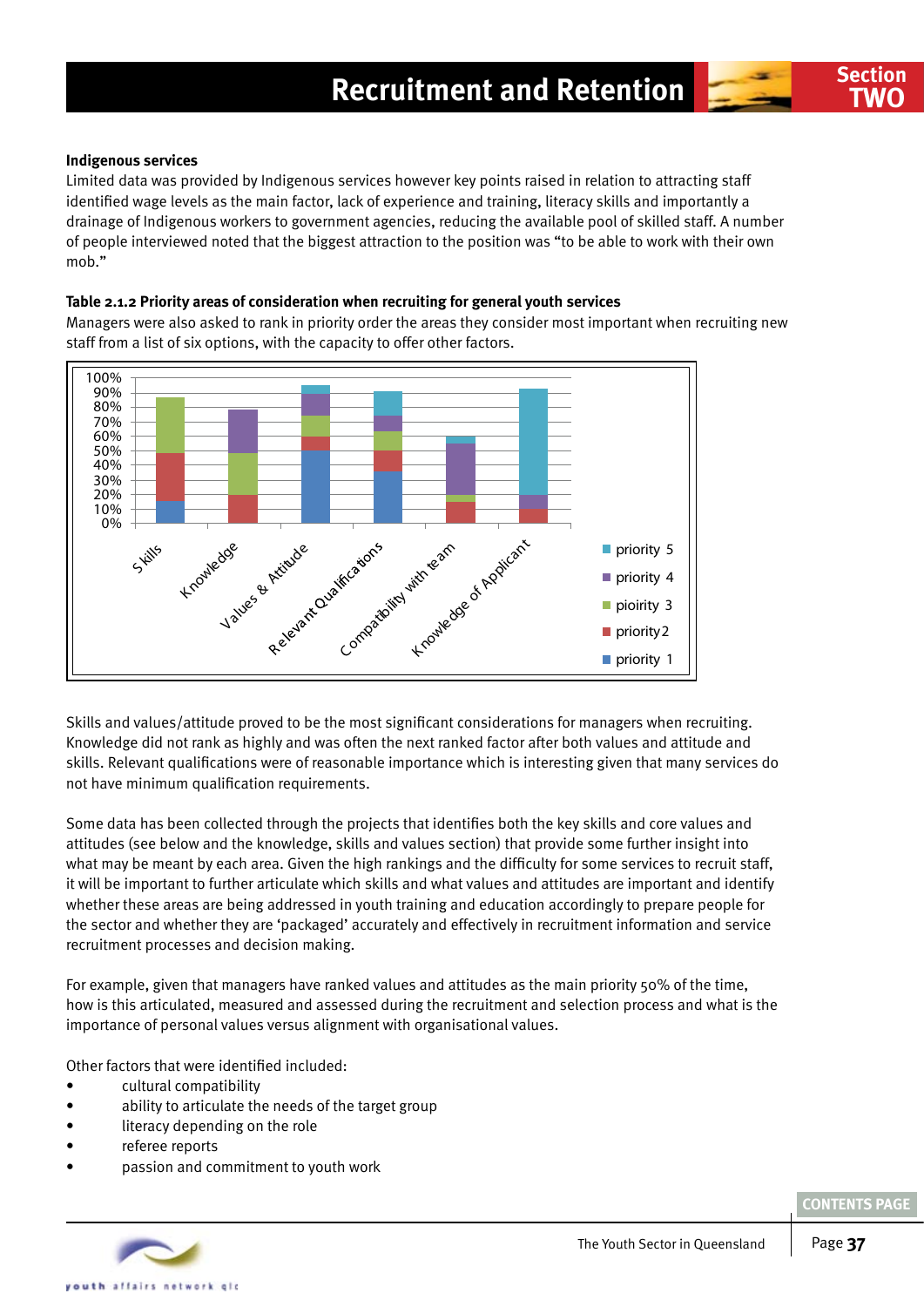**Indigenous services**

Limited data was provided by Indigenous services however key points raised in relation to attracting staff identified wage levels as the main factor, lack of experience and training, literacy skills and importantly a drainage of Indigenous workers to government agencies, reducing the available pool of skilled staff. A number of people interviewed noted that the biggest attraction to the position was "to be able to work with their own mob."

**Table 2.1.2 Priority areas of consideration when recruiting for general youth services**

Managers were also asked to rank in priority order the areas they consider most important when recruiting new staff from a list of six options, with the capacity to offer other factors.

Skills and values/attitude proved to be the most significant considerations for managers when recruiting. Knowledge did not rank as highly and was often the next ranked factor after both values and attitude and skills. Relevant qualifications were of reasonable importance which is interesting given that many services do not have minimum qualification requirements.

Some data has been collected through the projects that identifies both the key skills and core values and attitudes (see below and the knowledge, skills and values section) that provide some further insight into what may be meant by each area. Given the high rankings and the difficulty for some services to recruit staff, it will be important to further articulate which skills and what values and attitudes are important and identify whether these areas are being addressed in youth training and education accordingly to prepare people for the sector and whether they are 'packaged' accurately and effectively in recruitment information and service recruitment processes and decision making.

For example, given that managers have ranked values and attitudes as the main priority 50% of the time, how is this articulated, measured and assessed during the recruitment and selection process and what is the importance of personal values versus alignment with organisational values.

Other factors that were identified included:

- cultural compatibility
- ability to articulate the needs of the target group
- literacy depending on the role
- referee reports
- passion and commitment to youth work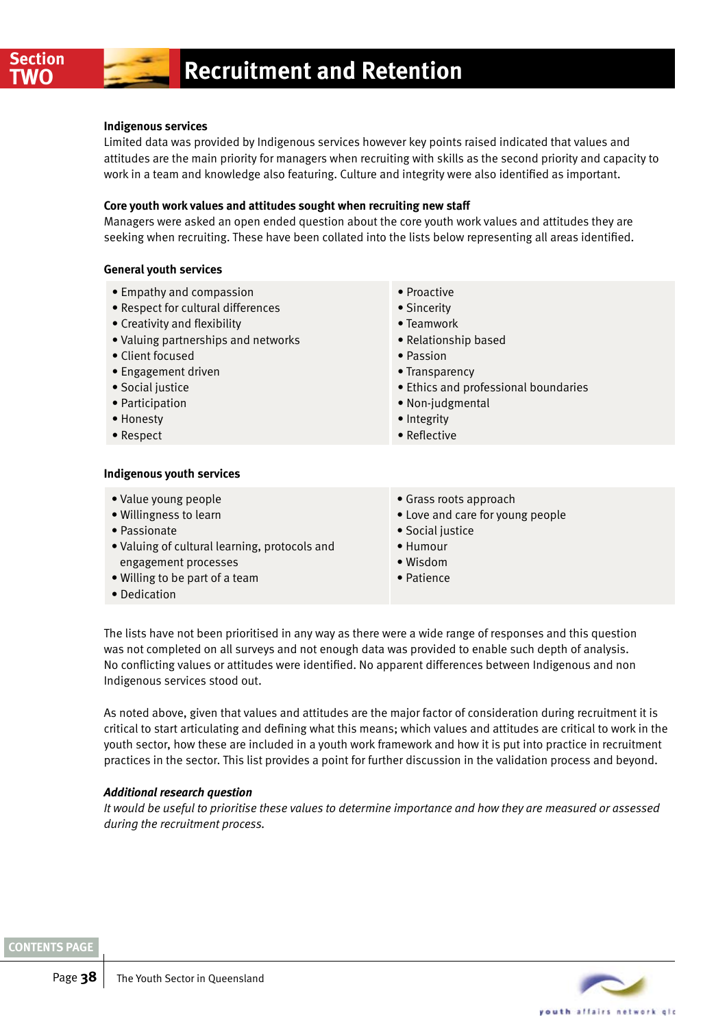## Recruitment and Retention

**Indigenous services**

Limited data was provided by Indigenous services however key points raised indicated that values and attitudes are the main priority for managers when recruiting with skills as the second priority and capacity to work in a team and knowledge also featuring. Culture and integrity were also identified as important.

**Core youth work values and attitudes sought when recruiting new staff**

Managers were asked an open ended question about the core youth work values and attitudes they are seeking when recruiting. These have been collated into the lists below representing all areas identified.

**General youth services**

- Empathy and compassion
- Respect for cultural differences
- Creativity and flexibility
- Valuing partnerships and networks
- Client focused
- Engagement driven
- Social justice
- Participation
- Honesty
- Respect
- Proactive
- Sincerity
- Teamwork
- Relationship based
- Passion
- Transparency
- Ethics and professional boundaries
- Non-judgmental
- Integrity
- Reflective

**Indigenous youth services**

- Value young people
- Willingness to learn
- Passionate
- Valuing of cultural learning, protocols and engagement processes
- Willing to be part of a team
- Dedication
- Grass roots approach
- Love and care for young people
- Social justice
- Humour
- Wisdom
- Patience

The lists have not been prioritised in any way as there were a wide range of responses and this question was not completed on all surveys and not enough data was provided to enable such depth of analysis. No conflicting values or attitudes were identified. No apparent differences between Indigenous and non Indigenous services stood out.

As noted above, given that values and attitudes are the major factor of consideration during recruitment it is critical to start articulating and defining what this means; which values and attitudes are critical to work in the youth sector, how these are included in a youth work framework and how it is put into practice in recruitment practices in the sector. This list provides a point for further discussion in the validation process and beyond.

***Additional research question***

*It would be useful to prioritise these values to determine importance and how they are measured or assessed during the recruitment process.*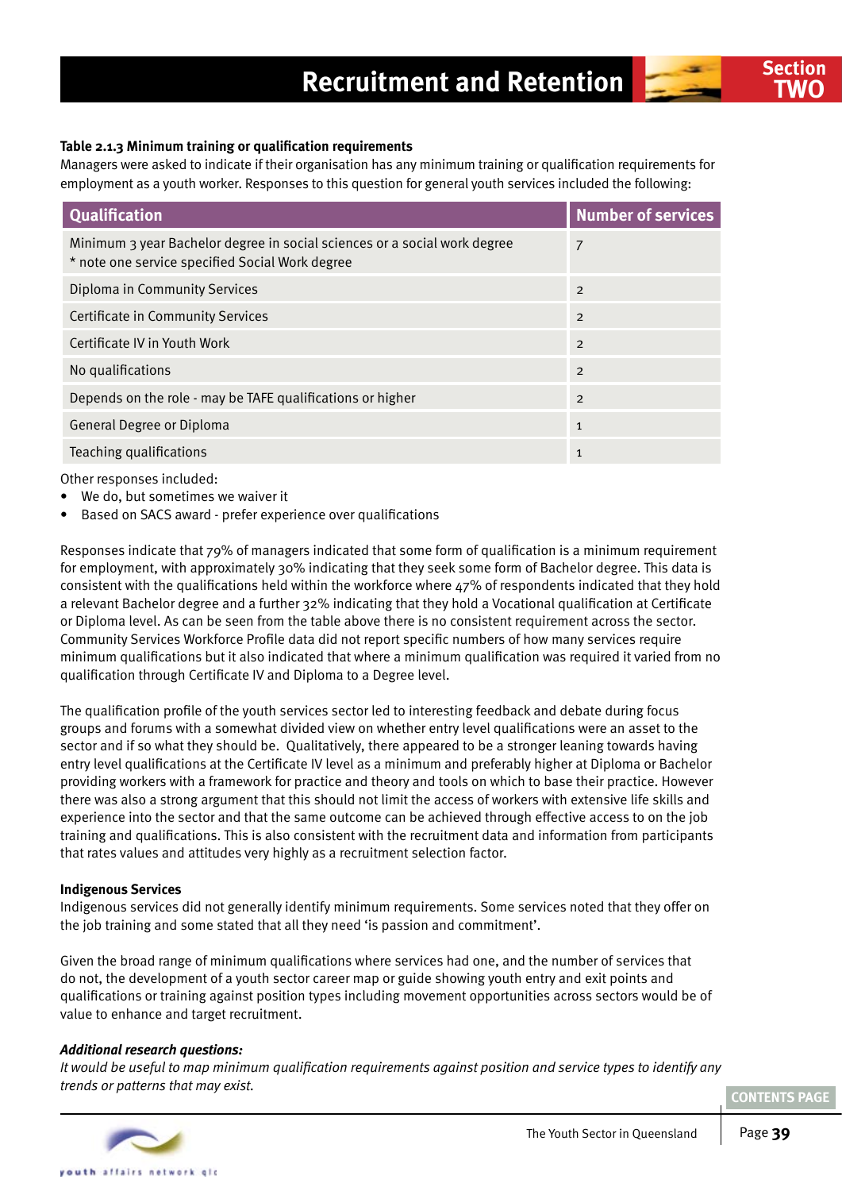**Table 2.1.3 Minimum training or qualification requirements**

Managers were asked to indicate if their organisation has any minimum training or qualification requirements for employment as a youth worker. Responses to this question for general youth services included the following:

| Qualification | Number of services |
|---|---|
| Minimum 3 year Bachelor degree in social sciences or a social work degree * note one service specified Social Work degree | 7 |
| Diploma in Community Services | 2 |
| Certificate in Community Services | 2 |
| Certificate IV in Youth Work | 2 |
| No qualifications | 2 |
| Depends on the role - may be TAFE qualifications or higher | 2 |
| General Degree or Diploma | 1 |
| Teaching qualifications | 1 |

Other responses included:

- We do, but sometimes we waiver it
- Based on SACS award - prefer experience over qualifications

Responses indicate that 79% of managers indicated that some form of qualification is a minimum requirement for employment, with approximately 30% indicating that they seek some form of Bachelor degree. This data is consistent with the qualifications held within the workforce where 47% of respondents indicated that they hold a relevant Bachelor degree and a further 32% indicating that they hold a Vocational qualification at Certificate or Diploma level. As can be seen from the table above there is no consistent requirement across the sector. Community Services Workforce Profile data did not report specific numbers of how many services require minimum qualifications but it also indicated that where a minimum qualification was required it varied from no qualification through Certificate IV and Diploma to a Degree level.

The qualification profile of the youth services sector led to interesting feedback and debate during focus groups and forums with a somewhat divided view on whether entry level qualifications were an asset to the sector and if so what they should be. Qualitatively, there appeared to be a stronger leaning towards having entry level qualifications at the Certificate IV level as a minimum and preferably higher at Diploma or Bachelor providing workers with a framework for practice and theory and tools on which to base their practice. However there was also a strong argument that this should not limit the access of workers with extensive life skills and experience into the sector and that the same outcome can be achieved through effective access to on the job training and qualifications. This is also consistent with the recruitment data and information from participants that rates values and attitudes very highly as a recruitment selection factor.

**Indigenous Services**

Indigenous services did not generally identify minimum requirements. Some services noted that they offer on the job training and some stated that all they need 'is passion and commitment'.

Given the broad range of minimum qualifications where services had one, and the number of services that do not, the development of a youth sector career map or guide showing youth entry and exit points and qualifications or training against position types including movement opportunities across sectors would be of value to enhance and target recruitment.

***Additional research questions:***

*It would be useful to map minimum qualification requirements against position and service types to identify any trends or patterns that may exist.*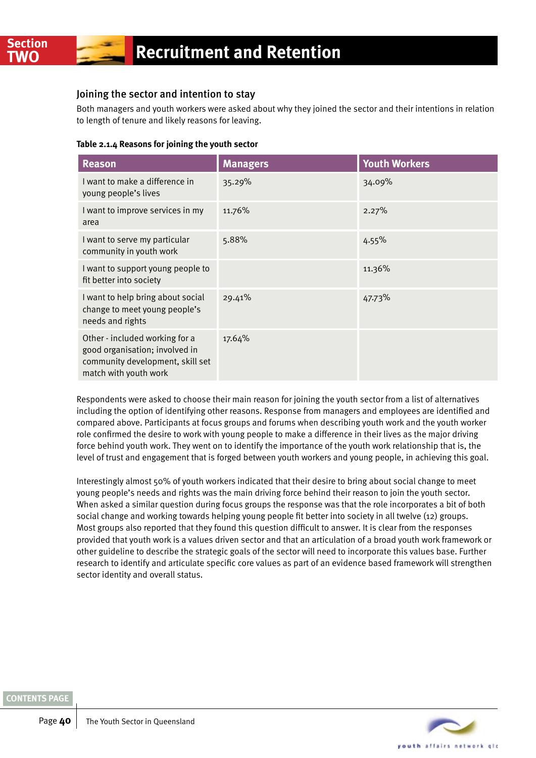## Joining the sector and intention to stay

Both managers and youth workers were asked about why they joined the sector and their intentions in relation to length of tenure and likely reasons for leaving.

**Table 2.1.4 Reasons for joining the youth sector**

| Reason | Managers | Youth Workers |
|---|---|---|
| I want to make a difference in young people's lives | 35.29% | 34.09% |
| I want to improve services in my area | 11.76% | 2.27% |
| I want to serve my particular community in youth work | 5.88% | 4.55% |
| I want to support young people to fit better into society | | 11.36% |
| I want to help bring about social change to meet young people's needs and rights | 29.41% | 47.73% |
| Other - included working for a good organisation; involved in community development, skill set match with youth work | 17.64% | |

Respondents were asked to choose their main reason for joining the youth sector from a list of alternatives including the option of identifying other reasons. Response from managers and employees are identified and compared above. Participants at focus groups and forums when describing youth work and the youth worker role confirmed the desire to work with young people to make a difference in their lives as the major driving force behind youth work. They went on to identify the importance of the youth work relationship that is, the level of trust and engagement that is forged between youth workers and young people, in achieving this goal.

Interestingly almost 50% of youth workers indicated that their desire to bring about social change to meet young people's needs and rights was the main driving force behind their reason to join the youth sector. When asked a similar question during focus groups the response was that the role incorporates a bit of both social change and working towards helping young people fit better into society in all twelve (12) groups. Most groups also reported that they found this question difficult to answer. It is clear from the responses provided that youth work is a values driven sector and that an articulation of a broad youth work framework or other guideline to describe the strategic goals of the sector will need to incorporate this values base. Further research to identify and articulate specific core values as part of an evidence based framework will strengthen sector identity and overall status.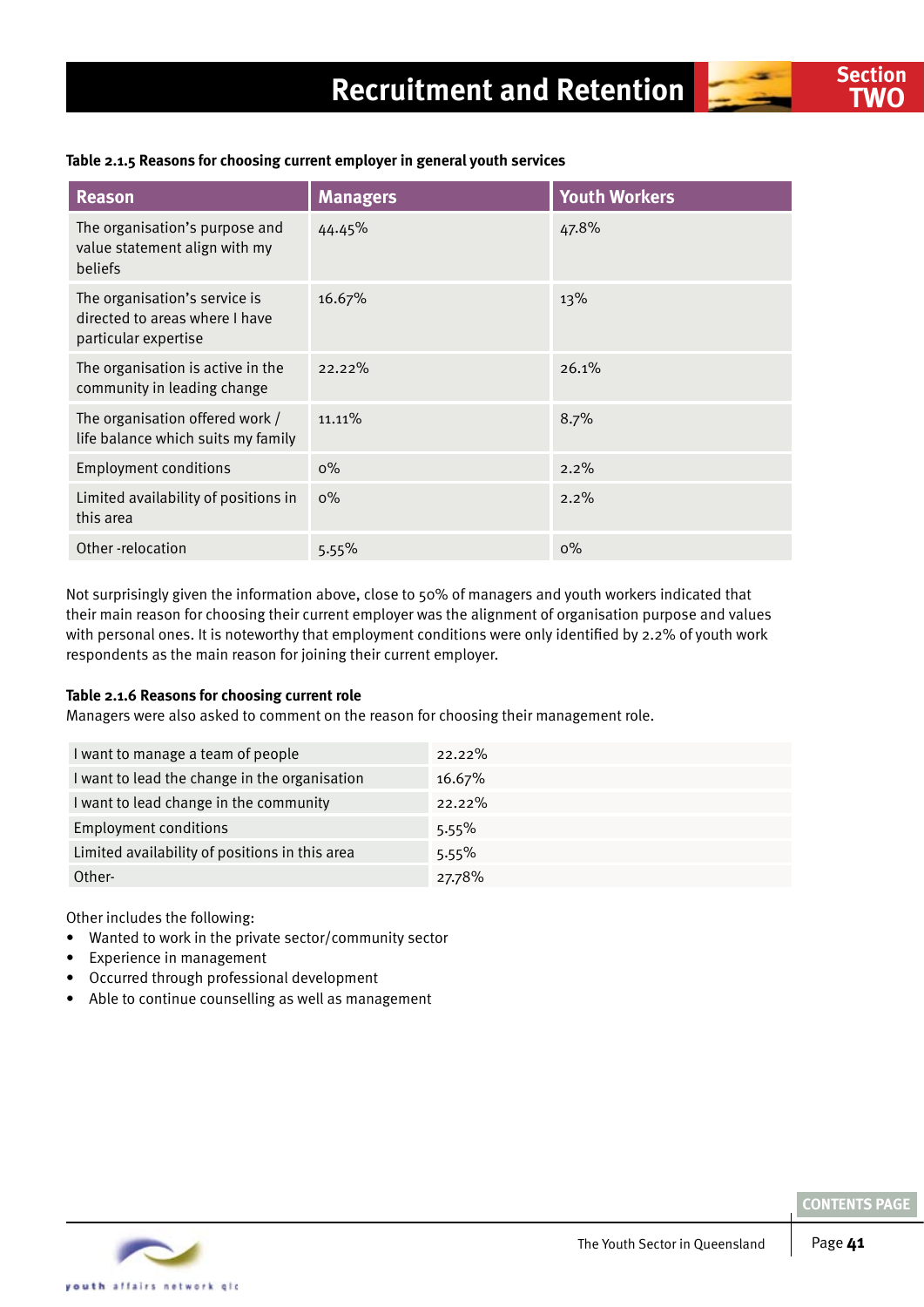**Table 2.1.5 Reasons for choosing current employer in general youth services**

| Reason | Managers | Youth Workers |
|---|---|---|
| The organisation's purpose and value statement align with my beliefs | 44.45% | 47.8% |
| The organisation's service is directed to areas where I have particular expertise | 16.67% | 13% |
| The organisation is active in the community in leading change | 22.22% | 26.1% |
| The organisation offered work / life balance which suits my family | 11.11% | 8.7% |
| Employment conditions | 0% | 2.2% |
| Limited availability of positions in this area | 0% | 2.2% |
| Other -relocation | 5.55% | 0% |

Not surprisingly given the information above, close to 50% of managers and youth workers indicated that their main reason for choosing their current employer was the alignment of organisation purpose and values with personal ones. It is noteworthy that employment conditions were only identified by 2.2% of youth work respondents as the main reason for joining their current employer.

**Table 2.1.6 Reasons for choosing current role**

Managers were also asked to comment on the reason for choosing their management role.

| | |
|---|---|
| I want to manage a team of people | 22.22% |
| I want to lead the change in the organisation | 16.67% |
| I want to lead change in the community | 22.22% |
| Employment conditions | 5.55% |
| Limited availability of positions in this area | 5.55% |
| Other- | 27.78% |

Other includes the following:

- Wanted to work in the private sector/community sector
- Experience in management
- Occurred through professional development
- Able to continue counselling as well as management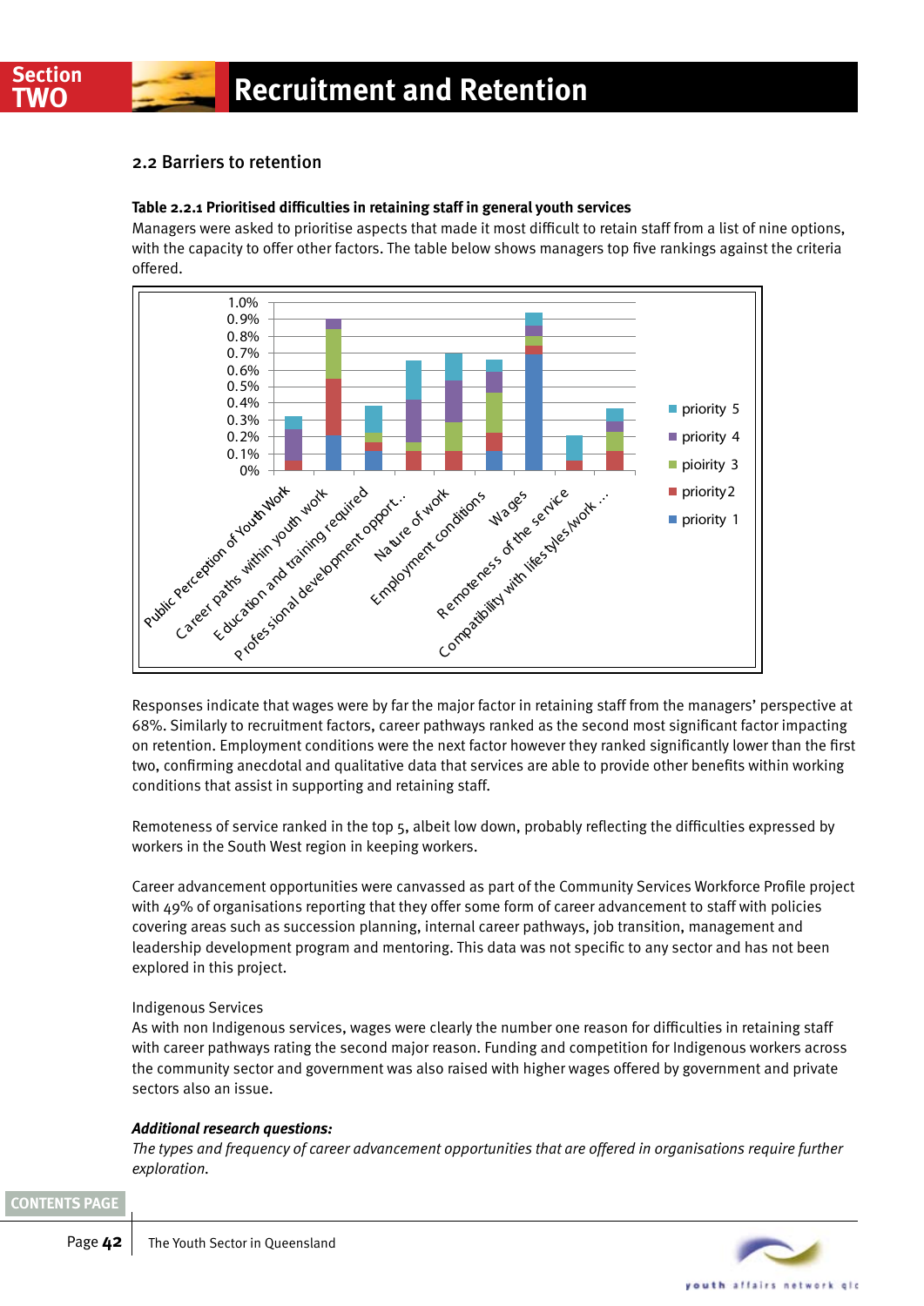## 2.2 Barriers to retention

**Table 2.2.1 Prioritised difficulties in retaining staff in general youth services**

Managers were asked to prioritise aspects that made it most difficult to retain staff from a list of nine options, with the capacity to offer other factors. The table below shows managers top five rankings against the criteria offered.

Responses indicate that wages were by far the major factor in retaining staff from the managers' perspective at 68%. Similarly to recruitment factors, career pathways ranked as the second most significant factor impacting on retention. Employment conditions were the next factor however they ranked significantly lower than the first two, confirming anecdotal and qualitative data that services are able to provide other benefits within working conditions that assist in supporting and retaining staff.

Remoteness of service ranked in the top 5, albeit low down, probably reflecting the difficulties expressed by workers in the South West region in keeping workers.

Career advancement opportunities were canvassed as part of the Community Services Workforce Profile project with 49% of organisations reporting that they offer some form of career advancement to staff with policies covering areas such as succession planning, internal career pathways, job transition, management and leadership development program and mentoring. This data was not specific to any sector and has not been explored in this project.

Indigenous Services

As with non Indigenous services, wages were clearly the number one reason for difficulties in retaining staff with career pathways rating the second major reason. Funding and competition for Indigenous workers across the community sector and government was also raised with higher wages offered by government and private sectors also an issue.

***Additional research questions:***

*The types and frequency of career advancement opportunities that are offered in organisations require further exploration.*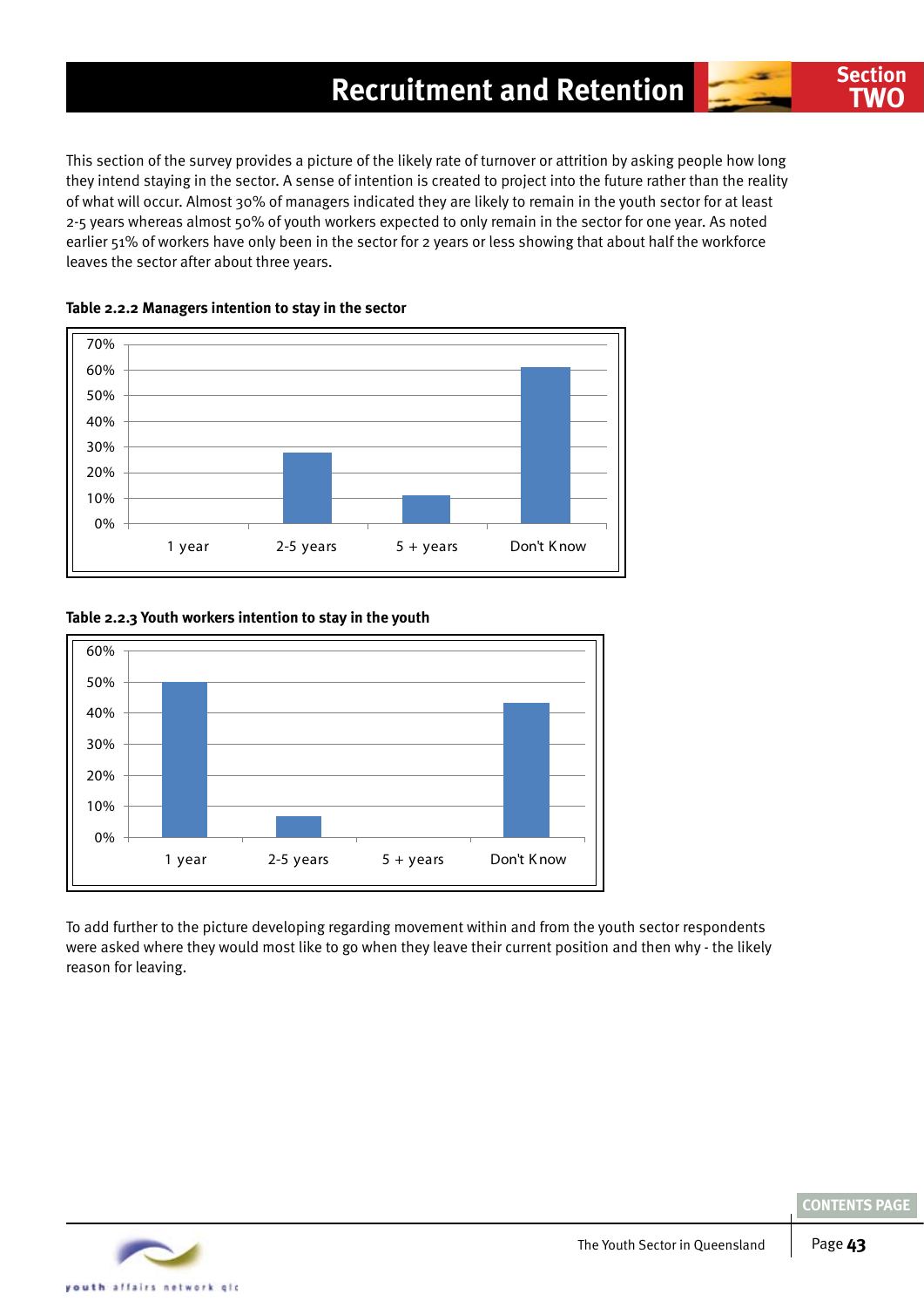# Recruitment and Retention

This section of the survey provides a picture of the likely rate of turnover or attrition by asking people how long they intend staying in the sector. A sense of intention is created to project into the future rather than the reality of what will occur. Almost 30% of managers indicated they are likely to remain in the youth sector for at least 2-5 years whereas almost 50% of youth workers expected to only remain in the sector for one year. As noted earlier 51% of workers have only been in the sector for 2 years or less showing that about half the workforce leaves the sector after about three years.

**Table 2.2.2 Managers intention to stay in the sector**

**Table 2.2.3 Youth workers intention to stay in the youth**

To add further to the picture developing regarding movement within and from the youth sector respondents were asked where they would most like to go when they leave their current position and then why - the likely reason for leaving.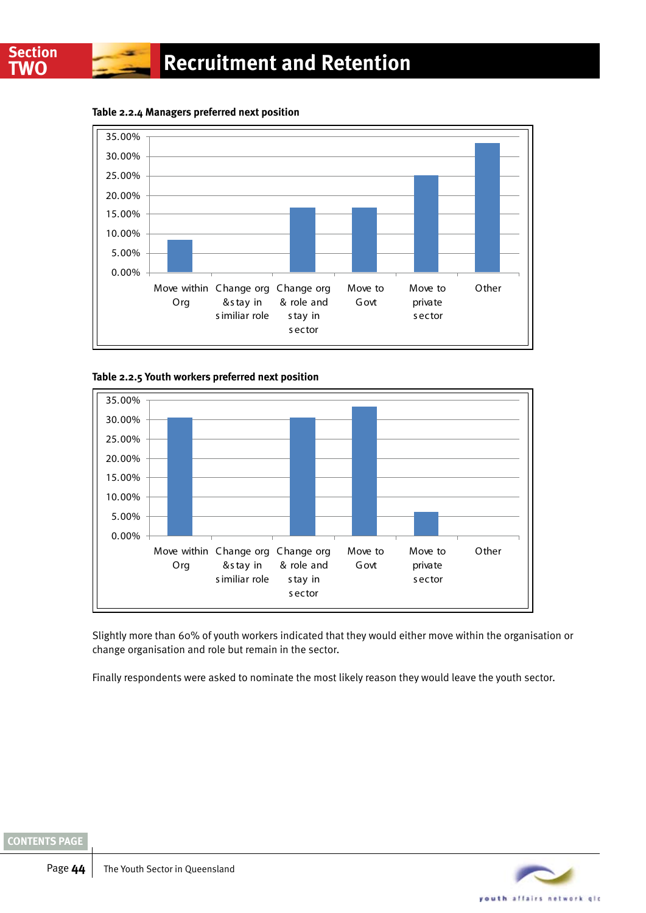## Recruitment and Retention

**Table 2.2.4 Managers preferred next position**

**Table 2.2.5 Youth workers preferred next position**

Slightly more than 60% of youth workers indicated that they would either move within the organisation or change organisation and role but remain in the sector.

Finally respondents were asked to nominate the most likely reason they would leave the youth sector.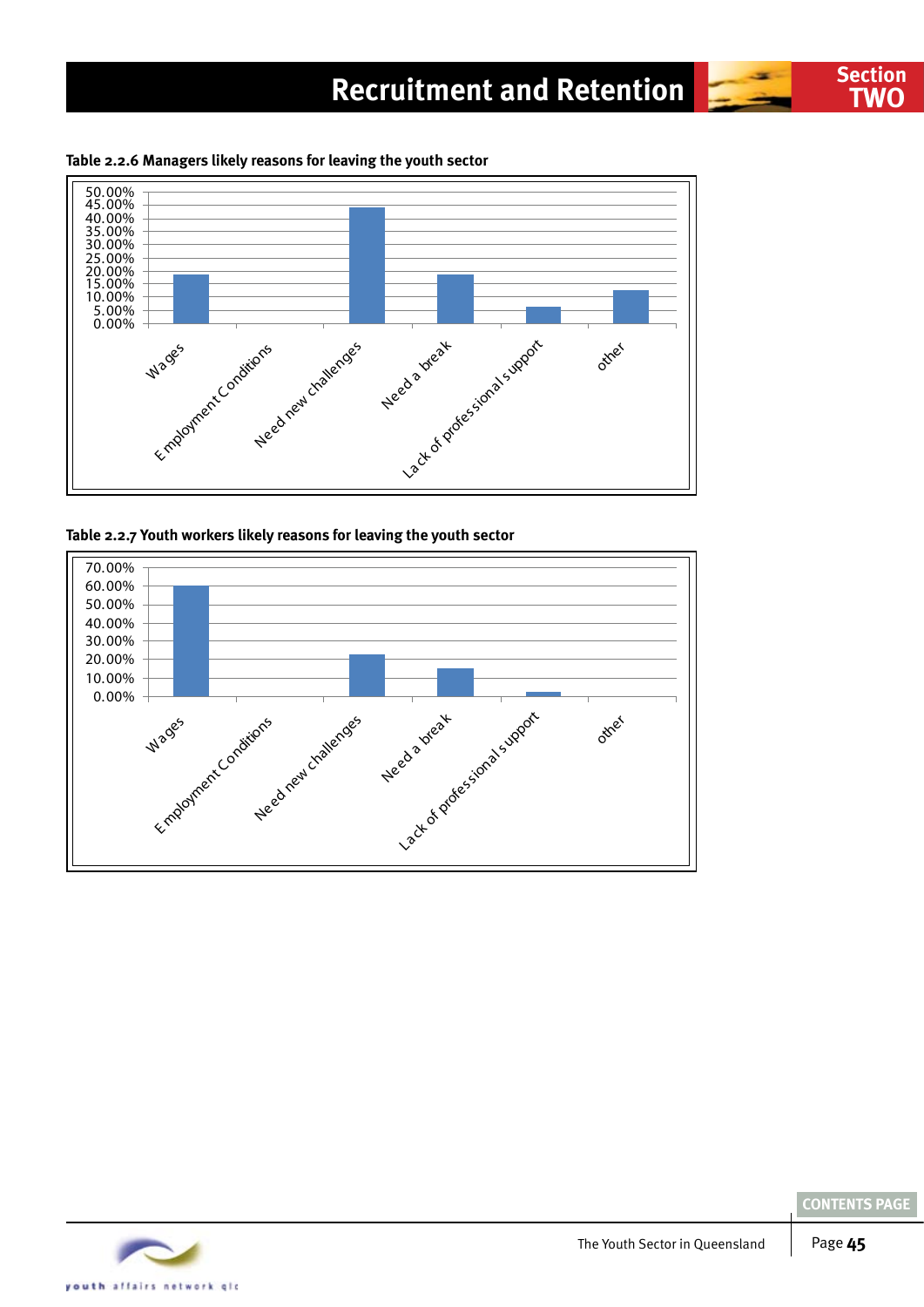**Table 2.2.6 Managers likely reasons for leaving the youth sector**

| Reason | Percentage |
|---|---|
| Wages | ~19% |
| Employment Conditions | 0% |
| Need new challenges | ~44% |
| Need a break | ~19% |
| Lack of professional support | ~6% |
| other | ~12.5% |

**Table 2.2.7 Youth workers likely reasons for leaving the youth sector**

| Reason | Percentage |
|---|---|
| Wages | ~60% |
| Employment Conditions | 0% |
| Need new challenges | ~23% |
| Need a break | ~15% |
| Lack of professional support | ~2.5% |
| other | 0% |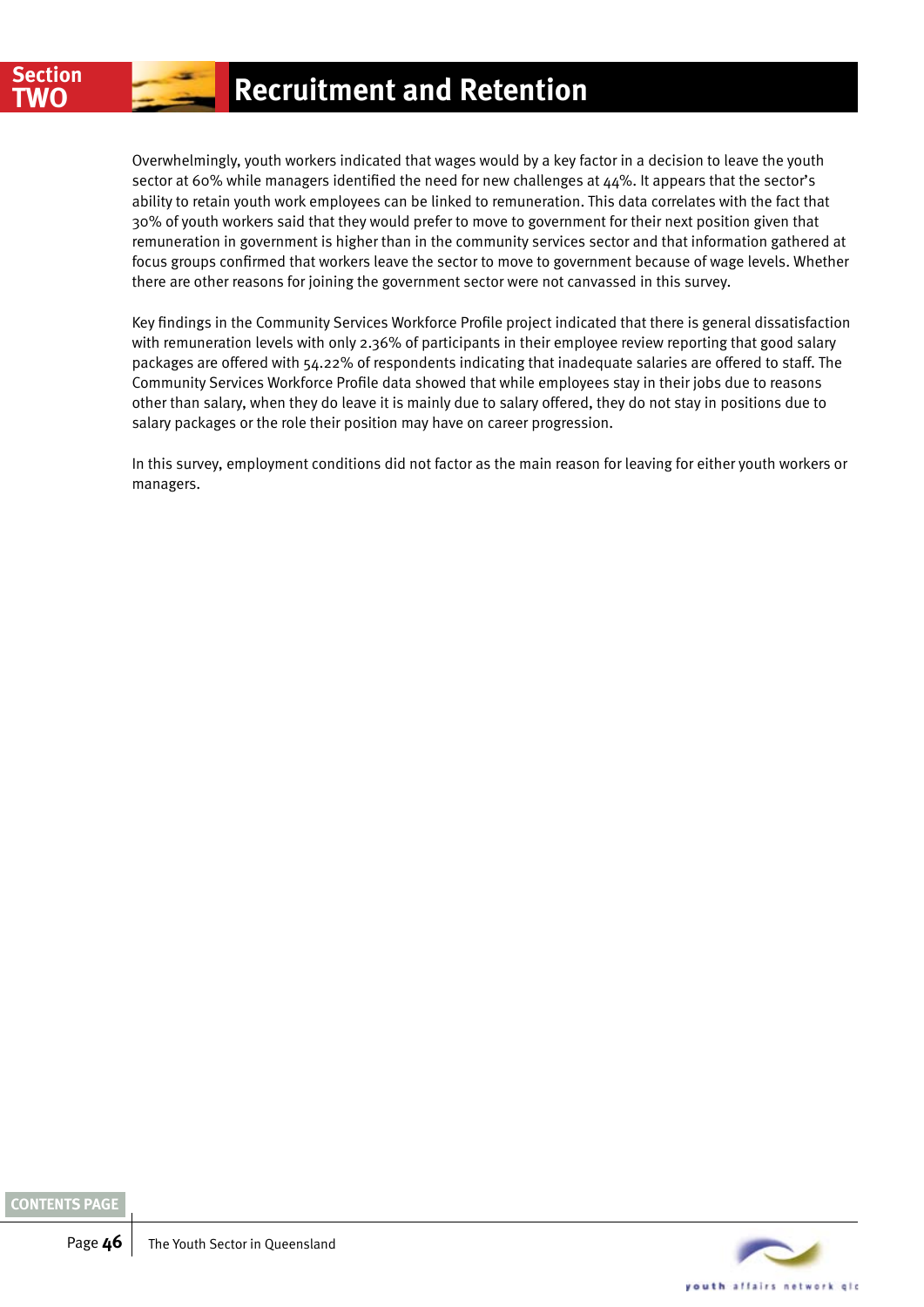# Recruitment and Retention

Overwhelmingly, youth workers indicated that wages would by a key factor in a decision to leave the youth sector at 60% while managers identified the need for new challenges at 44%. It appears that the sector's ability to retain youth work employees can be linked to remuneration. This data correlates with the fact that 30% of youth workers said that they would prefer to move to government for their next position given that remuneration in government is higher than in the community services sector and that information gathered at focus groups confirmed that workers leave the sector to move to government because of wage levels. Whether there are other reasons for joining the government sector were not canvassed in this survey.

Key findings in the Community Services Workforce Profile project indicated that there is general dissatisfaction with remuneration levels with only 2.36% of participants in their employee review reporting that good salary packages are offered with 54.22% of respondents indicating that inadequate salaries are offered to staff. The Community Services Workforce Profile data showed that while employees stay in their jobs due to reasons other than salary, when they do leave it is mainly due to salary offered, they do not stay in positions due to salary packages or the role their position may have on career progression.

In this survey, employment conditions did not factor as the main reason for leaving for either youth workers or managers.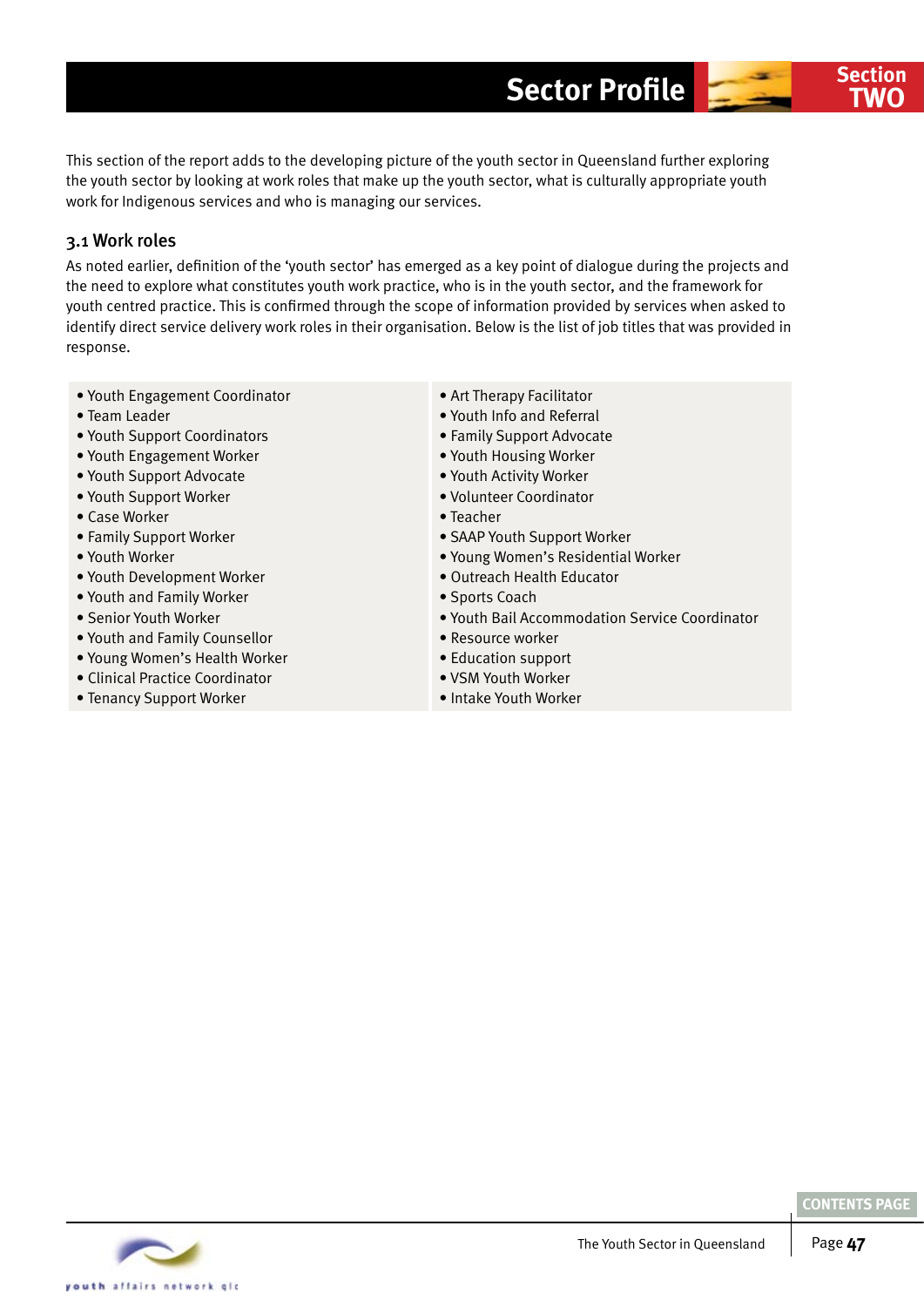This section of the report adds to the developing picture of the youth sector in Queensland further exploring the youth sector by looking at work roles that make up the youth sector, what is culturally appropriate youth work for Indigenous services and who is managing our services.

## 3.1 Work roles

As noted earlier, definition of the 'youth sector' has emerged as a key point of dialogue during the projects and the need to explore what constitutes youth work practice, who is in the youth sector, and the framework for youth centred practice. This is confirmed through the scope of information provided by services when asked to identify direct service delivery work roles in their organisation. Below is the list of job titles that was provided in response.

- Youth Engagement Coordinator
- Team Leader
- Youth Support Coordinators
- Youth Engagement Worker
- Youth Support Advocate
- Youth Support Worker
- Case Worker
- Family Support Worker
- Youth Worker
- Youth Development Worker
- Youth and Family Worker
- Senior Youth Worker
- Youth and Family Counsellor
- Young Women's Health Worker
- Clinical Practice Coordinator
- Tenancy Support Worker
- Art Therapy Facilitator
- Youth Info and Referral
- Family Support Advocate
- Youth Housing Worker
- Youth Activity Worker
- Volunteer Coordinator
- Teacher
- SAAP Youth Support Worker
- Young Women's Residential Worker
- Outreach Health Educator
- Sports Coach
- Youth Bail Accommodation Service Coordinator
- Resource worker
- Education support
- VSM Youth Worker
- Intake Youth Worker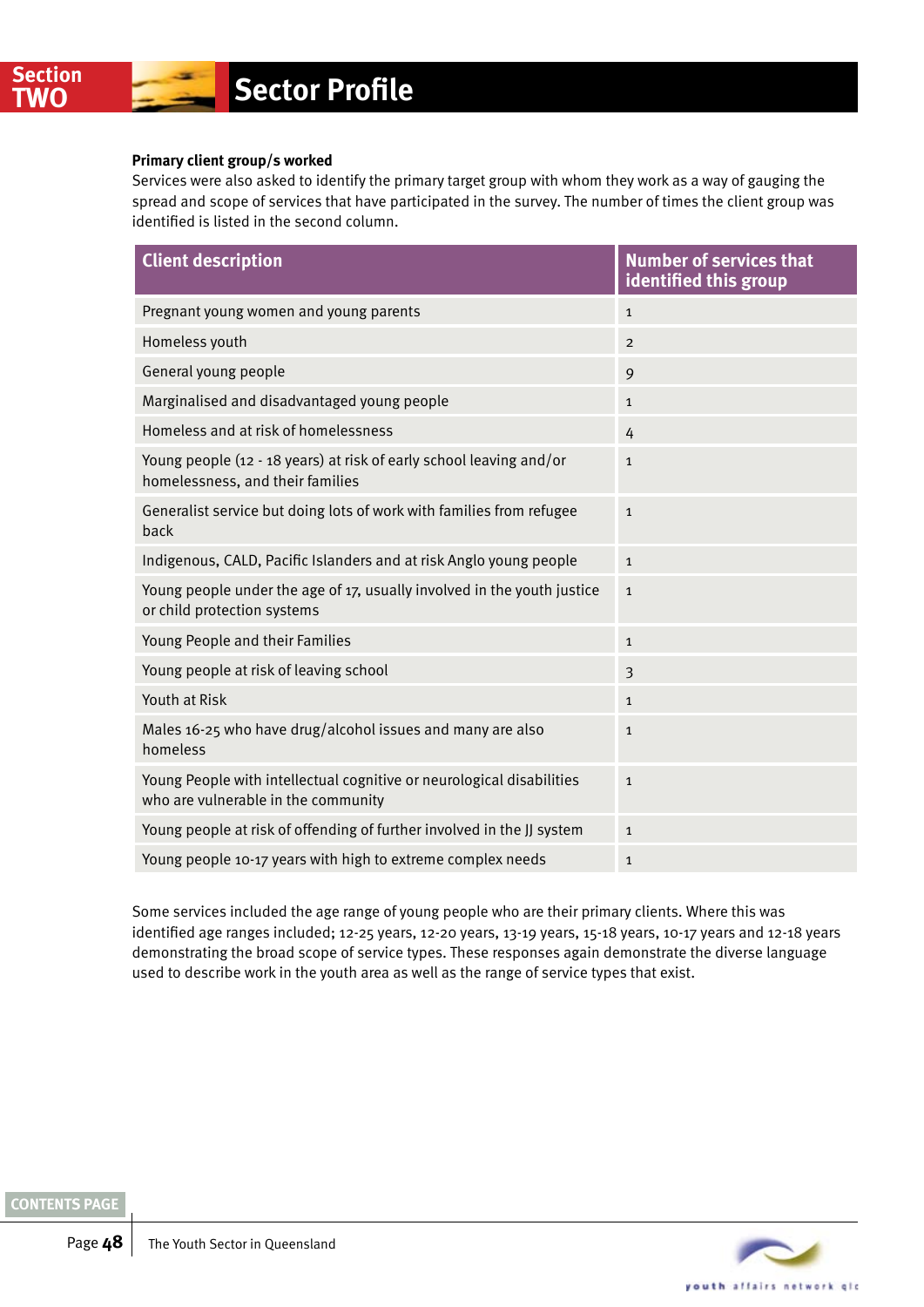**Primary client group/s worked**

Services were also asked to identify the primary target group with whom they work as a way of gauging the spread and scope of services that have participated in the survey. The number of times the client group was identified is listed in the second column.

| Client description | Number of services that identified this group |
|---|---|
| Pregnant young women and young parents | 1 |
| Homeless youth | 2 |
| General young people | 9 |
| Marginalised and disadvantaged young people | 1 |
| Homeless and at risk of homelessness | 4 |
| Young people (12 - 18 years) at risk of early school leaving and/or homelessness, and their families | 1 |
| Generalist service but doing lots of work with families from refugee back | 1 |
| Indigenous, CALD, Pacific Islanders and at risk Anglo young people | 1 |
| Young people under the age of 17, usually involved in the youth justice or child protection systems | 1 |
| Young People and their Families | 1 |
| Young people at risk of leaving school | 3 |
| Youth at Risk | 1 |
| Males 16-25 who have drug/alcohol issues and many are also homeless | 1 |
| Young People with intellectual cognitive or neurological disabilities who are vulnerable in the community | 1 |
| Young people at risk of offending of further involved in the JJ system | 1 |
| Young people 10-17 years with high to extreme complex needs | 1 |

Some services included the age range of young people who are their primary clients. Where this was identified age ranges included; 12-25 years, 12-20 years, 13-19 years, 15-18 years, 10-17 years and 12-18 years demonstrating the broad scope of service types. These responses again demonstrate the diverse language used to describe work in the youth area as well as the range of service types that exist.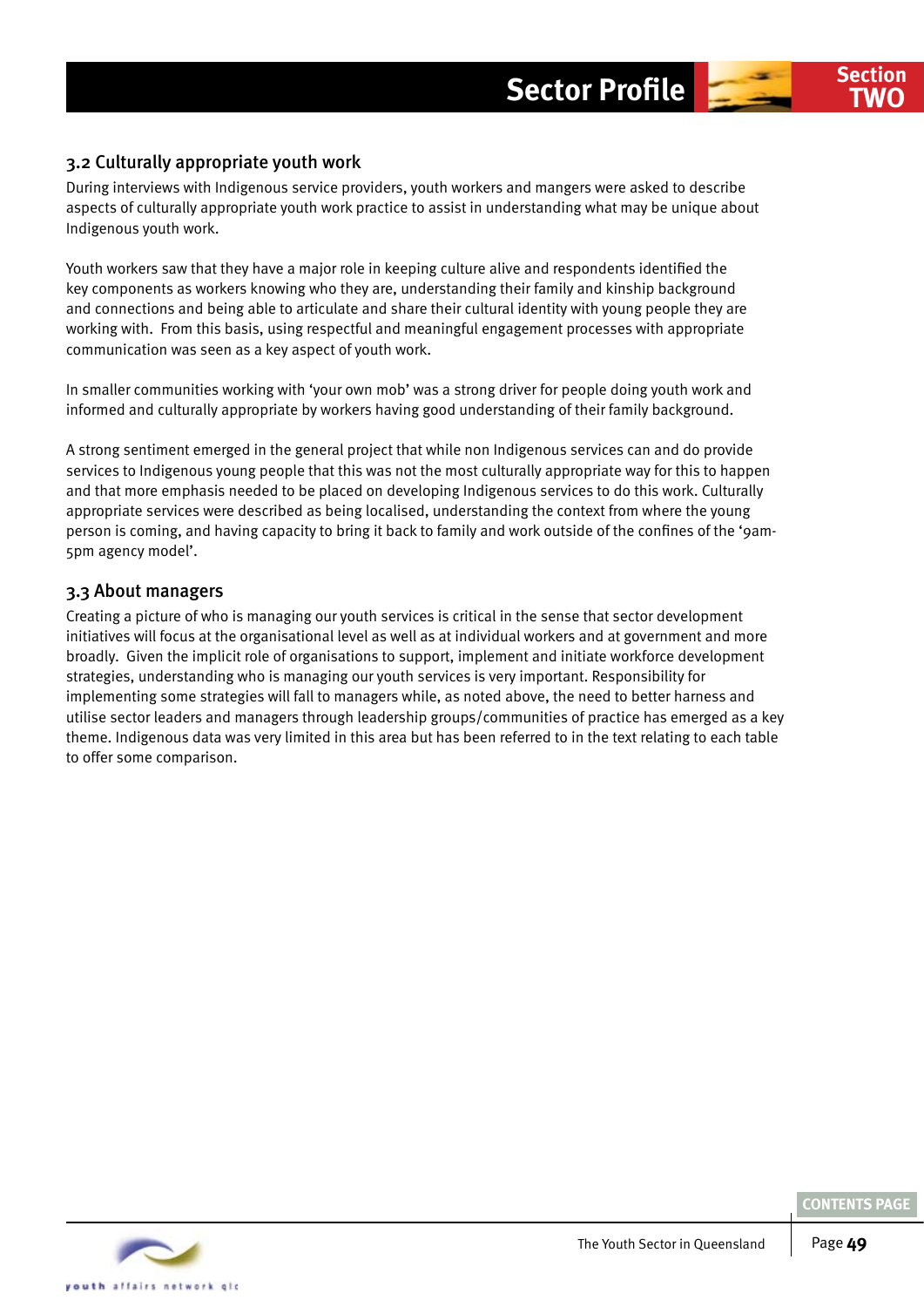### 3.2 Culturally appropriate youth work

During interviews with Indigenous service providers, youth workers and mangers were asked to describe aspects of culturally appropriate youth work practice to assist in understanding what may be unique about Indigenous youth work.

Youth workers saw that they have a major role in keeping culture alive and respondents identified the key components as workers knowing who they are, understanding their family and kinship background and connections and being able to articulate and share their cultural identity with young people they are working with. From this basis, using respectful and meaningful engagement processes with appropriate communication was seen as a key aspect of youth work.

In smaller communities working with 'your own mob' was a strong driver for people doing youth work and informed and culturally appropriate by workers having good understanding of their family background.

A strong sentiment emerged in the general project that while non Indigenous services can and do provide services to Indigenous young people that this was not the most culturally appropriate way for this to happen and that more emphasis needed to be placed on developing Indigenous services to do this work. Culturally appropriate services were described as being localised, understanding the context from where the young person is coming, and having capacity to bring it back to family and work outside of the confines of the '9am-5pm agency model'.

### 3.3 About managers

Creating a picture of who is managing our youth services is critical in the sense that sector development initiatives will focus at the organisational level as well as at individual workers and at government and more broadly. Given the implicit role of organisations to support, implement and initiate workforce development strategies, understanding who is managing our youth services is very important. Responsibility for implementing some strategies will fall to managers while, as noted above, the need to better harness and utilise sector leaders and managers through leadership groups/communities of practice has emerged as a key theme. Indigenous data was very limited in this area but has been referred to in the text relating to each table to offer some comparison.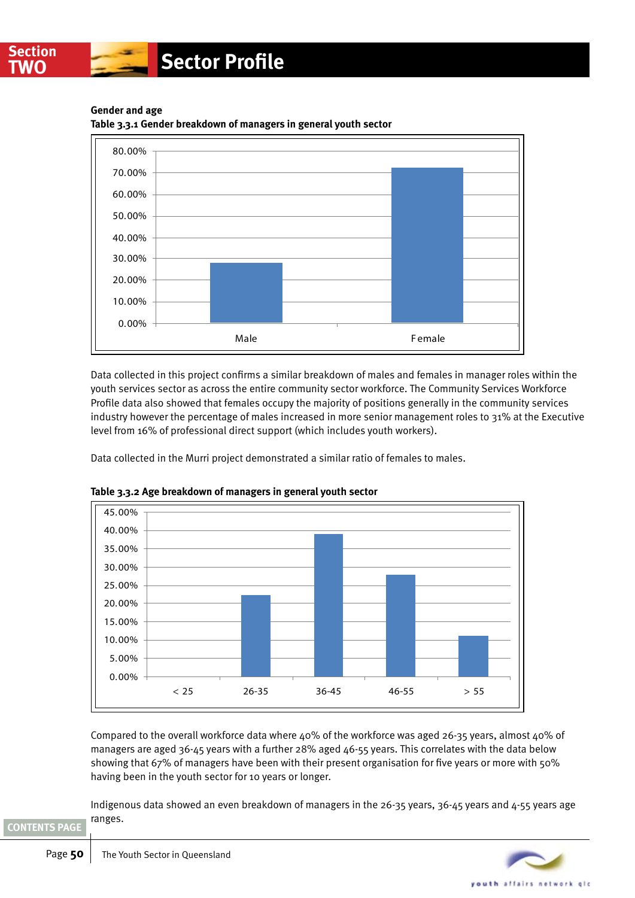## Gender and age

**Table 3.3.1 Gender breakdown of managers in general youth sector**

Data collected in this project confirms a similar breakdown of males and females in manager roles within the youth services sector as across the entire community sector workforce. The Community Services Workforce Profile data also showed that females occupy the majority of positions generally in the community services industry however the percentage of males increased in more senior management roles to 31% at the Executive level from 16% of professional direct support (which includes youth workers).

Data collected in the Murri project demonstrated a similar ratio of females to males.

**Table 3.3.2 Age breakdown of managers in general youth sector**

Compared to the overall workforce data where 40% of the workforce was aged 26-35 years, almost 40% of managers are aged 36-45 years with a further 28% aged 46-55 years. This correlates with the data below showing that 67% of managers have been with their present organisation for five years or more with 50% having been in the youth sector for 10 years or longer.

Indigenous data showed an even breakdown of managers in the 26-35 years, 36-45 years and 4-55 years age ranges.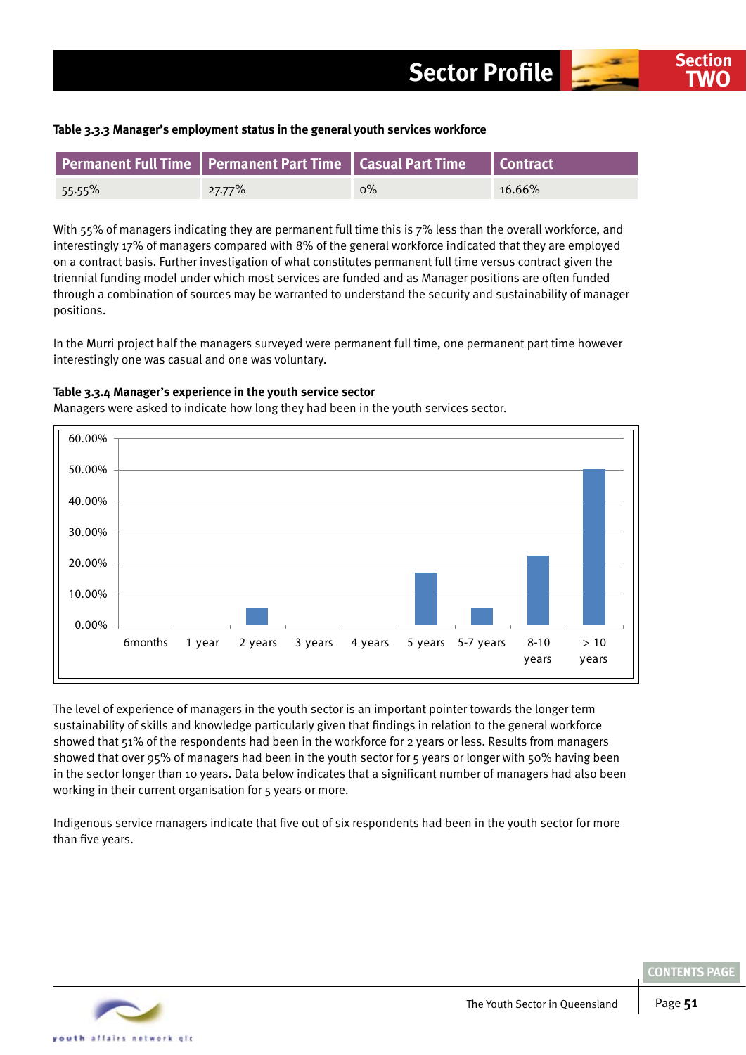**Table 3.3.3 Manager's employment status in the general youth services workforce**

| Permanent Full Time | Permanent Part Time | Casual Part Time | Contract |
|---|---|---|---|
| 55.55% | 27.77% | 0% | 16.66% |

With 55% of managers indicating they are permanent full time this is 7% less than the overall workforce, and interestingly 17% of managers compared with 8% of the general workforce indicated that they are employed on a contract basis. Further investigation of what constitutes permanent full time versus contract given the triennial funding model under which most services are funded and as Manager positions are often funded through a combination of sources may be warranted to understand the security and sustainability of manager positions.

In the Murri project half the managers surveyed were permanent full time, one permanent part time however interestingly one was casual and one was voluntary.

**Table 3.3.4 Manager's experience in the youth service sector**

Managers were asked to indicate how long they had been in the youth services sector.

| 6months | 1 year | 2 years | 3 years | 4 years | 5 years | 5-7 years | 8-10 years | > 10 years |
|---|---|---|---|---|---|---|---|---|
| 0.00% | 0.00% | ~5.5% | 0.00% | 0.00% | ~16.7% | ~5.5% | ~22.2% | ~50.0% |

The level of experience of managers in the youth sector is an important pointer towards the longer term sustainability of skills and knowledge particularly given that findings in relation to the general workforce showed that 51% of the respondents had been in the workforce for 2 years or less. Results from managers showed that over 95% of managers had been in the youth sector for 5 years or longer with 50% having been in the sector longer than 10 years. Data below indicates that a significant number of managers had also been working in their current organisation for 5 years or more.

Indigenous service managers indicate that five out of six respondents had been in the youth sector for more than five years.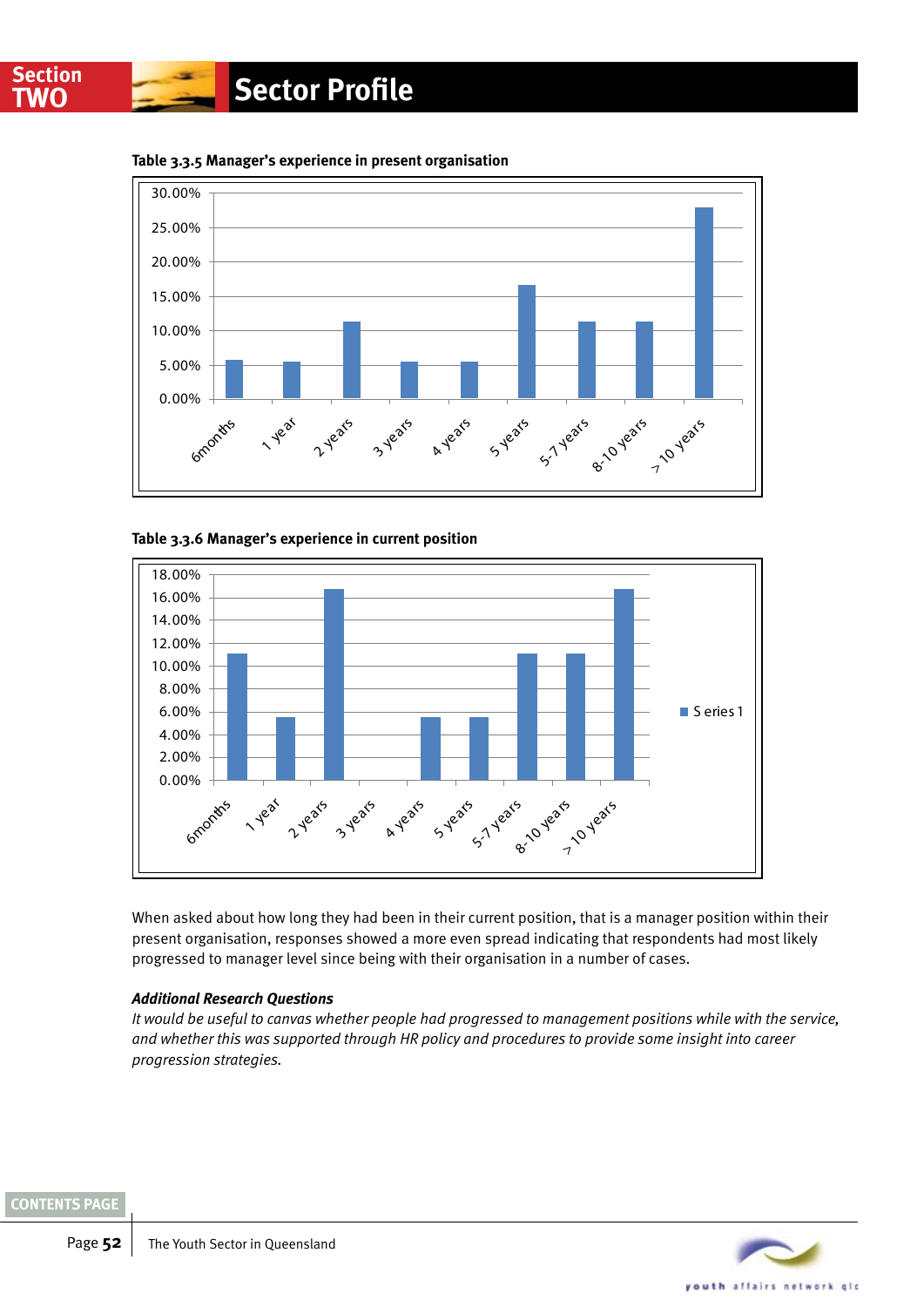**Table 3.3.5 Manager's experience in present organisation**

**Table 3.3.6 Manager's experience in current position**

When asked about how long they had been in their current position, that is a manager position within their present organisation, responses showed a more even spread indicating that respondents had most likely progressed to manager level since being with their organisation in a number of cases.

***Additional Research Questions***

*It would be useful to canvas whether people had progressed to management positions while with the service, and whether this was supported through HR policy and procedures to provide some insight into career progression strategies.*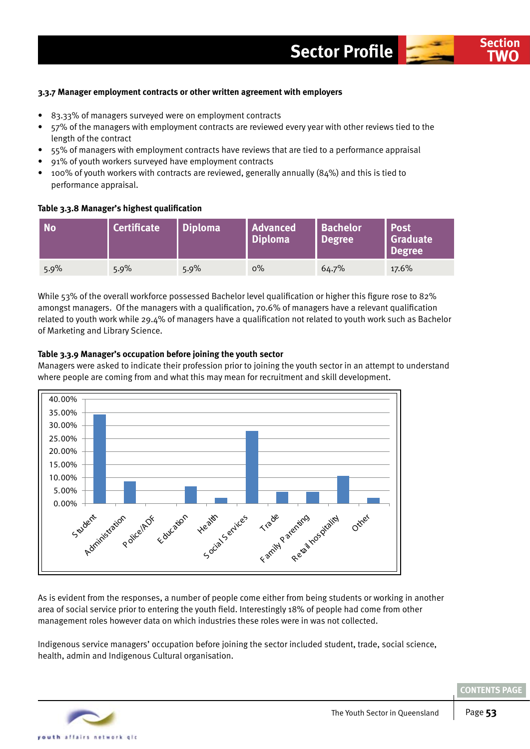### 3.3.7 Manager employment contracts or other written agreement with employers

- 83.33% of managers surveyed were on employment contracts
- 57% of the managers with employment contracts are reviewed every year with other reviews tied to the length of the contract
- 55% of managers with employment contracts have reviews that are tied to a performance appraisal
- 91% of youth workers surveyed have employment contracts
- 100% of youth workers with contracts are reviewed, generally annually (84%) and this is tied to performance appraisal.

**Table 3.3.8 Manager's highest qualification**

| No | Certificate | Diploma | Advanced Diploma | Bachelor Degree | Post Graduate Degree |
|---|---|---|---|---|---|
| 5.9% | 5.9% | 5.9% | 0% | 64.7% | 17.6% |

While 53% of the overall workforce possessed Bachelor level qualification or higher this figure rose to 82% amongst managers. Of the managers with a qualification, 70.6% of managers have a relevant qualification related to youth work while 29.4% of managers have a qualification not related to youth work such as Bachelor of Marketing and Library Science.

**Table 3.3.9 Manager's occupation before joining the youth sector**

Managers were asked to indicate their profession prior to joining the youth sector in an attempt to understand where people are coming from and what this may mean for recruitment and skill development.

As is evident from the responses, a number of people come either from being students or working in another area of social service prior to entering the youth field. Interestingly 18% of people had come from other management roles however data on which industries these roles were in was not collected.

Indigenous service managers' occupation before joining the sector included student, trade, social science, health, admin and Indigenous Cultural organisation.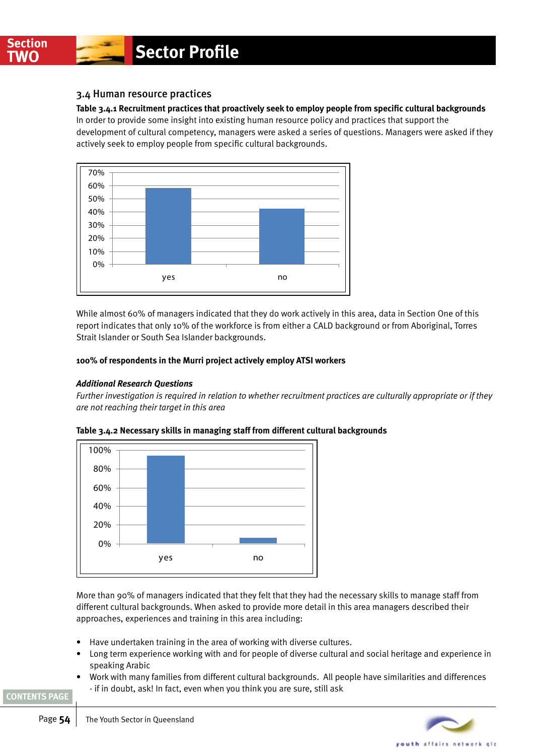## 3.4 Human resource practices

**Table 3.4.1 Recruitment practices that proactively seek to employ people from specific cultural backgrounds**

In order to provide some insight into existing human resource policy and practices that support the development of cultural competency, managers were asked a series of questions. Managers were asked if they actively seek to employ people from specific cultural backgrounds.

While almost 60% of managers indicated that they do work actively in this area, data in Section One of this report indicates that only 10% of the workforce is from either a CALD background or from Aboriginal, Torres Strait Islander or South Sea Islander backgrounds.

**100% of respondents in the Murri project actively employ ATSI workers**

***Additional Research Questions***

*Further investigation is required in relation to whether recruitment practices are culturally appropriate or if they are not reaching their target in this area*

**Table 3.4.2 Necessary skills in managing staff from different cultural backgrounds**

More than 90% of managers indicated that they felt that they had the necessary skills to manage staff from different cultural backgrounds. When asked to provide more detail in this area managers described their approaches, experiences and training in this area including:

- Have undertaken training in the area of working with diverse cultures.
- Long term experience working with and for people of diverse cultural and social heritage and experience in speaking Arabic
- Work with many families from different cultural backgrounds. All people have similarities and differences - if in doubt, ask! In fact, even when you think you are sure, still ask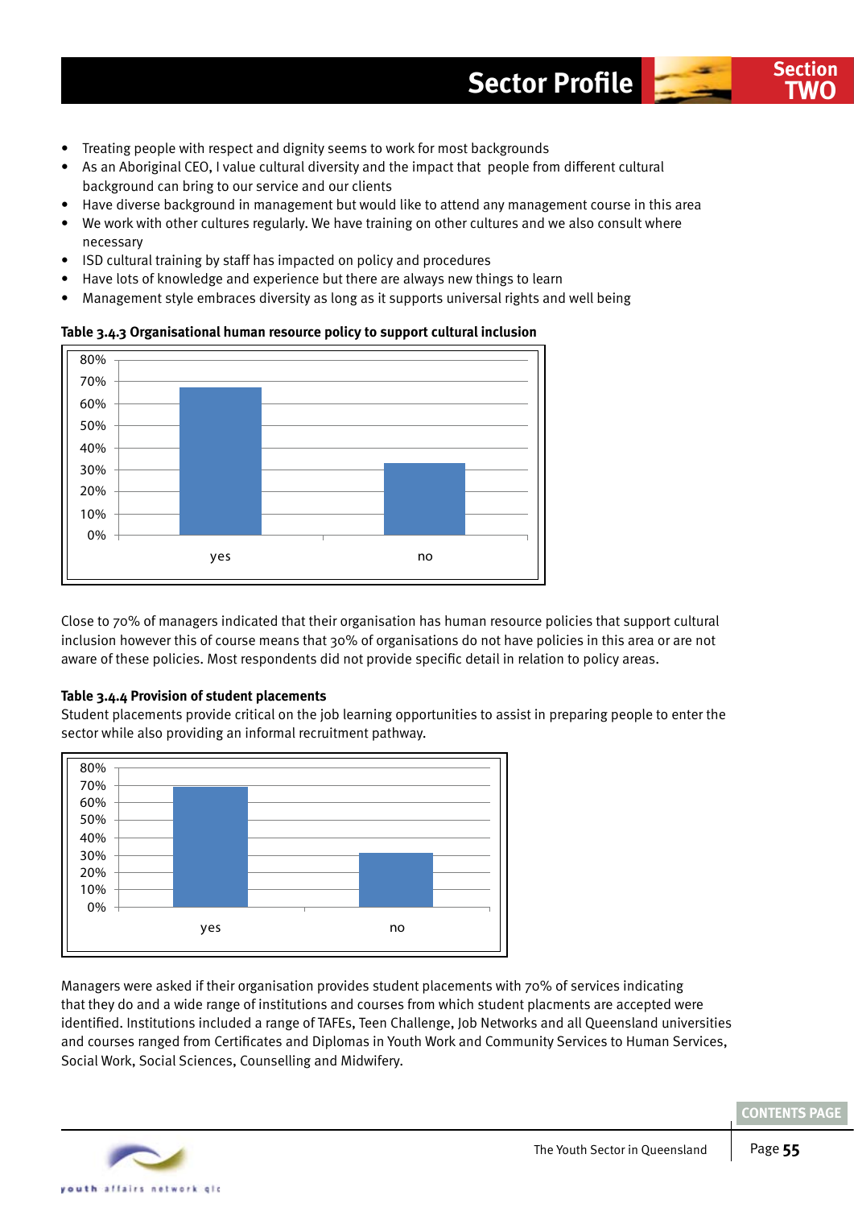- Treating people with respect and dignity seems to work for most backgrounds
- As an Aboriginal CEO, I value cultural diversity and the impact that people from different cultural background can bring to our service and our clients
- Have diverse background in management but would like to attend any management course in this area
- We work with other cultures regularly. We have training on other cultures and we also consult where necessary
- ISD cultural training by staff has impacted on policy and procedures
- Have lots of knowledge and experience but there are always new things to learn
- Management style embraces diversity as long as it supports universal rights and well being

**Table 3.4.3 Organisational human resource policy to support cultural inclusion**

Close to 70% of managers indicated that their organisation has human resource policies that support cultural inclusion however this of course means that 30% of organisations do not have policies in this area or are not aware of these policies. Most respondents did not provide specific detail in relation to policy areas.

**Table 3.4.4 Provision of student placements**

Student placements provide critical on the job learning opportunities to assist in preparing people to enter the sector while also providing an informal recruitment pathway.

Managers were asked if their organisation provides student placements with 70% of services indicating that they do and a wide range of institutions and courses from which student placments are accepted were identified. Institutions included a range of TAFEs, Teen Challenge, Job Networks and all Queensland universities and courses ranged from Certificates and Diplomas in Youth Work and Community Services to Human Services, Social Work, Social Sciences, Counselling and Midwifery.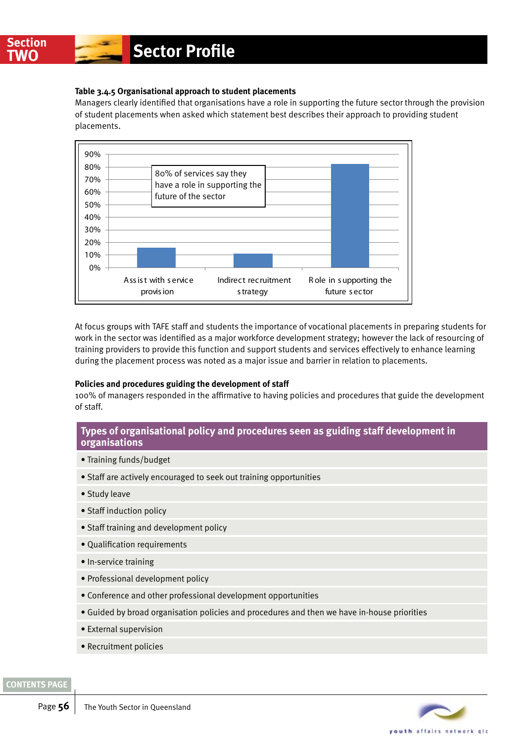**Table 3.4.5 Organisational approach to student placements**

Managers clearly identified that organisations have a role in supporting the future sector through the provision of student placements when asked which statement best describes their approach to providing student placements.

| Approach | Percentage |
|---|---|
| Assist with service provision | ~16% |
| Indirect recruitment strategy | ~11% |
| Role in supporting the future sector | ~82% |

80% of services say they have a role in supporting the future of the sector

At focus groups with TAFE staff and students the importance of vocational placements in preparing students for work in the sector was identified as a major workforce development strategy; however the lack of resourcing of training providers to provide this function and support students and services effectively to enhance learning during the placement process was noted as a major issue and barrier in relation to placements.

**Policies and procedures guiding the development of staff**

100% of managers responded in the affirmative to having policies and procedures that guide the development of staff.

| Types of organisational policy and procedures seen as guiding staff development in organisations |
|---|
| • Training funds/budget |
| • Staff are actively encouraged to seek out training opportunities |
| • Study leave |
| • Staff induction policy |
| • Staff training and development policy |
| • Qualification requirements |
| • In-service training |
| • Professional development policy |
| • Conference and other professional development opportunities |
| • Guided by broad organisation policies and procedures and then we have in-house priorities |
| • External supervision |
| • Recruitment policies |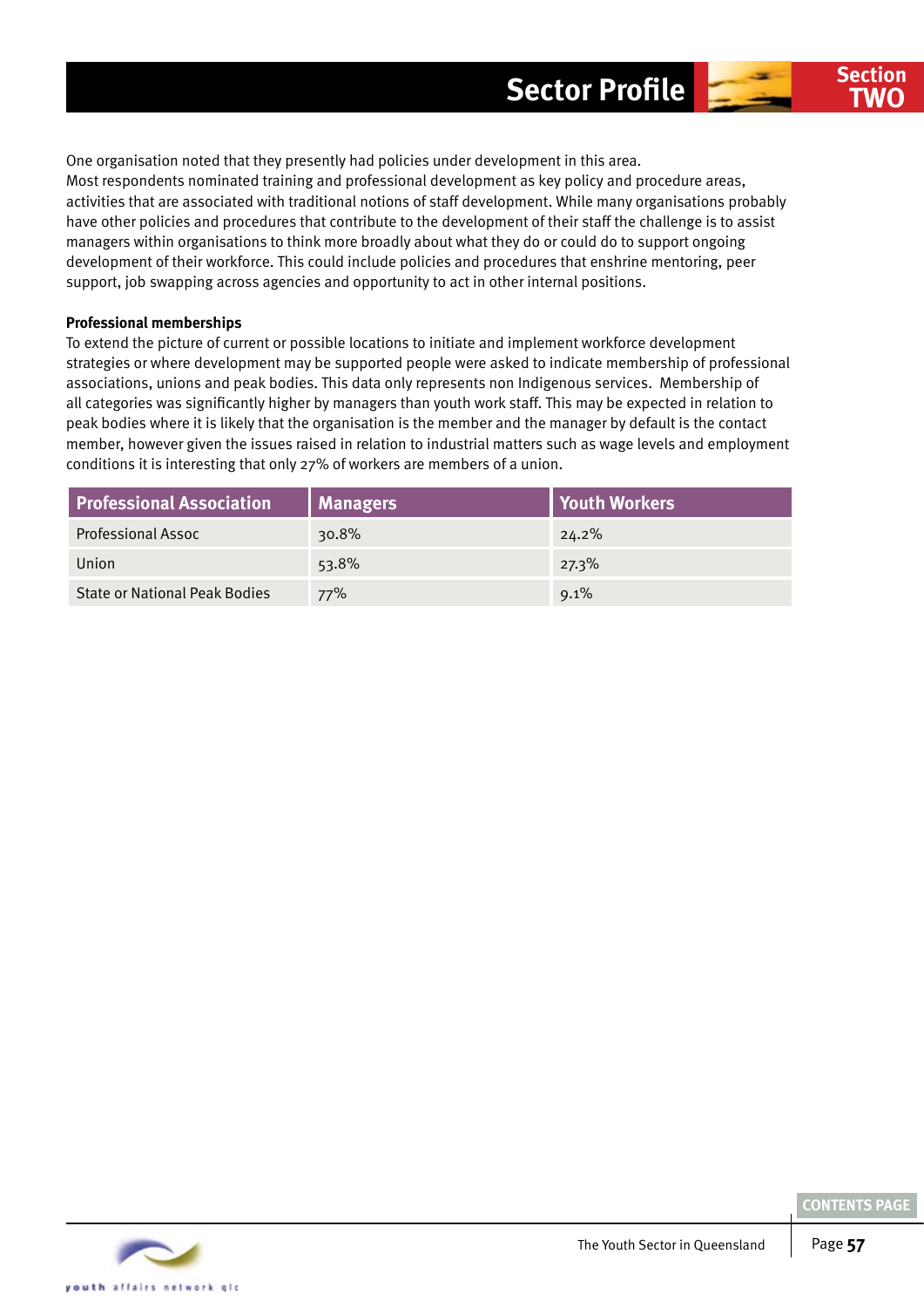One organisation noted that they presently had policies under development in this area.
Most respondents nominated training and professional development as key policy and procedure areas, activities that are associated with traditional notions of staff development. While many organisations probably have other policies and procedures that contribute to the development of their staff the challenge is to assist managers within organisations to think more broadly about what they do or could do to support ongoing development of their workforce. This could include policies and procedures that enshrine mentoring, peer support, job swapping across agencies and opportunity to act in other internal positions.

**Professional memberships**

To extend the picture of current or possible locations to initiate and implement workforce development strategies or where development may be supported people were asked to indicate membership of professional associations, unions and peak bodies. This data only represents non Indigenous services. Membership of all categories was significantly higher by managers than youth work staff. This may be expected in relation to peak bodies where it is likely that the organisation is the member and the manager by default is the contact member, however given the issues raised in relation to industrial matters such as wage levels and employment conditions it is interesting that only 27% of workers are members of a union.

| Professional Association | Managers | Youth Workers |
|---|---|---|
| Professional Assoc | 30.8% | 24.2% |
| Union | 53.8% | 27.3% |
| State or National Peak Bodies | 77% | 9.1% |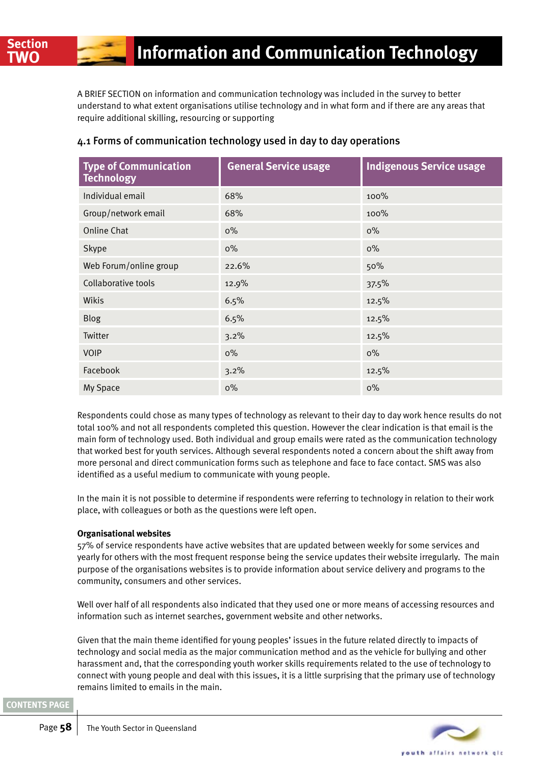# Information and Communication Technology

A BRIEF SECTION on information and communication technology was included in the survey to better understand to what extent organisations utilise technology and in what form and if there are any areas that require additional skilling, resourcing or supporting

## 4.1 Forms of communication technology used in day to day operations

| Type of Communication Technology | General Service usage | Indigenous Service usage |
|---|---|---|
| Individual email | 68% | 100% |
| Group/network email | 68% | 100% |
| Online Chat | 0% | 0% |
| Skype | 0% | 0% |
| Web Forum/online group | 22.6% | 50% |
| Collaborative tools | 12.9% | 37.5% |
| Wikis | 6.5% | 12.5% |
| Blog | 6.5% | 12.5% |
| Twitter | 3.2% | 12.5% |
| VOIP | 0% | 0% |
| Facebook | 3.2% | 12.5% |
| My Space | 0% | 0% |

Respondents could chose as many types of technology as relevant to their day to day work hence results do not total 100% and not all respondents completed this question. However the clear indication is that email is the main form of technology used. Both individual and group emails were rated as the communication technology that worked best for youth services. Although several respondents noted a concern about the shift away from more personal and direct communication forms such as telephone and face to face contact. SMS was also identified as a useful medium to communicate with young people.

In the main it is not possible to determine if respondents were referring to technology in relation to their work place, with colleagues or both as the questions were left open.

**Organisational websites**

57% of service respondents have active websites that are updated between weekly for some services and yearly for others with the most frequent response being the service updates their website irregularly. The main purpose of the organisations websites is to provide information about service delivery and programs to the community, consumers and other services.

Well over half of all respondents also indicated that they used one or more means of accessing resources and information such as internet searches, government website and other networks.

Given that the main theme identified for young peoples' issues in the future related directly to impacts of technology and social media as the major communication method and as the vehicle for bullying and other harassment and, that the corresponding youth worker skills requirements related to the use of technology to connect with young people and deal with this issues, it is a little surprising that the primary use of technology remains limited to emails in the main.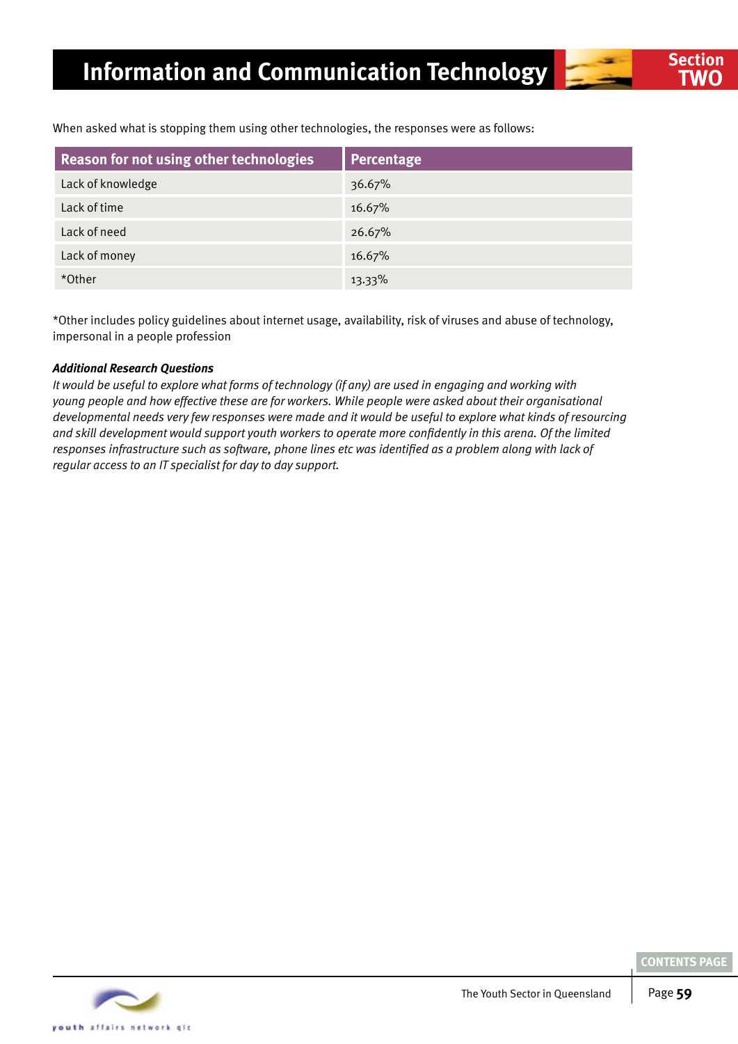When asked what is stopping them using other technologies, the responses were as follows:

| Reason for not using other technologies | Percentage |
|---|---|
| Lack of knowledge | 36.67% |
| Lack of time | 16.67% |
| Lack of need | 26.67% |
| Lack of money | 16.67% |
| *Other | 13.33% |

*Other includes policy guidelines about internet usage, availability, risk of viruses and abuse of technology, impersonal in a people profession

***Additional Research Questions***

*It would be useful to explore what forms of technology (if any) are used in engaging and working with young people and how effective these are for workers. While people were asked about their organisational developmental needs very few responses were made and it would be useful to explore what kinds of resourcing and skill development would support youth workers to operate more confidently in this arena. Of the limited responses infrastructure such as software, phone lines etc was identified as a problem along with lack of regular access to an IT specialist for day to day support.*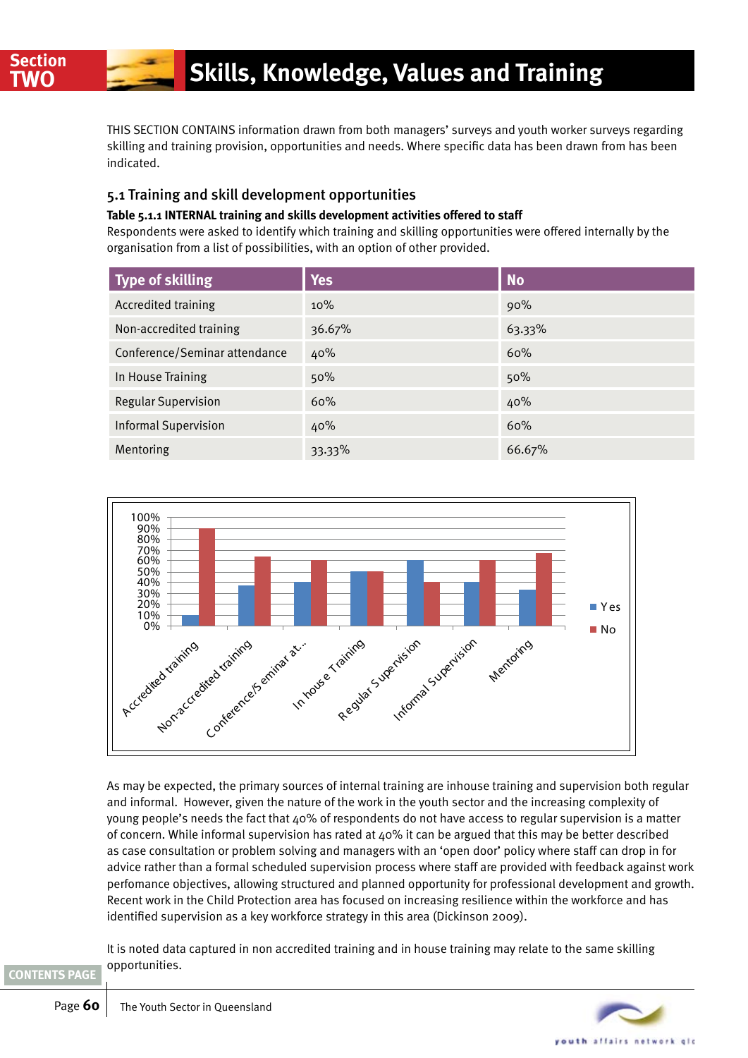# Section TWO — Skills, Knowledge, Values and Training

THIS SECTION CONTAINS information drawn from both managers' surveys and youth worker surveys regarding skilling and training provision, opportunities and needs. Where specific data has been drawn from has been indicated.

## 5.1 Training and skill development opportunities

**Table 5.1.1 INTERNAL training and skills development activities offered to staff**

Respondents were asked to identify which training and skilling opportunities were offered internally by the organisation from a list of possibilities, with an option of other provided.

| Type of skilling | Yes | No |
|---|---|---|
| Accredited training | 10% | 90% |
| Non-accredited training | 36.67% | 63.33% |
| Conference/Seminar attendance | 40% | 60% |
| In House Training | 50% | 50% |
| Regular Supervision | 60% | 40% |
| Informal Supervision | 40% | 60% |
| Mentoring | 33.33% | 66.67% |

As may be expected, the primary sources of internal training are inhouse training and supervision both regular and informal. However, given the nature of the work in the youth sector and the increasing complexity of young people's needs the fact that 40% of respondents do not have access to regular supervision is a matter of concern. While informal supervision has rated at 40% it can be argued that this may be better described as case consultation or problem solving and managers with an 'open door' policy where staff can drop in for advice rather than a formal scheduled supervision process where staff are provided with feedback against work perfomance objectives, allowing structured and planned opportunity for professional development and growth. Recent work in the Child Protection area has focused on increasing resilience within the workforce and has identified supervision as a key workforce strategy in this area (Dickinson 2009).

It is noted data captured in non accredited training and in house training may relate to the same skilling opportunities.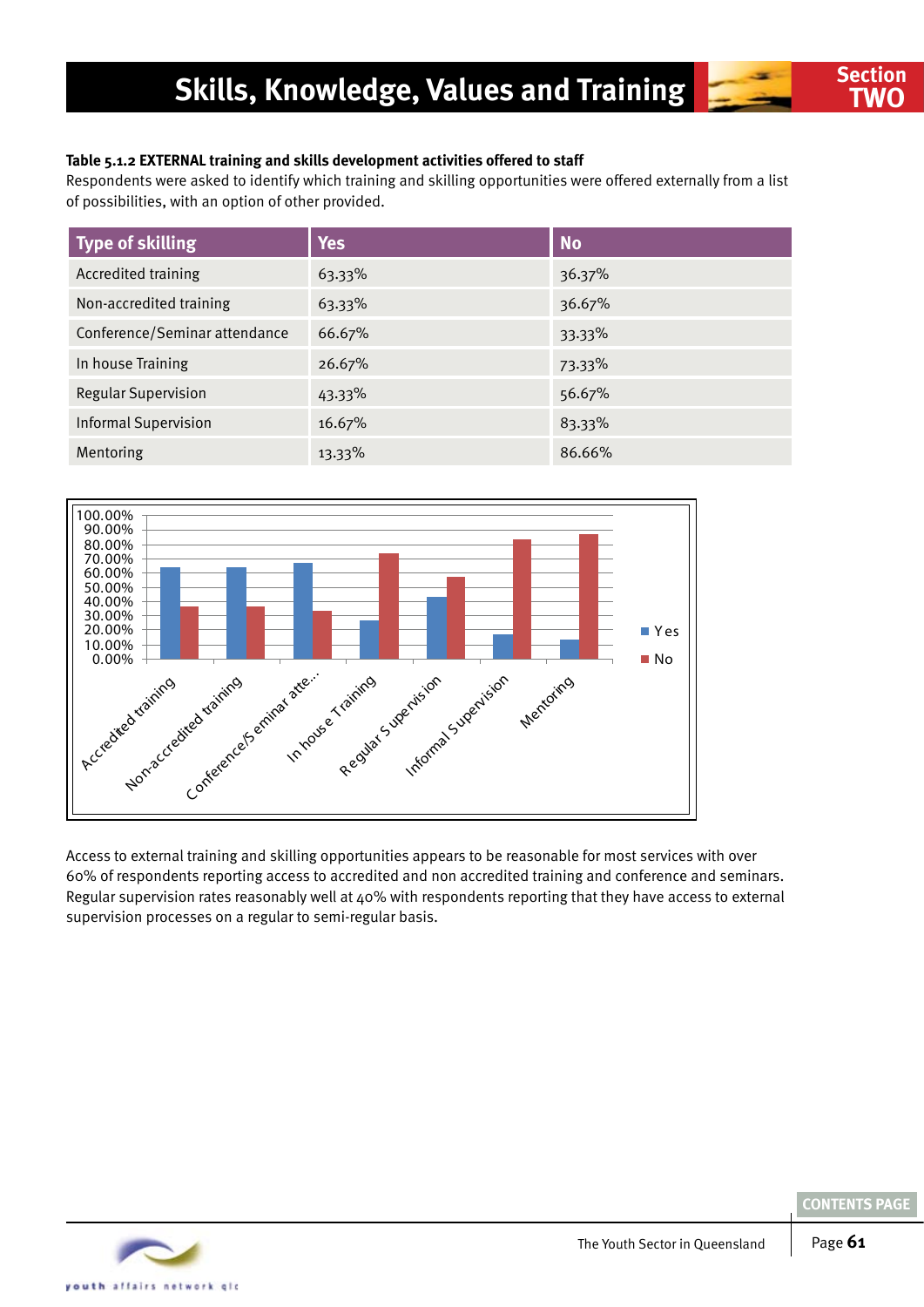**Table 5.1.2 EXTERNAL training and skills development activities offered to staff**

Respondents were asked to identify which training and skilling opportunities were offered externally from a list of possibilities, with an option of other provided.

| Type of skilling | Yes | No |
|---|---|---|
| Accredited training | 63.33% | 36.37% |
| Non-accredited training | 63.33% | 36.67% |
| Conference/Seminar attendance | 66.67% | 33.33% |
| In house Training | 26.67% | 73.33% |
| Regular Supervision | 43.33% | 56.67% |
| Informal Supervision | 16.67% | 83.33% |
| Mentoring | 13.33% | 86.66% |

Access to external training and skilling opportunities appears to be reasonable for most services with over 60% of respondents reporting access to accredited and non accredited training and conference and seminars. Regular supervision rates reasonably well at 40% with respondents reporting that they have access to external supervision processes on a regular to semi-regular basis.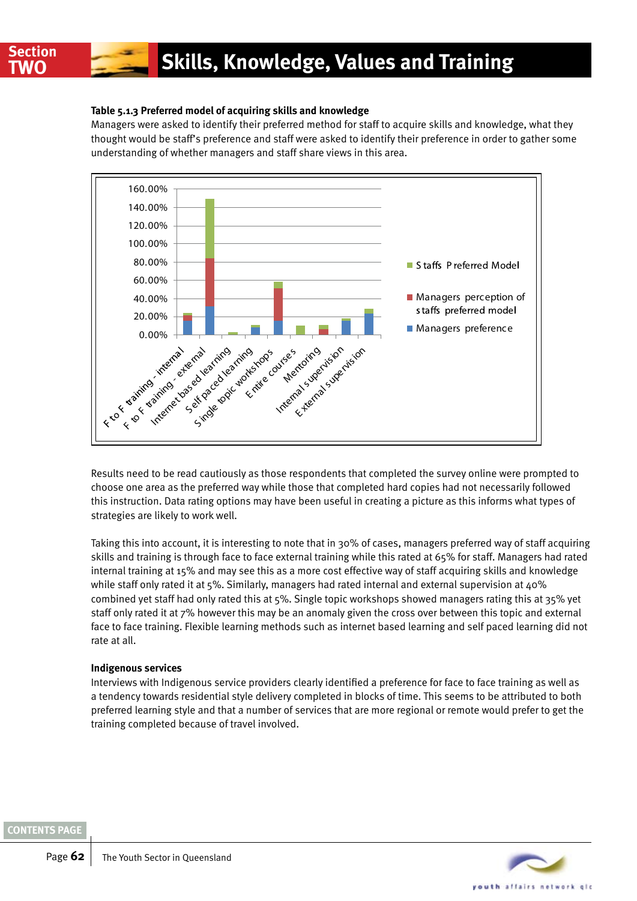**Table 5.1.3 Preferred model of acquiring skills and knowledge**

Managers were asked to identify their preferred method for staff to acquire skills and knowledge, what they thought would be staff's preference and staff were asked to identify their preference in order to gather some understanding of whether managers and staff share views in this area.

Results need to be read cautiously as those respondents that completed the survey online were prompted to choose one area as the preferred way while those that completed hard copies had not necessarily followed this instruction. Data rating options may have been useful in creating a picture as this informs what types of strategies are likely to work well.

Taking this into account, it is interesting to note that in 30% of cases, managers preferred way of staff acquiring skills and training is through face to face external training while this rated at 65% for staff. Managers had rated internal training at 15% and may see this as a more cost effective way of staff acquiring skills and knowledge while staff only rated it at 5%. Similarly, managers had rated internal and external supervision at 40% combined yet staff had only rated this at 5%. Single topic workshops showed managers rating this at 35% yet staff only rated it at 7% however this may be an anomaly given the cross over between this topic and external face to face training. Flexible learning methods such as internet based learning and self paced learning did not rate at all.

**Indigenous services**

Interviews with Indigenous service providers clearly identified a preference for face to face training as well as a tendency towards residential style delivery completed in blocks of time. This seems to be attributed to both preferred learning style and that a number of services that are more regional or remote would prefer to get the training completed because of travel involved.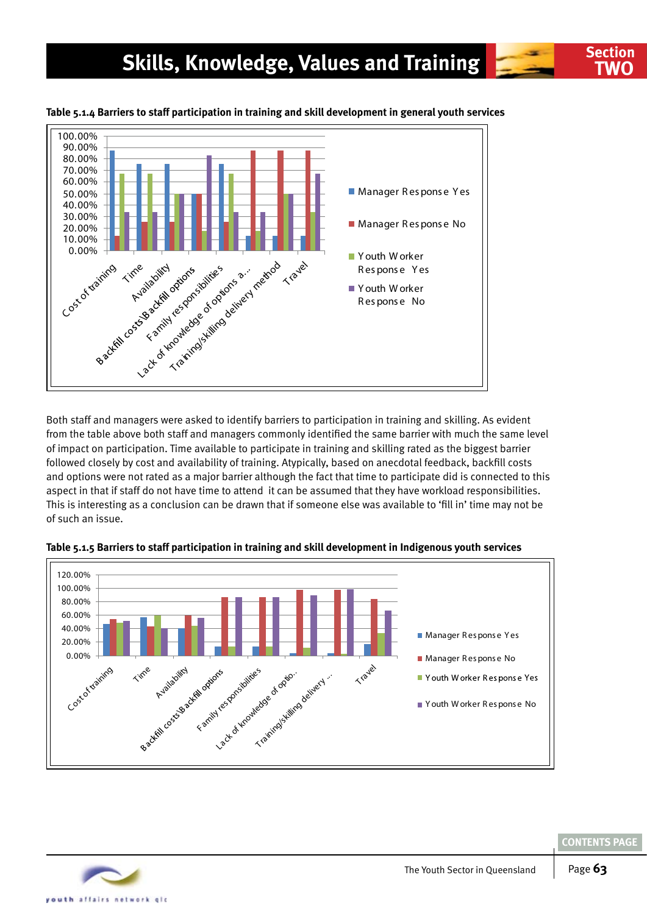## Skills, Knowledge, Values and Training

**Table 5.1.4 Barriers to staff participation in training and skill development in general youth services**

Both staff and managers were asked to identify barriers to participation in training and skilling. As evident from the table above both staff and managers commonly identified the same barrier with much the same level of impact on participation. Time available to participate in training and skilling rated as the biggest barrier followed closely by cost and availability of training. Atypically, based on anecdotal feedback, backfill costs and options were not rated as a major barrier although the fact that time to participate did is connected to this aspect in that if staff do not have time to attend it can be assumed that they have workload responsibilities. This is interesting as a conclusion can be drawn that if someone else was available to 'fill in' time may not be of such an issue.

**Table 5.1.5 Barriers to staff participation in training and skill development in Indigenous youth services**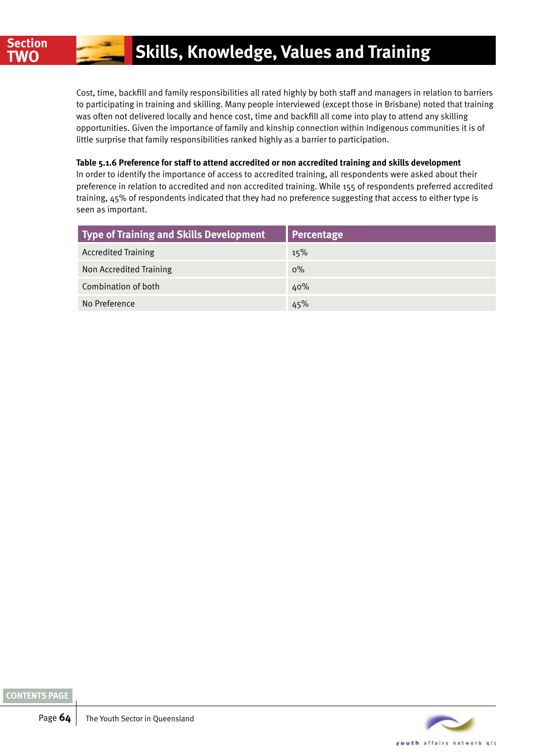Cost, time, backfill and family responsibilities all rated highly by both staff and managers in relation to barriers to participating in training and skilling. Many people interviewed (except those in Brisbane) noted that training was often not delivered locally and hence cost, time and backfill all come into play to attend any skilling opportunities. Given the importance of family and kinship connection within Indigenous communities it is of little surprise that family responsibilities ranked highly as a barrier to participation.

**Table 5.1.6 Preference for staff to attend accredited or non accredited training and skills development**

In order to identify the importance of access to accredited training, all respondents were asked about their preference in relation to accredited and non accredited training. While 155 of respondents preferred accredited training, 45% of respondents indicated that they had no preference suggesting that access to either type is seen as important.

| Type of Training and Skills Development | Percentage |
|---|---|
| Accredited Training | 15% |
| Non Accredited Training | 0% |
| Combination of both | 40% |
| No Preference | 45% |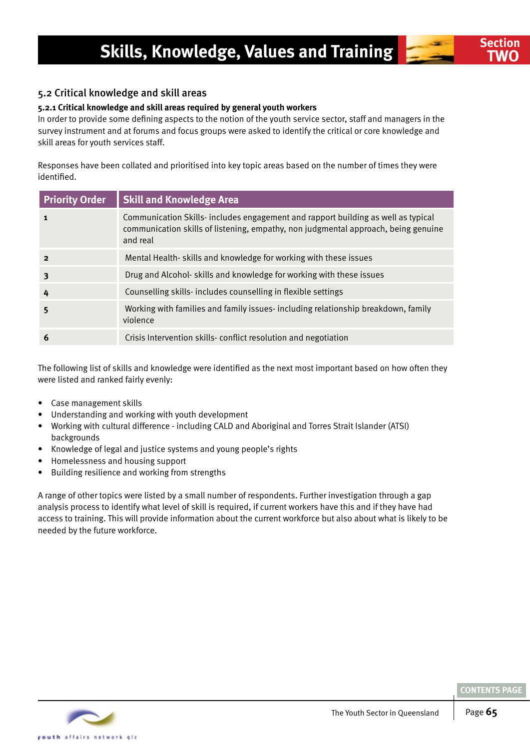## 5.2 Critical knowledge and skill areas

### 5.2.1 Critical knowledge and skill areas required by general youth workers

In order to provide some defining aspects to the notion of the youth service sector, staff and managers in the survey instrument and at forums and focus groups were asked to identify the critical or core knowledge and skill areas for youth services staff.

Responses have been collated and prioritised into key topic areas based on the number of times they were identified.

| Priority Order | Skill and Knowledge Area |
|---|---|
| 1 | Communication Skills- includes engagement and rapport building as well as typical communication skills of listening, empathy, non judgmental approach, being genuine and real |
| 2 | Mental Health- skills and knowledge for working with these issues |
| 3 | Drug and Alcohol- skills and knowledge for working with these issues |
| 4 | Counselling skills- includes counselling in flexible settings |
| 5 | Working with families and family issues- including relationship breakdown, family violence |
| 6 | Crisis Intervention skills- conflict resolution and negotiation |

The following list of skills and knowledge were identified as the next most important based on how often they were listed and ranked fairly evenly:

- Case management skills
- Understanding and working with youth development
- Working with cultural difference - including CALD and Aboriginal and Torres Strait Islander (ATSI) backgrounds
- Knowledge of legal and justice systems and young people's rights
- Homelessness and housing support
- Building resilience and working from strengths

A range of other topics were listed by a small number of respondents. Further investigation through a gap analysis process to identify what level of skill is required, if current workers have this and if they have had access to training. This will provide information about the current workforce but also about what is likely to be needed by the future workforce.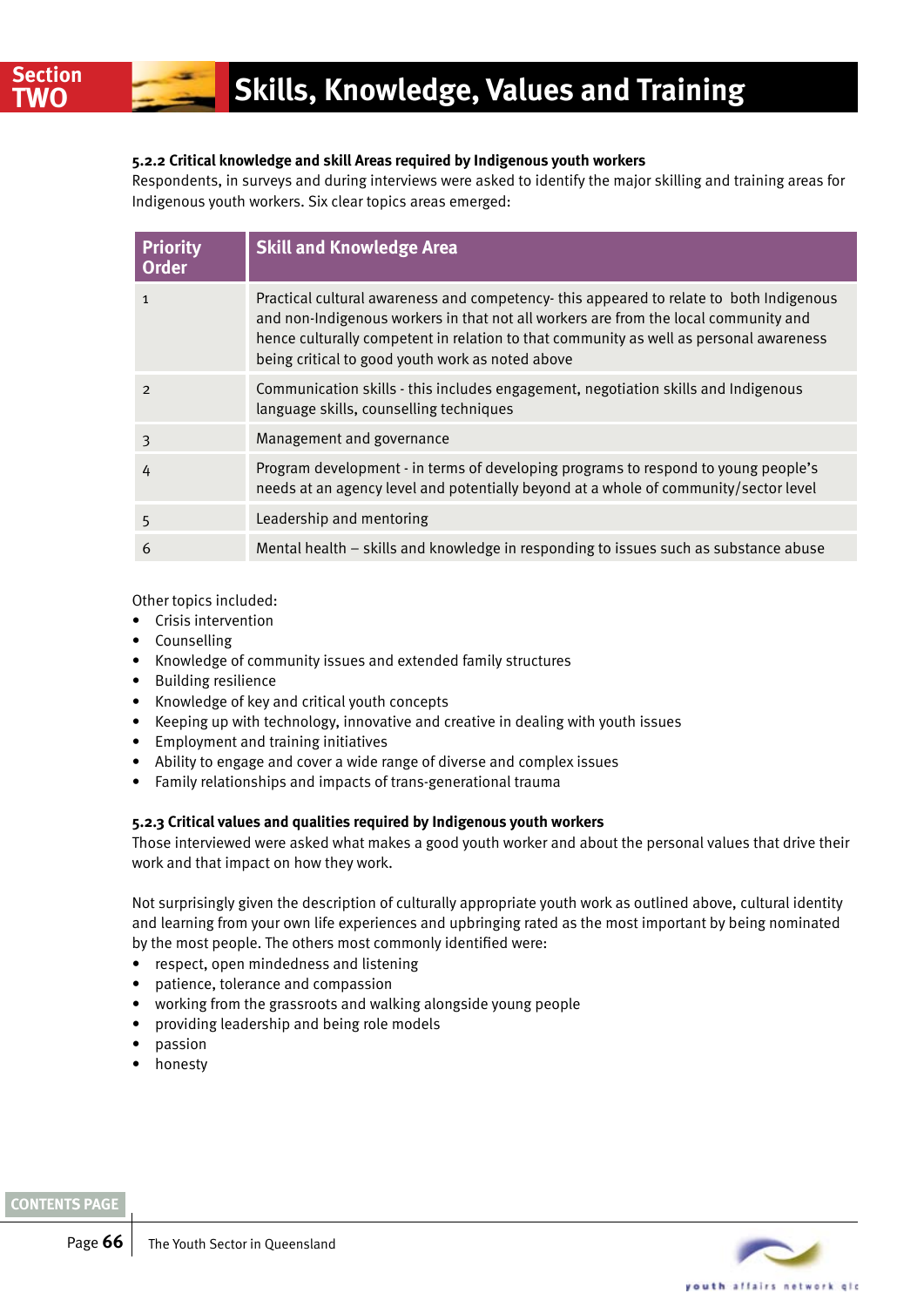#### 5.2.2 Critical knowledge and skill Areas required by Indigenous youth workers

Respondents, in surveys and during interviews were asked to identify the major skilling and training areas for Indigenous youth workers. Six clear topics areas emerged:

| Priority Order | Skill and Knowledge Area |
|---|---|
| 1 | Practical cultural awareness and competency- this appeared to relate to both Indigenous and non-Indigenous workers in that not all workers are from the local community and hence culturally competent in relation to that community as well as personal awareness being critical to good youth work as noted above |
| 2 | Communication skills - this includes engagement, negotiation skills and Indigenous language skills, counselling techniques |
| 3 | Management and governance |
| 4 | Program development - in terms of developing programs to respond to young people's needs at an agency level and potentially beyond at a whole of community/sector level |
| 5 | Leadership and mentoring |
| 6 | Mental health – skills and knowledge in responding to issues such as substance abuse |

Other topics included:

- Crisis intervention
- Counselling
- Knowledge of community issues and extended family structures
- Building resilience
- Knowledge of key and critical youth concepts
- Keeping up with technology, innovative and creative in dealing with youth issues
- Employment and training initiatives
- Ability to engage and cover a wide range of diverse and complex issues
- Family relationships and impacts of trans-generational trauma

#### 5.2.3 Critical values and qualities required by Indigenous youth workers

Those interviewed were asked what makes a good youth worker and about the personal values that drive their work and that impact on how they work.

Not surprisingly given the description of culturally appropriate youth work as outlined above, cultural identity and learning from your own life experiences and upbringing rated as the most important by being nominated by the most people. The others most commonly identified were:

- respect, open mindedness and listening
- patience, tolerance and compassion
- working from the grassroots and walking alongside young people
- providing leadership and being role models
- passion
- honesty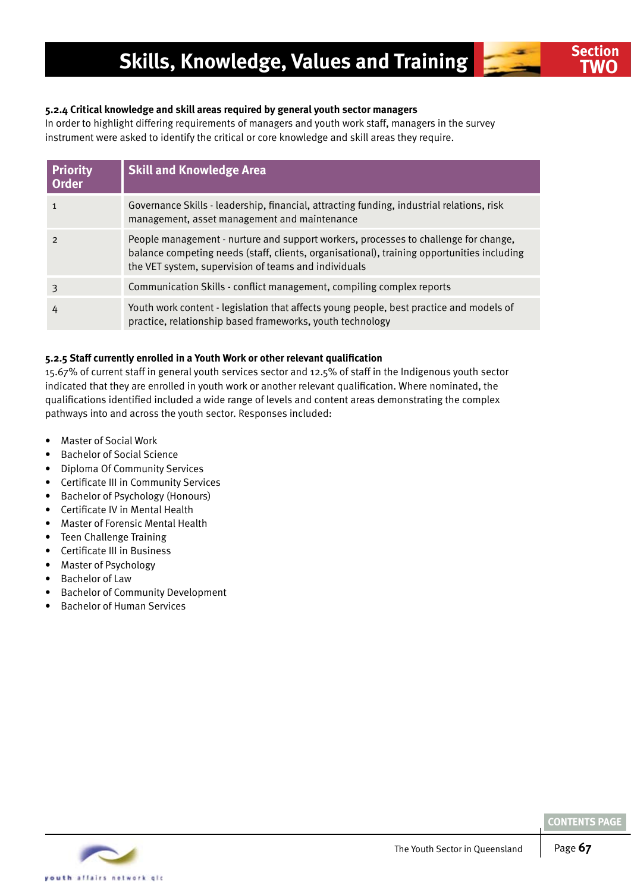#### 5.2.4 Critical knowledge and skill areas required by general youth sector managers

In order to highlight differing requirements of managers and youth work staff, managers in the survey instrument were asked to identify the critical or core knowledge and skill areas they require.

| Priority Order | Skill and Knowledge Area |
|---|---|
| 1 | Governance Skills - leadership, financial, attracting funding, industrial relations, risk management, asset management and maintenance |
| 2 | People management - nurture and support workers, processes to challenge for change, balance competing needs (staff, clients, organisational), training opportunities including the VET system, supervision of teams and individuals |
| 3 | Communication Skills - conflict management, compiling complex reports |
| 4 | Youth work content - legislation that affects young people, best practice and models of practice, relationship based frameworks, youth technology |

#### 5.2.5 Staff currently enrolled in a Youth Work or other relevant qualification

15.67% of current staff in general youth services sector and 12.5% of staff in the Indigenous youth sector indicated that they are enrolled in youth work or another relevant qualification. Where nominated, the qualifications identified included a wide range of levels and content areas demonstrating the complex pathways into and across the youth sector. Responses included:

- Master of Social Work
- Bachelor of Social Science
- Diploma Of Community Services
- Certificate III in Community Services
- Bachelor of Psychology (Honours)
- Certificate IV in Mental Health
- Master of Forensic Mental Health
- Teen Challenge Training
- Certificate III in Business
- Master of Psychology
- Bachelor of Law
- Bachelor of Community Development
- Bachelor of Human Services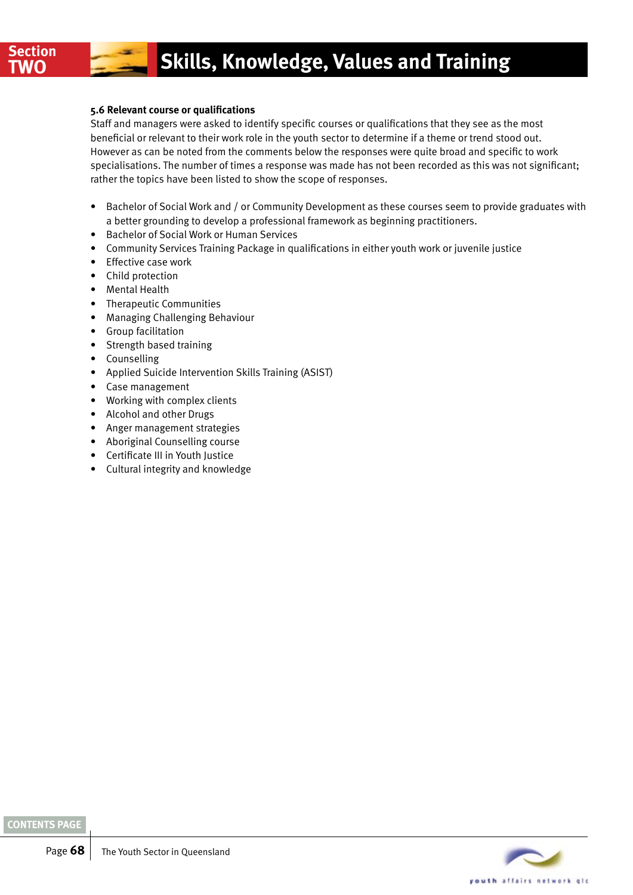### 5.6 Relevant course or qualifications

Staff and managers were asked to identify specific courses or qualifications that they see as the most beneficial or relevant to their work role in the youth sector to determine if a theme or trend stood out. However as can be noted from the comments below the responses were quite broad and specific to work specialisations. The number of times a response was made has not been recorded as this was not significant; rather the topics have been listed to show the scope of responses.

- Bachelor of Social Work and / or Community Development as these courses seem to provide graduates with a better grounding to develop a professional framework as beginning practitioners.
- Bachelor of Social Work or Human Services
- Community Services Training Package in qualifications in either youth work or juvenile justice
- Effective case work
- Child protection
- Mental Health
- Therapeutic Communities
- Managing Challenging Behaviour
- Group facilitation
- Strength based training
- Counselling
- Applied Suicide Intervention Skills Training (ASIST)
- Case management
- Working with complex clients
- Alcohol and other Drugs
- Anger management strategies
- Aboriginal Counselling course
- Certificate III in Youth Justice
- Cultural integrity and knowledge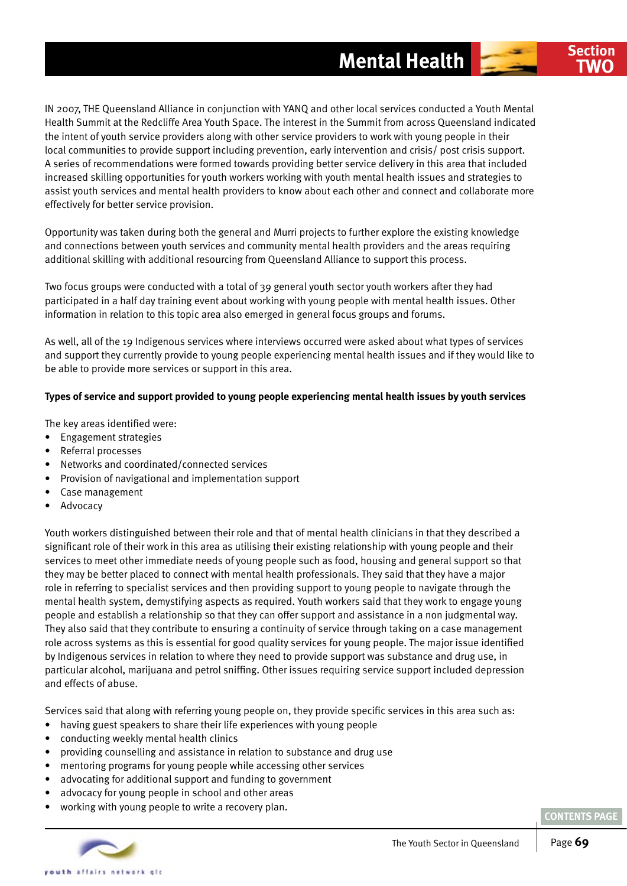# Mental Health

IN 2007, THE Queensland Alliance in conjunction with YANQ and other local services conducted a Youth Mental Health Summit at the Redcliffe Area Youth Space. The interest in the Summit from across Queensland indicated the intent of youth service providers along with other service providers to work with young people in their local communities to provide support including prevention, early intervention and crisis/ post crisis support. A series of recommendations were formed towards providing better service delivery in this area that included increased skilling opportunities for youth workers working with youth mental health issues and strategies to assist youth services and mental health providers to know about each other and connect and collaborate more effectively for better service provision.

Opportunity was taken during both the general and Murri projects to further explore the existing knowledge and connections between youth services and community mental health providers and the areas requiring additional skilling with additional resourcing from Queensland Alliance to support this process.

Two focus groups were conducted with a total of 39 general youth sector youth workers after they had participated in a half day training event about working with young people with mental health issues. Other information in relation to this topic area also emerged in general focus groups and forums.

As well, all of the 19 Indigenous services where interviews occurred were asked about what types of services and support they currently provide to young people experiencing mental health issues and if they would like to be able to provide more services or support in this area.

**Types of service and support provided to young people experiencing mental health issues by youth services**

The key areas identified were:

- Engagement strategies
- Referral processes
- Networks and coordinated/connected services
- Provision of navigational and implementation support
- Case management
- Advocacy

Youth workers distinguished between their role and that of mental health clinicians in that they described a significant role of their work in this area as utilising their existing relationship with young people and their services to meet other immediate needs of young people such as food, housing and general support so that they may be better placed to connect with mental health professionals. They said that they have a major role in referring to specialist services and then providing support to young people to navigate through the mental health system, demystifying aspects as required. Youth workers said that they work to engage young people and establish a relationship so that they can offer support and assistance in a non judgmental way. They also said that they contribute to ensuring a continuity of service through taking on a case management role across systems as this is essential for good quality services for young people. The major issue identified by Indigenous services in relation to where they need to provide support was substance and drug use, in particular alcohol, marijuana and petrol sniffing. Other issues requiring service support included depression and effects of abuse.

Services said that along with referring young people on, they provide specific services in this area such as:

- having guest speakers to share their life experiences with young people
- conducting weekly mental health clinics
- providing counselling and assistance in relation to substance and drug use
- mentoring programs for young people while accessing other services
- advocating for additional support and funding to government
- advocacy for young people in school and other areas
- working with young people to write a recovery plan.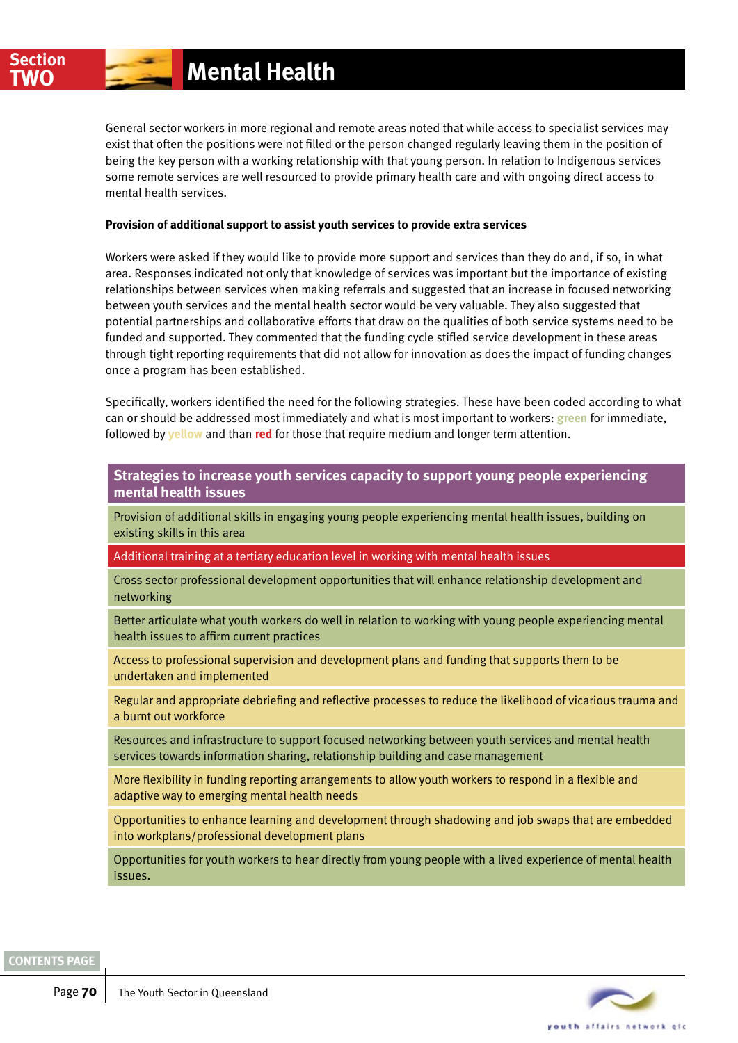# Mental Health

General sector workers in more regional and remote areas noted that while access to specialist services may exist that often the positions were not filled or the person changed regularly leaving them in the position of being the key person with a working relationship with that young person. In relation to Indigenous services some remote services are well resourced to provide primary health care and with ongoing direct access to mental health services.

**Provision of additional support to assist youth services to provide extra services**

Workers were asked if they would like to provide more support and services than they do and, if so, in what area. Responses indicated not only that knowledge of services was important but the importance of existing relationships between services when making referrals and suggested that an increase in focused networking between youth services and the mental health sector would be very valuable. They also suggested that potential partnerships and collaborative efforts that draw on the qualities of both service systems need to be funded and supported. They commented that the funding cycle stifled service development in these areas through tight reporting requirements that did not allow for innovation as does the impact of funding changes once a program has been established.

Specifically, workers identified the need for the following strategies. These have been coded according to what can or should be addressed most immediately and what is most important to workers: **green** for immediate, followed by **yellow** and than **red** for those that require medium and longer term attention.

| Strategies to increase youth services capacity to support young people experiencing mental health issues |
|---|
| Provision of additional skills in engaging young people experiencing mental health issues, building on existing skills in this area (green) |
| Additional training at a tertiary education level in working with mental health issues (red) |
| Cross sector professional development opportunities that will enhance relationship development and networking (green) |
| Better articulate what youth workers do well in relation to working with young people experiencing mental health issues to affirm current practices (green) |
| Access to professional supervision and development plans and funding that supports them to be undertaken and implemented (yellow) |
| Regular and appropriate debriefing and reflective processes to reduce the likelihood of vicarious trauma and a burnt out workforce (yellow) |
| Resources and infrastructure to support focused networking between youth services and mental health services towards information sharing, relationship building and case management (green) |
| More flexibility in funding reporting arrangements to allow youth workers to respond in a flexible and adaptive way to emerging mental health needs (yellow) |
| Opportunities to enhance learning and development through shadowing and job swaps that are embedded into workplans/professional development plans (yellow) |
| Opportunities for youth workers to hear directly from young people with a lived experience of mental health issues. (green) |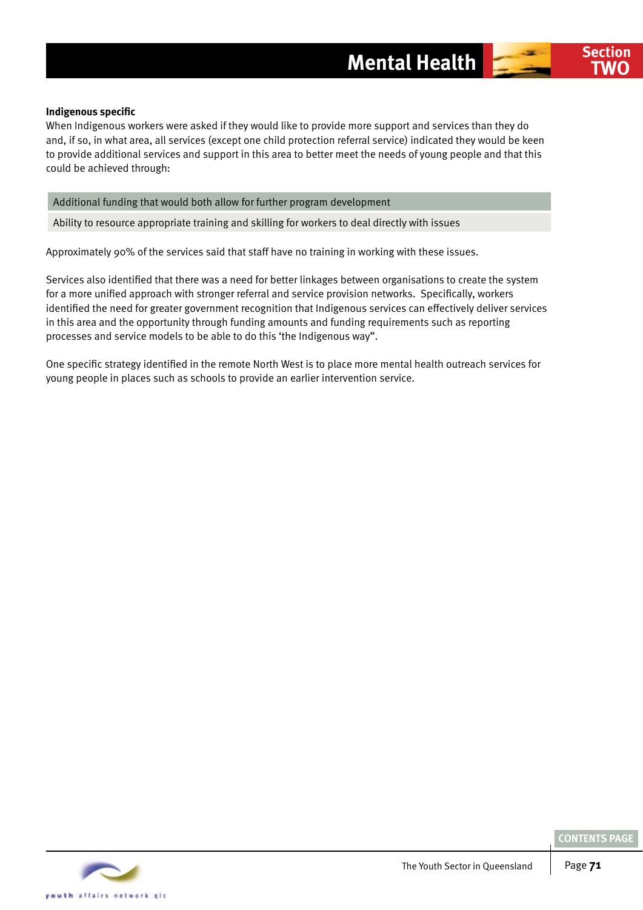### Indigenous specific

When Indigenous workers were asked if they would like to provide more support and services than they do and, if so, in what area, all services (except one child protection referral service) indicated they would be keen to provide additional services and support in this area to better meet the needs of young people and that this could be achieved through:

| Additional funding that would both allow for further program development |
|---|
| Ability to resource appropriate training and skilling for workers to deal directly with issues |

Approximately 90% of the services said that staff have no training in working with these issues.

Services also identified that there was a need for better linkages between organisations to create the system for a more unified approach with stronger referral and service provision networks. Specifically, workers identified the need for greater government recognition that Indigenous services can effectively deliver services in this area and the opportunity through funding amounts and funding requirements such as reporting processes and service models to be able to do this 'the Indigenous way".

One specific strategy identified in the remote North West is to place more mental health outreach services for young people in places such as schools to provide an earlier intervention service.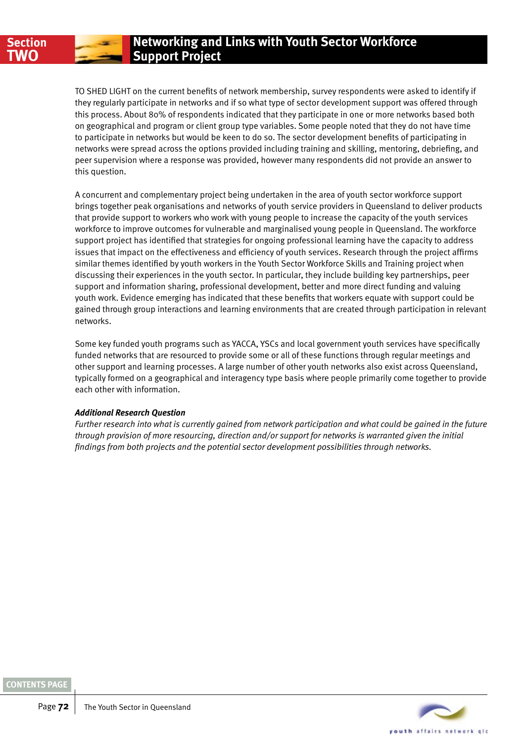## Networking and Links with Youth Sector Workforce Support Project

TO SHED LIGHT on the current benefits of network membership, survey respondents were asked to identify if they regularly participate in networks and if so what type of sector development support was offered through this process. About 80% of respondents indicated that they participate in one or more networks based both on geographical and program or client group type variables. Some people noted that they do not have time to participate in networks but would be keen to do so. The sector development benefits of participating in networks were spread across the options provided including training and skilling, mentoring, debriefing, and peer supervision where a response was provided, however many respondents did not provide an answer to this question.

A concurrent and complementary project being undertaken in the area of youth sector workforce support brings together peak organisations and networks of youth service providers in Queensland to deliver products that provide support to workers who work with young people to increase the capacity of the youth services workforce to improve outcomes for vulnerable and marginalised young people in Queensland. The workforce support project has identified that strategies for ongoing professional learning have the capacity to address issues that impact on the effectiveness and efficiency of youth services. Research through the project affirms similar themes identified by youth workers in the Youth Sector Workforce Skills and Training project when discussing their experiences in the youth sector. In particular, they include building key partnerships, peer support and information sharing, professional development, better and more direct funding and valuing youth work. Evidence emerging has indicated that these benefits that workers equate with support could be gained through group interactions and learning environments that are created through participation in relevant networks.

Some key funded youth programs such as YACCA, YSCs and local government youth services have specifically funded networks that are resourced to provide some or all of these functions through regular meetings and other support and learning processes. A large number of other youth networks also exist across Queensland, typically formed on a geographical and interagency type basis where people primarily come together to provide each other with information.

***Additional Research Question***

*Further research into what is currently gained from network participation and what could be gained in the future through provision of more resourcing, direction and/or support for networks is warranted given the initial findings from both projects and the potential sector development possibilities through networks.*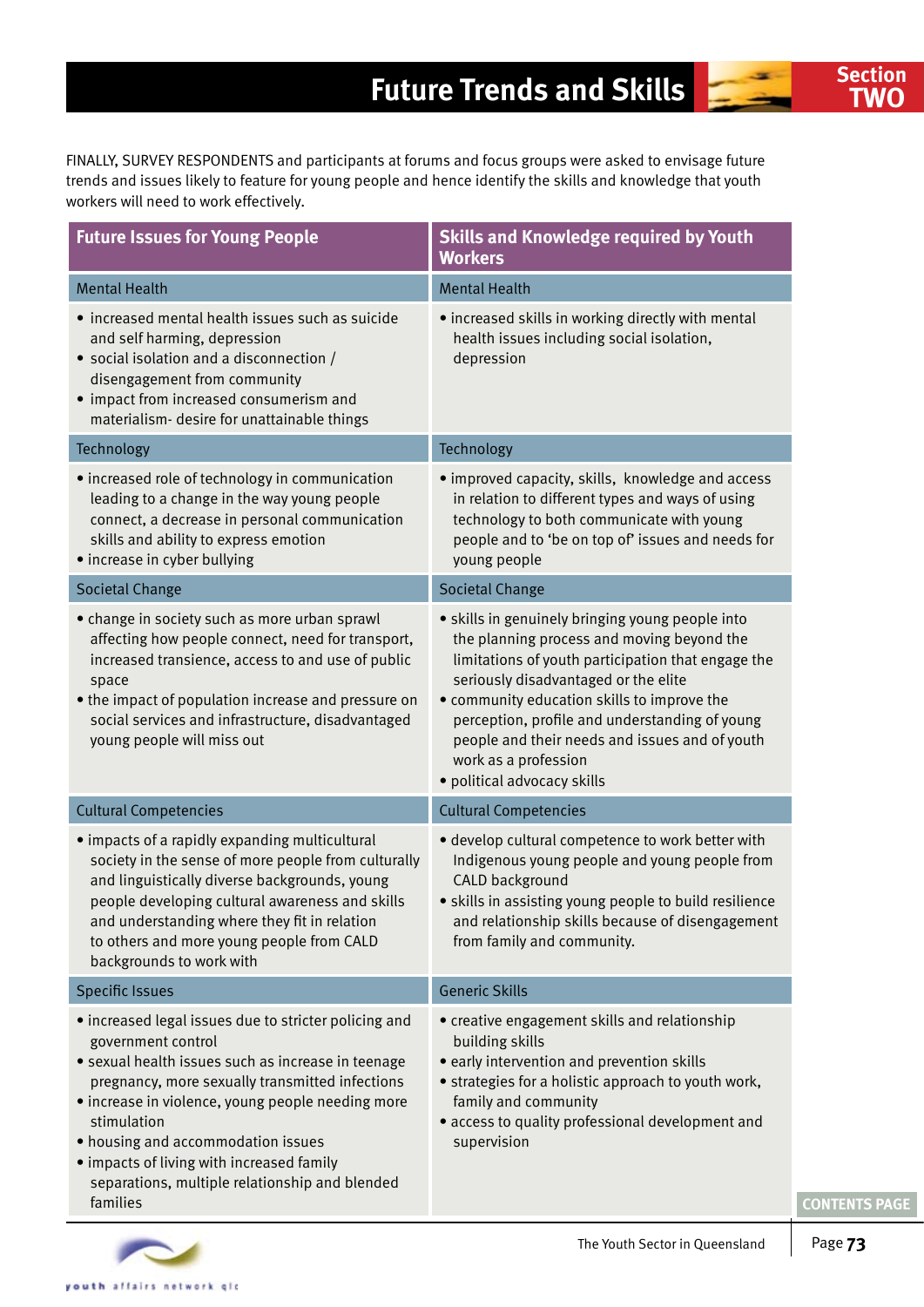# Future Trends and Skills

FINALLY, SURVEY RESPONDENTS and participants at forums and focus groups were asked to envisage future trends and issues likely to feature for young people and hence identify the skills and knowledge that youth workers will need to work effectively.

| Future Issues for Young People | Skills and Knowledge required by Youth Workers |
|---|---|
| **Mental Health** | **Mental Health** |
| • increased mental health issues such as suicide and self harming, depression<br>• social isolation and a disconnection / disengagement from community<br>• impact from increased consumerism and materialism- desire for unattainable things | • increased skills in working directly with mental health issues including social isolation, depression |
| **Technology** | **Technology** |
| • increased role of technology in communication leading to a change in the way young people connect, a decrease in personal communication skills and ability to express emotion<br>• increase in cyber bullying | • improved capacity, skills, knowledge and access in relation to different types and ways of using technology to both communicate with young people and to 'be on top of' issues and needs for young people |
| **Societal Change** | **Societal Change** |
| • change in society such as more urban sprawl affecting how people connect, need for transport, increased transience, access to and use of public space<br>• the impact of population increase and pressure on social services and infrastructure, disadvantaged young people will miss out | • skills in genuinely bringing young people into the planning process and moving beyond the limitations of youth participation that engage the seriously disadvantaged or the elite<br>• community education skills to improve the perception, profile and understanding of young people and their needs and issues and of youth work as a profession<br>• political advocacy skills |
| **Cultural Competencies** | **Cultural Competencies** |
| • impacts of a rapidly expanding multicultural society in the sense of more people from culturally and linguistically diverse backgrounds, young people developing cultural awareness and skills and understanding where they fit in relation to others and more young people from CALD backgrounds to work with | • develop cultural competence to work better with Indigenous young people and young people from CALD background<br>• skills in assisting young people to build resilience and relationship skills because of disengagement from family and community. |
| **Specific Issues** | **Generic Skills** |
| • increased legal issues due to stricter policing and government control<br>• sexual health issues such as increase in teenage pregnancy, more sexually transmitted infections<br>• increase in violence, young people needing more stimulation<br>• housing and accommodation issues<br>• impacts of living with increased family separations, multiple relationship and blended families | • creative engagement skills and relationship building skills<br>• early intervention and prevention skills<br>• strategies for a holistic approach to youth work, family and community<br>• access to quality professional development and supervision |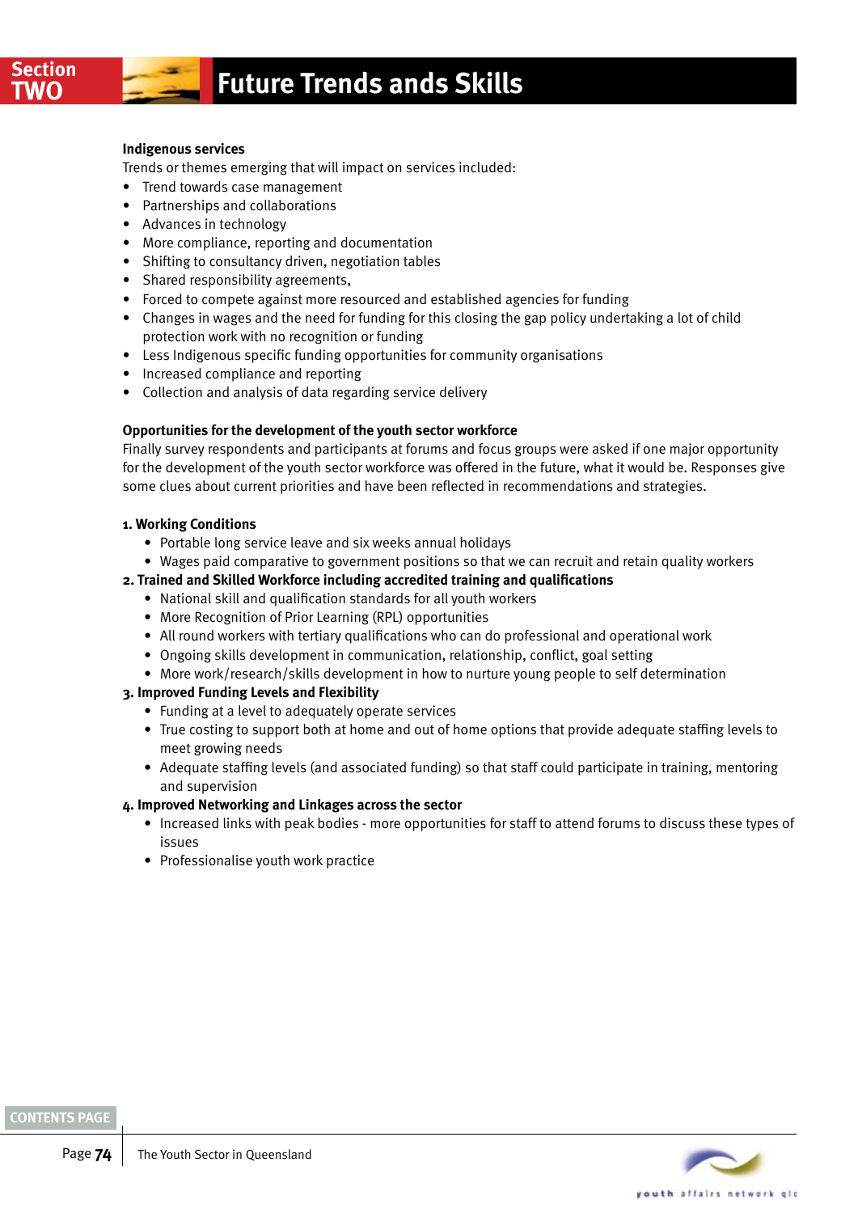### Indigenous services

Trends or themes emerging that will impact on services included:

- Trend towards case management
- Partnerships and collaborations
- Advances in technology
- More compliance, reporting and documentation
- Shifting to consultancy driven, negotiation tables
- Shared responsibility agreements,
- Forced to compete against more resourced and established agencies for funding
- Changes in wages and the need for funding for this closing the gap policy undertaking a lot of child protection work with no recognition or funding
- Less Indigenous specific funding opportunities for community organisations
- Increased compliance and reporting
- Collection and analysis of data regarding service delivery

### Opportunities for the development of the youth sector workforce

Finally survey respondents and participants at forums and focus groups were asked if one major opportunity for the development of the youth sector workforce was offered in the future, what it would be. Responses give some clues about current priorities and have been reflected in recommendations and strategies.

1. **Working Conditions**
   - Portable long service leave and six weeks annual holidays
   - Wages paid comparative to government positions so that we can recruit and retain quality workers
2. **Trained and Skilled Workforce including accredited training and qualifications**
   - National skill and qualification standards for all youth workers
   - More Recognition of Prior Learning (RPL) opportunities
   - All round workers with tertiary qualifications who can do professional and operational work
   - Ongoing skills development in communication, relationship, conflict, goal setting
   - More work/research/skills development in how to nurture young people to self determination
3. **Improved Funding Levels and Flexibility**
   - Funding at a level to adequately operate services
   - True costing to support both at home and out of home options that provide adequate staffing levels to meet growing needs
   - Adequate staffing levels (and associated funding) so that staff could participate in training, mentoring and supervision
4. **Improved Networking and Linkages across the sector**
   - Increased links with peak bodies - more opportunities for staff to attend forums to discuss these types of issues
   - Professionalise youth work practice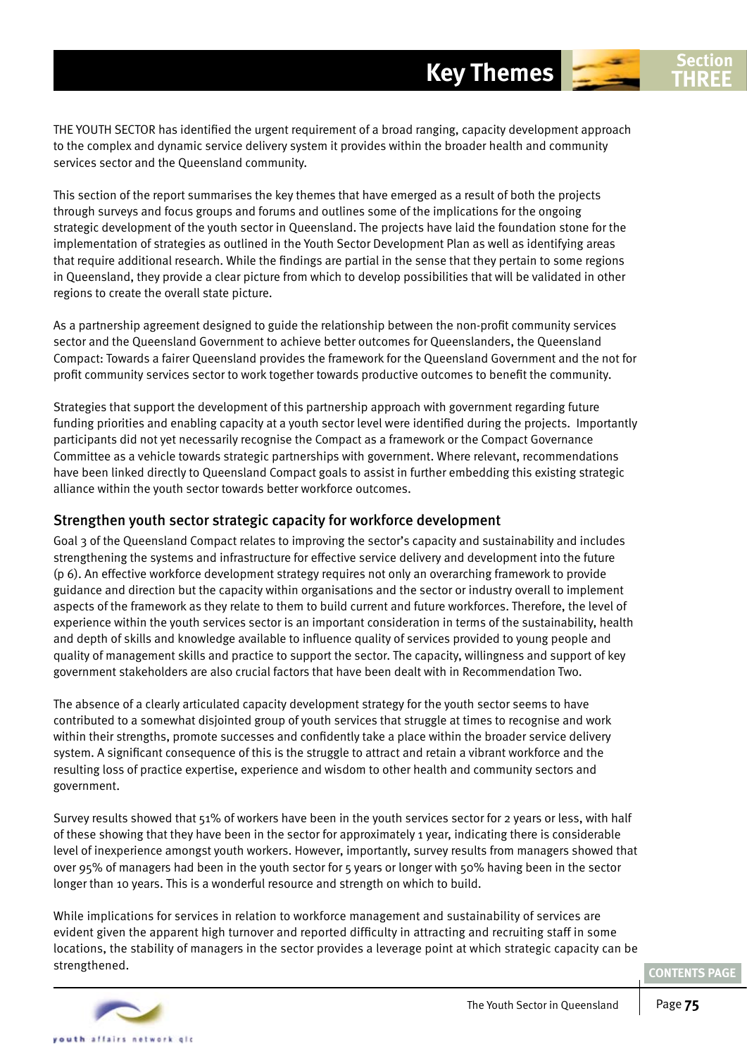# Key Themes

THE YOUTH SECTOR has identified the urgent requirement of a broad ranging, capacity development approach to the complex and dynamic service delivery system it provides within the broader health and community services sector and the Queensland community.

This section of the report summarises the key themes that have emerged as a result of both the projects through surveys and focus groups and forums and outlines some of the implications for the ongoing strategic development of the youth sector in Queensland. The projects have laid the foundation stone for the implementation of strategies as outlined in the Youth Sector Development Plan as well as identifying areas that require additional research. While the findings are partial in the sense that they pertain to some regions in Queensland, they provide a clear picture from which to develop possibilities that will be validated in other regions to create the overall state picture.

As a partnership agreement designed to guide the relationship between the non-profit community services sector and the Queensland Government to achieve better outcomes for Queenslanders, the Queensland Compact: Towards a fairer Queensland provides the framework for the Queensland Government and the not for profit community services sector to work together towards productive outcomes to benefit the community.

Strategies that support the development of this partnership approach with government regarding future funding priorities and enabling capacity at a youth sector level were identified during the projects. Importantly participants did not yet necessarily recognise the Compact as a framework or the Compact Governance Committee as a vehicle towards strategic partnerships with government. Where relevant, recommendations have been linked directly to Queensland Compact goals to assist in further embedding this existing strategic alliance within the youth sector towards better workforce outcomes.

## Strengthen youth sector strategic capacity for workforce development

Goal 3 of the Queensland Compact relates to improving the sector's capacity and sustainability and includes strengthening the systems and infrastructure for effective service delivery and development into the future (p 6). An effective workforce development strategy requires not only an overarching framework to provide guidance and direction but the capacity within organisations and the sector or industry overall to implement aspects of the framework as they relate to them to build current and future workforces. Therefore, the level of experience within the youth services sector is an important consideration in terms of the sustainability, health and depth of skills and knowledge available to influence quality of services provided to young people and quality of management skills and practice to support the sector. The capacity, willingness and support of key government stakeholders are also crucial factors that have been dealt with in Recommendation Two.

The absence of a clearly articulated capacity development strategy for the youth sector seems to have contributed to a somewhat disjointed group of youth services that struggle at times to recognise and work within their strengths, promote successes and confidently take a place within the broader service delivery system. A significant consequence of this is the struggle to attract and retain a vibrant workforce and the resulting loss of practice expertise, experience and wisdom to other health and community sectors and government.

Survey results showed that 51% of workers have been in the youth services sector for 2 years or less, with half of these showing that they have been in the sector for approximately 1 year, indicating there is considerable level of inexperience amongst youth workers. However, importantly, survey results from managers showed that over 95% of managers had been in the youth sector for 5 years or longer with 50% having been in the sector longer than 10 years. This is a wonderful resource and strength on which to build.

While implications for services in relation to workforce management and sustainability of services are evident given the apparent high turnover and reported difficulty in attracting and recruiting staff in some locations, the stability of managers in the sector provides a leverage point at which strategic capacity can be strengthened.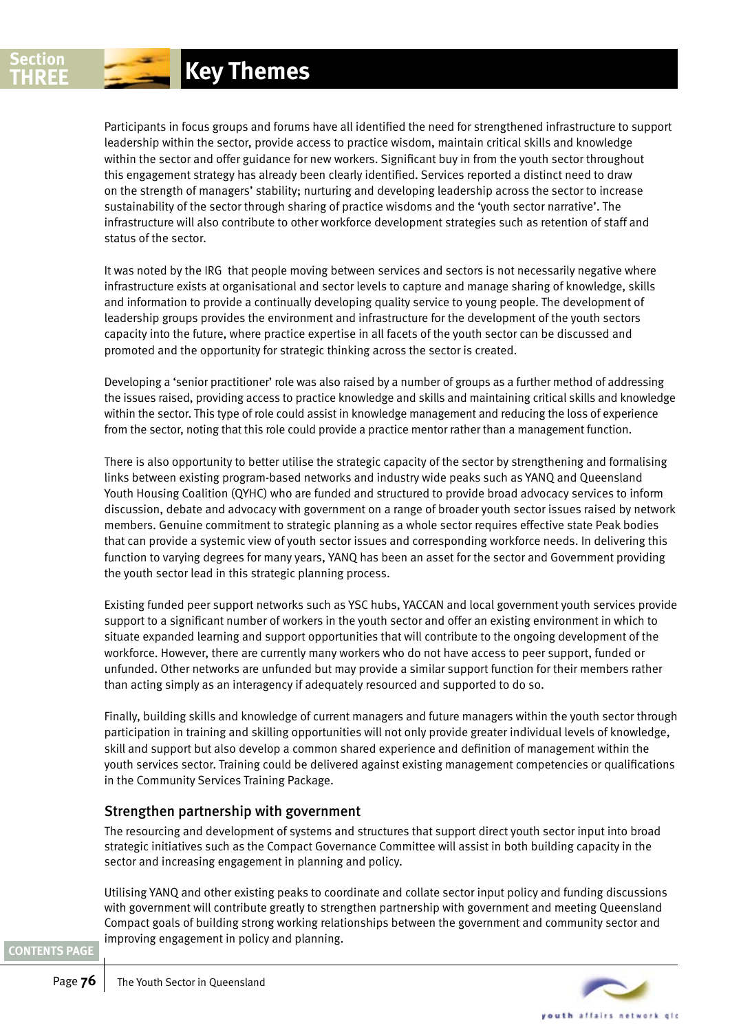Participants in focus groups and forums have all identified the need for strengthened infrastructure to support leadership within the sector, provide access to practice wisdom, maintain critical skills and knowledge within the sector and offer guidance for new workers. Significant buy in from the youth sector throughout this engagement strategy has already been clearly identified. Services reported a distinct need to draw on the strength of managers' stability; nurturing and developing leadership across the sector to increase sustainability of the sector through sharing of practice wisdoms and the 'youth sector narrative'. The infrastructure will also contribute to other workforce development strategies such as retention of staff and status of the sector.

It was noted by the IRG that people moving between services and sectors is not necessarily negative where infrastructure exists at organisational and sector levels to capture and manage sharing of knowledge, skills and information to provide a continually developing quality service to young people. The development of leadership groups provides the environment and infrastructure for the development of the youth sectors capacity into the future, where practice expertise in all facets of the youth sector can be discussed and promoted and the opportunity for strategic thinking across the sector is created.

Developing a 'senior practitioner' role was also raised by a number of groups as a further method of addressing the issues raised, providing access to practice knowledge and skills and maintaining critical skills and knowledge within the sector. This type of role could assist in knowledge management and reducing the loss of experience from the sector, noting that this role could provide a practice mentor rather than a management function.

There is also opportunity to better utilise the strategic capacity of the sector by strengthening and formalising links between existing program-based networks and industry wide peaks such as YANQ and Queensland Youth Housing Coalition (QYHC) who are funded and structured to provide broad advocacy services to inform discussion, debate and advocacy with government on a range of broader youth sector issues raised by network members. Genuine commitment to strategic planning as a whole sector requires effective state Peak bodies that can provide a systemic view of youth sector issues and corresponding workforce needs. In delivering this function to varying degrees for many years, YANQ has been an asset for the sector and Government providing the youth sector lead in this strategic planning process.

Existing funded peer support networks such as YSC hubs, YACCAN and local government youth services provide support to a significant number of workers in the youth sector and offer an existing environment in which to situate expanded learning and support opportunities that will contribute to the ongoing development of the workforce. However, there are currently many workers who do not have access to peer support, funded or unfunded. Other networks are unfunded but may provide a similar support function for their members rather than acting simply as an interagency if adequately resourced and supported to do so.

Finally, building skills and knowledge of current managers and future managers within the youth sector through participation in training and skilling opportunities will not only provide greater individual levels of knowledge, skill and support but also develop a common shared experience and definition of management within the youth services sector. Training could be delivered against existing management competencies or qualifications in the Community Services Training Package.

### Strengthen partnership with government

The resourcing and development of systems and structures that support direct youth sector input into broad strategic initiatives such as the Compact Governance Committee will assist in both building capacity in the sector and increasing engagement in planning and policy.

Utilising YANQ and other existing peaks to coordinate and collate sector input policy and funding discussions with government will contribute greatly to strengthen partnership with government and meeting Queensland Compact goals of building strong working relationships between the government and community sector and improving engagement in policy and planning.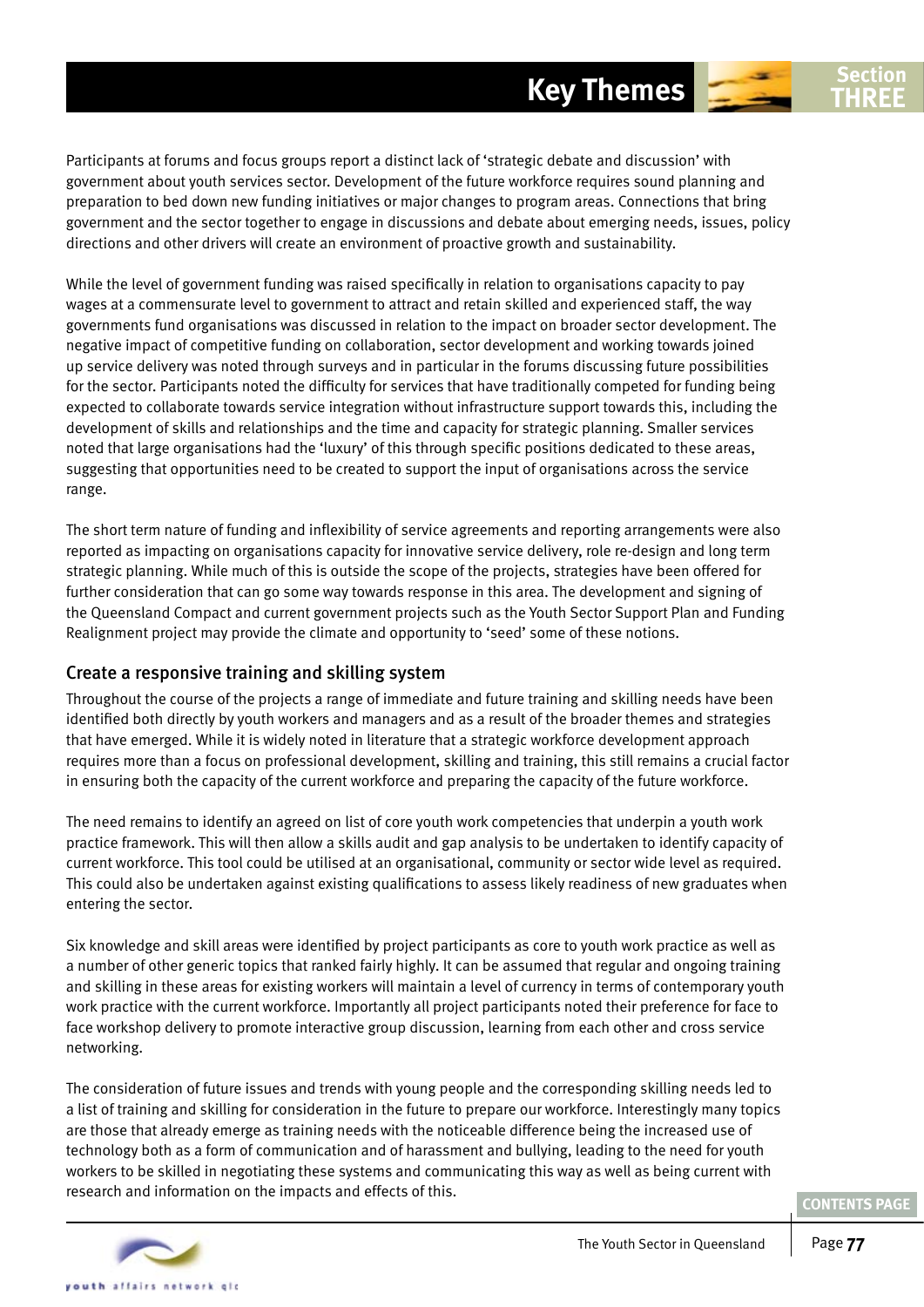Participants at forums and focus groups report a distinct lack of 'strategic debate and discussion' with government about youth services sector. Development of the future workforce requires sound planning and preparation to bed down new funding initiatives or major changes to program areas. Connections that bring government and the sector together to engage in discussions and debate about emerging needs, issues, policy directions and other drivers will create an environment of proactive growth and sustainability.

While the level of government funding was raised specifically in relation to organisations capacity to pay wages at a commensurate level to government to attract and retain skilled and experienced staff, the way governments fund organisations was discussed in relation to the impact on broader sector development. The negative impact of competitive funding on collaboration, sector development and working towards joined up service delivery was noted through surveys and in particular in the forums discussing future possibilities for the sector. Participants noted the difficulty for services that have traditionally competed for funding being expected to collaborate towards service integration without infrastructure support towards this, including the development of skills and relationships and the time and capacity for strategic planning. Smaller services noted that large organisations had the 'luxury' of this through specific positions dedicated to these areas, suggesting that opportunities need to be created to support the input of organisations across the service range.

The short term nature of funding and inflexibility of service agreements and reporting arrangements were also reported as impacting on organisations capacity for innovative service delivery, role re-design and long term strategic planning. While much of this is outside the scope of the projects, strategies have been offered for further consideration that can go some way towards response in this area. The development and signing of the Queensland Compact and current government projects such as the Youth Sector Support Plan and Funding Realignment project may provide the climate and opportunity to 'seed' some of these notions.

## Create a responsive training and skilling system

Throughout the course of the projects a range of immediate and future training and skilling needs have been identified both directly by youth workers and managers and as a result of the broader themes and strategies that have emerged. While it is widely noted in literature that a strategic workforce development approach requires more than a focus on professional development, skilling and training, this still remains a crucial factor in ensuring both the capacity of the current workforce and preparing the capacity of the future workforce.

The need remains to identify an agreed on list of core youth work competencies that underpin a youth work practice framework. This will then allow a skills audit and gap analysis to be undertaken to identify capacity of current workforce. This tool could be utilised at an organisational, community or sector wide level as required. This could also be undertaken against existing qualifications to assess likely readiness of new graduates when entering the sector.

Six knowledge and skill areas were identified by project participants as core to youth work practice as well as a number of other generic topics that ranked fairly highly. It can be assumed that regular and ongoing training and skilling in these areas for existing workers will maintain a level of currency in terms of contemporary youth work practice with the current workforce. Importantly all project participants noted their preference for face to face workshop delivery to promote interactive group discussion, learning from each other and cross service networking.

The consideration of future issues and trends with young people and the corresponding skilling needs led to a list of training and skilling for consideration in the future to prepare our workforce. Interestingly many topics are those that already emerge as training needs with the noticeable difference being the increased use of technology both as a form of communication and of harassment and bullying, leading to the need for youth workers to be skilled in negotiating these systems and communicating this way as well as being current with research and information on the impacts and effects of this.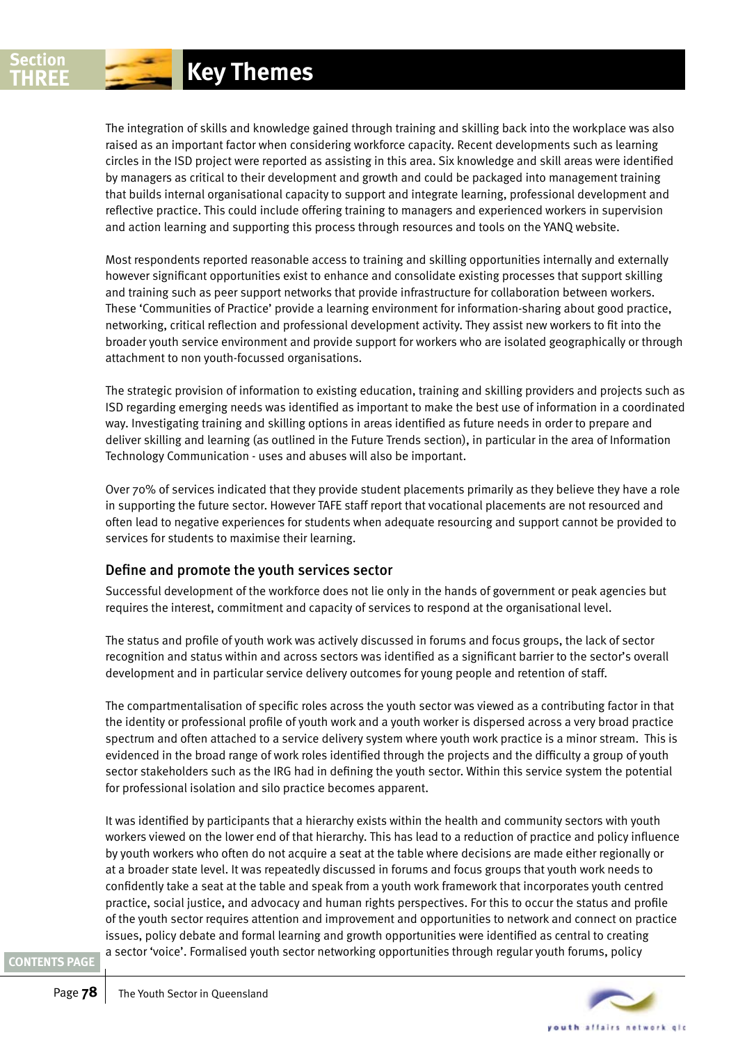The integration of skills and knowledge gained through training and skilling back into the workplace was also raised as an important factor when considering workforce capacity. Recent developments such as learning circles in the ISD project were reported as assisting in this area. Six knowledge and skill areas were identified by managers as critical to their development and growth and could be packaged into management training that builds internal organisational capacity to support and integrate learning, professional development and reflective practice. This could include offering training to managers and experienced workers in supervision and action learning and supporting this process through resources and tools on the YANQ website.

Most respondents reported reasonable access to training and skilling opportunities internally and externally however significant opportunities exist to enhance and consolidate existing processes that support skilling and training such as peer support networks that provide infrastructure for collaboration between workers. These 'Communities of Practice' provide a learning environment for information-sharing about good practice, networking, critical reflection and professional development activity. They assist new workers to fit into the broader youth service environment and provide support for workers who are isolated geographically or through attachment to non youth-focussed organisations.

The strategic provision of information to existing education, training and skilling providers and projects such as ISD regarding emerging needs was identified as important to make the best use of information in a coordinated way. Investigating training and skilling options in areas identified as future needs in order to prepare and deliver skilling and learning (as outlined in the Future Trends section), in particular in the area of Information Technology Communication - uses and abuses will also be important.

Over 70% of services indicated that they provide student placements primarily as they believe they have a role in supporting the future sector. However TAFE staff report that vocational placements are not resourced and often lead to negative experiences for students when adequate resourcing and support cannot be provided to services for students to maximise their learning.

### Define and promote the youth services sector

Successful development of the workforce does not lie only in the hands of government or peak agencies but requires the interest, commitment and capacity of services to respond at the organisational level.

The status and profile of youth work was actively discussed in forums and focus groups, the lack of sector recognition and status within and across sectors was identified as a significant barrier to the sector's overall development and in particular service delivery outcomes for young people and retention of staff.

The compartmentalisation of specific roles across the youth sector was viewed as a contributing factor in that the identity or professional profile of youth work and a youth worker is dispersed across a very broad practice spectrum and often attached to a service delivery system where youth work practice is a minor stream. This is evidenced in the broad range of work roles identified through the projects and the difficulty a group of youth sector stakeholders such as the IRG had in defining the youth sector. Within this service system the potential for professional isolation and silo practice becomes apparent.

It was identified by participants that a hierarchy exists within the health and community sectors with youth workers viewed on the lower end of that hierarchy. This has lead to a reduction of practice and policy influence by youth workers who often do not acquire a seat at the table where decisions are made either regionally or at a broader state level. It was repeatedly discussed in forums and focus groups that youth work needs to confidently take a seat at the table and speak from a youth work framework that incorporates youth centred practice, social justice, and advocacy and human rights perspectives. For this to occur the status and profile of the youth sector requires attention and improvement and opportunities to network and connect on practice issues, policy debate and formal learning and growth opportunities were identified as central to creating a sector 'voice'. Formalised youth sector networking opportunities through regular youth forums, policy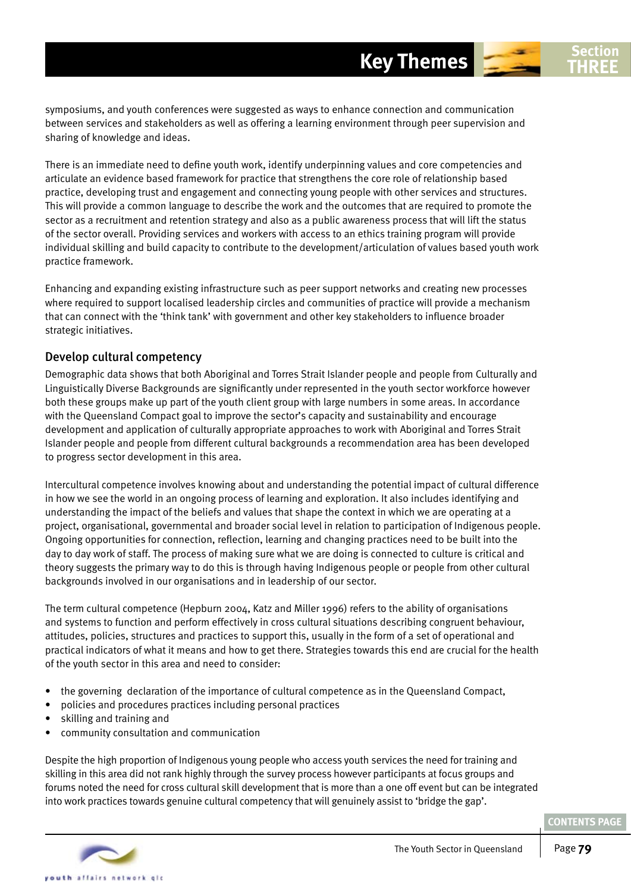symposiums, and youth conferences were suggested as ways to enhance connection and communication between services and stakeholders as well as offering a learning environment through peer supervision and sharing of knowledge and ideas.

There is an immediate need to define youth work, identify underpinning values and core competencies and articulate an evidence based framework for practice that strengthens the core role of relationship based practice, developing trust and engagement and connecting young people with other services and structures. This will provide a common language to describe the work and the outcomes that are required to promote the sector as a recruitment and retention strategy and also as a public awareness process that will lift the status of the sector overall. Providing services and workers with access to an ethics training program will provide individual skilling and build capacity to contribute to the development/articulation of values based youth work practice framework.

Enhancing and expanding existing infrastructure such as peer support networks and creating new processes where required to support localised leadership circles and communities of practice will provide a mechanism that can connect with the 'think tank' with government and other key stakeholders to influence broader strategic initiatives.

### Develop cultural competency

Demographic data shows that both Aboriginal and Torres Strait Islander people and people from Culturally and Linguistically Diverse Backgrounds are significantly under represented in the youth sector workforce however both these groups make up part of the youth client group with large numbers in some areas. In accordance with the Queensland Compact goal to improve the sector's capacity and sustainability and encourage development and application of culturally appropriate approaches to work with Aboriginal and Torres Strait Islander people and people from different cultural backgrounds a recommendation area has been developed to progress sector development in this area.

Intercultural competence involves knowing about and understanding the potential impact of cultural difference in how we see the world in an ongoing process of learning and exploration. It also includes identifying and understanding the impact of the beliefs and values that shape the context in which we are operating at a project, organisational, governmental and broader social level in relation to participation of Indigenous people. Ongoing opportunities for connection, reflection, learning and changing practices need to be built into the day to day work of staff. The process of making sure what we are doing is connected to culture is critical and theory suggests the primary way to do this is through having Indigenous people or people from other cultural backgrounds involved in our organisations and in leadership of our sector.

The term cultural competence (Hepburn 2004, Katz and Miller 1996) refers to the ability of organisations and systems to function and perform effectively in cross cultural situations describing congruent behaviour, attitudes, policies, structures and practices to support this, usually in the form of a set of operational and practical indicators of what it means and how to get there. Strategies towards this end are crucial for the health of the youth sector in this area and need to consider:

- the governing declaration of the importance of cultural competence as in the Queensland Compact,
- policies and procedures practices including personal practices
- skilling and training and
- community consultation and communication

Despite the high proportion of Indigenous young people who access youth services the need for training and skilling in this area did not rank highly through the survey process however participants at focus groups and forums noted the need for cross cultural skill development that is more than a one off event but can be integrated into work practices towards genuine cultural competency that will genuinely assist to 'bridge the gap'.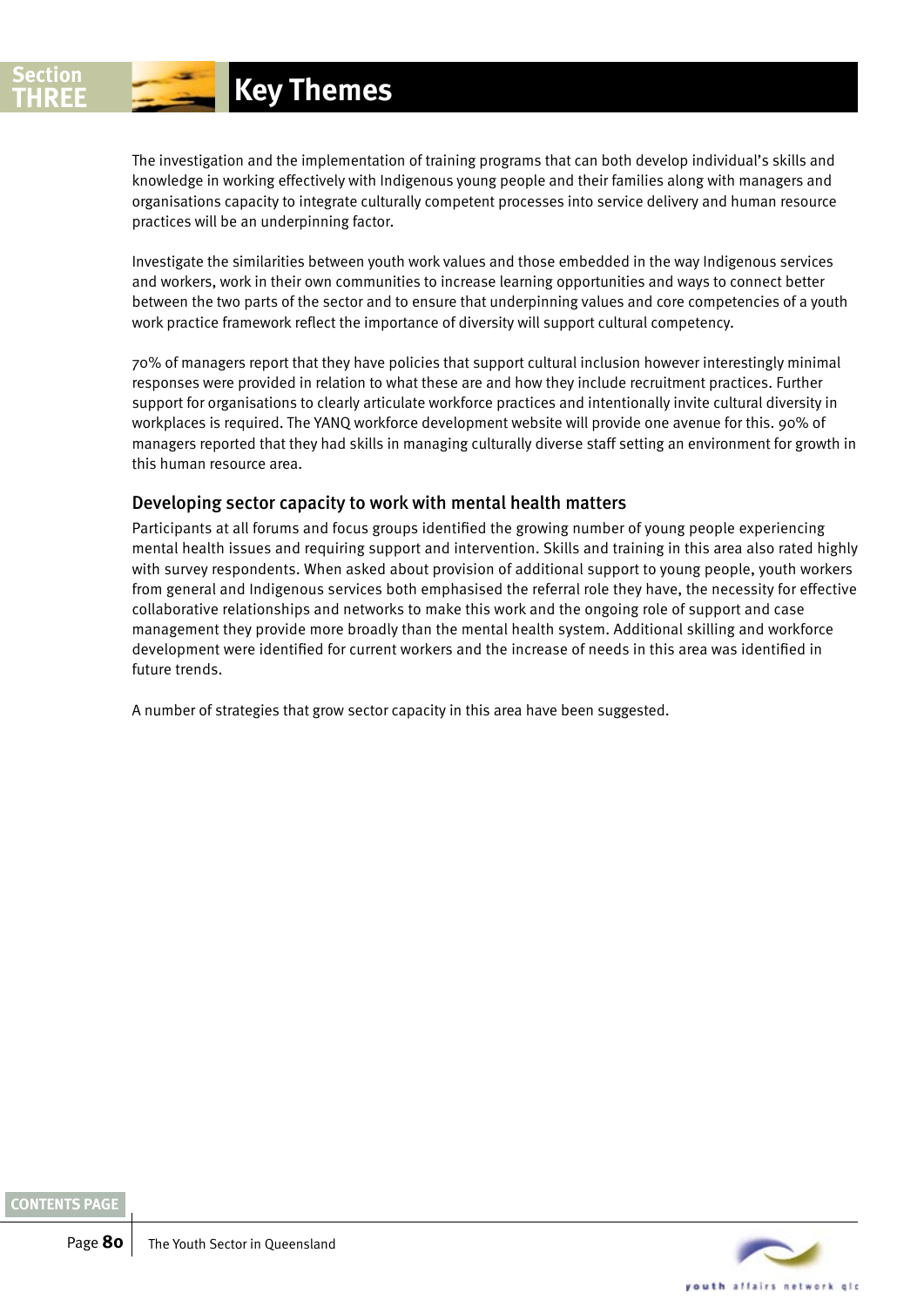The investigation and the implementation of training programs that can both develop individual's skills and knowledge in working effectively with Indigenous young people and their families along with managers and organisations capacity to integrate culturally competent processes into service delivery and human resource practices will be an underpinning factor.

Investigate the similarities between youth work values and those embedded in the way Indigenous services and workers, work in their own communities to increase learning opportunities and ways to connect better between the two parts of the sector and to ensure that underpinning values and core competencies of a youth work practice framework reflect the importance of diversity will support cultural competency.

70% of managers report that they have policies that support cultural inclusion however interestingly minimal responses were provided in relation to what these are and how they include recruitment practices. Further support for organisations to clearly articulate workforce practices and intentionally invite cultural diversity in workplaces is required. The YANQ workforce development website will provide one avenue for this. 90% of managers reported that they had skills in managing culturally diverse staff setting an environment for growth in this human resource area.

### Developing sector capacity to work with mental health matters

Participants at all forums and focus groups identified the growing number of young people experiencing mental health issues and requiring support and intervention. Skills and training in this area also rated highly with survey respondents. When asked about provision of additional support to young people, youth workers from general and Indigenous services both emphasised the referral role they have, the necessity for effective collaborative relationships and networks to make this work and the ongoing role of support and case management they provide more broadly than the mental health system. Additional skilling and workforce development were identified for current workers and the increase of needs in this area was identified in future trends.

A number of strategies that grow sector capacity in this area have been suggested.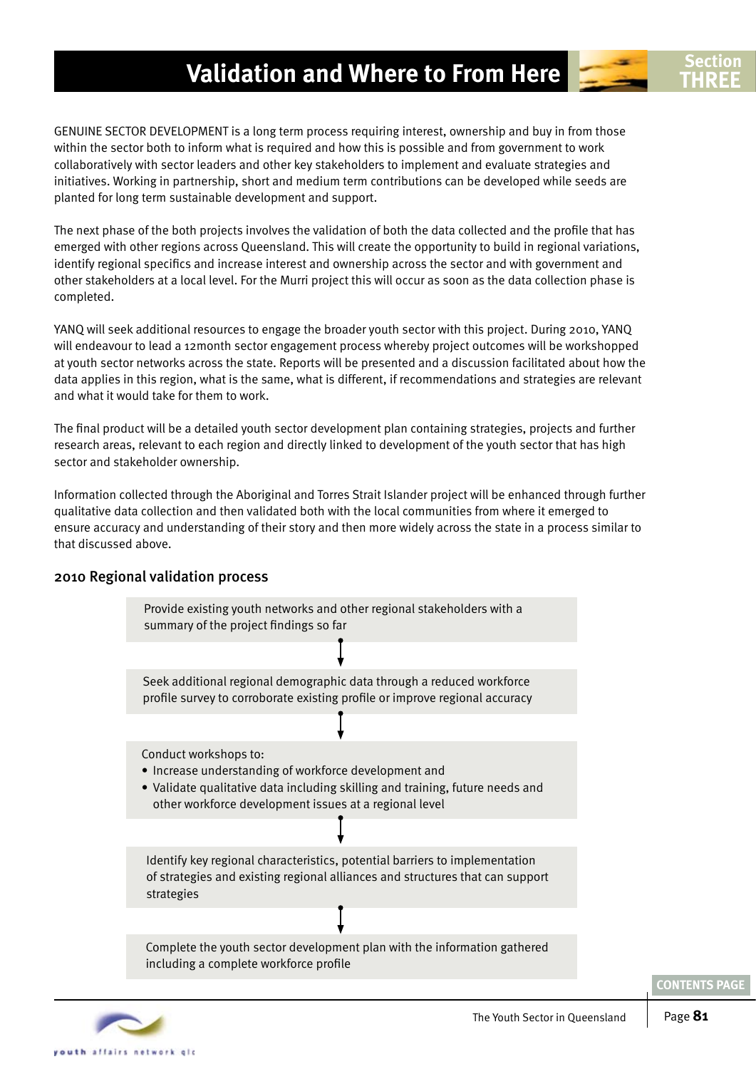# Validation and Where to From Here

GENUINE SECTOR DEVELOPMENT is a long term process requiring interest, ownership and buy in from those within the sector both to inform what is required and how this is possible and from government to work collaboratively with sector leaders and other key stakeholders to implement and evaluate strategies and initiatives. Working in partnership, short and medium term contributions can be developed while seeds are planted for long term sustainable development and support.

The next phase of the both projects involves the validation of both the data collected and the profile that has emerged with other regions across Queensland. This will create the opportunity to build in regional variations, identify regional specifics and increase interest and ownership across the sector and with government and other stakeholders at a local level. For the Murri project this will occur as soon as the data collection phase is completed.

YANQ will seek additional resources to engage the broader youth sector with this project. During 2010, YANQ will endeavour to lead a 12month sector engagement process whereby project outcomes will be workshopped at youth sector networks across the state. Reports will be presented and a discussion facilitated about how the data applies in this region, what is the same, what is different, if recommendations and strategies are relevant and what it would take for them to work.

The final product will be a detailed youth sector development plan containing strategies, projects and further research areas, relevant to each region and directly linked to development of the youth sector that has high sector and stakeholder ownership.

Information collected through the Aboriginal and Torres Strait Islander project will be enhanced through further qualitative data collection and then validated both with the local communities from where it emerged to ensure accuracy and understanding of their story and then more widely across the state in a process similar to that discussed above.

## 2010 Regional validation process

Provide existing youth networks and other regional stakeholders with a summary of the project findings so far

↓

Seek additional regional demographic data through a reduced workforce profile survey to corroborate existing profile or improve regional accuracy

↓

Conduct workshops to:

- Increase understanding of workforce development and
- Validate qualitative data including skilling and training, future needs and other workforce development issues at a regional level

↓

Identify key regional characteristics, potential barriers to implementation of strategies and existing regional alliances and structures that can support strategies

↓

Complete the youth sector development plan with the information gathered including a complete workforce profile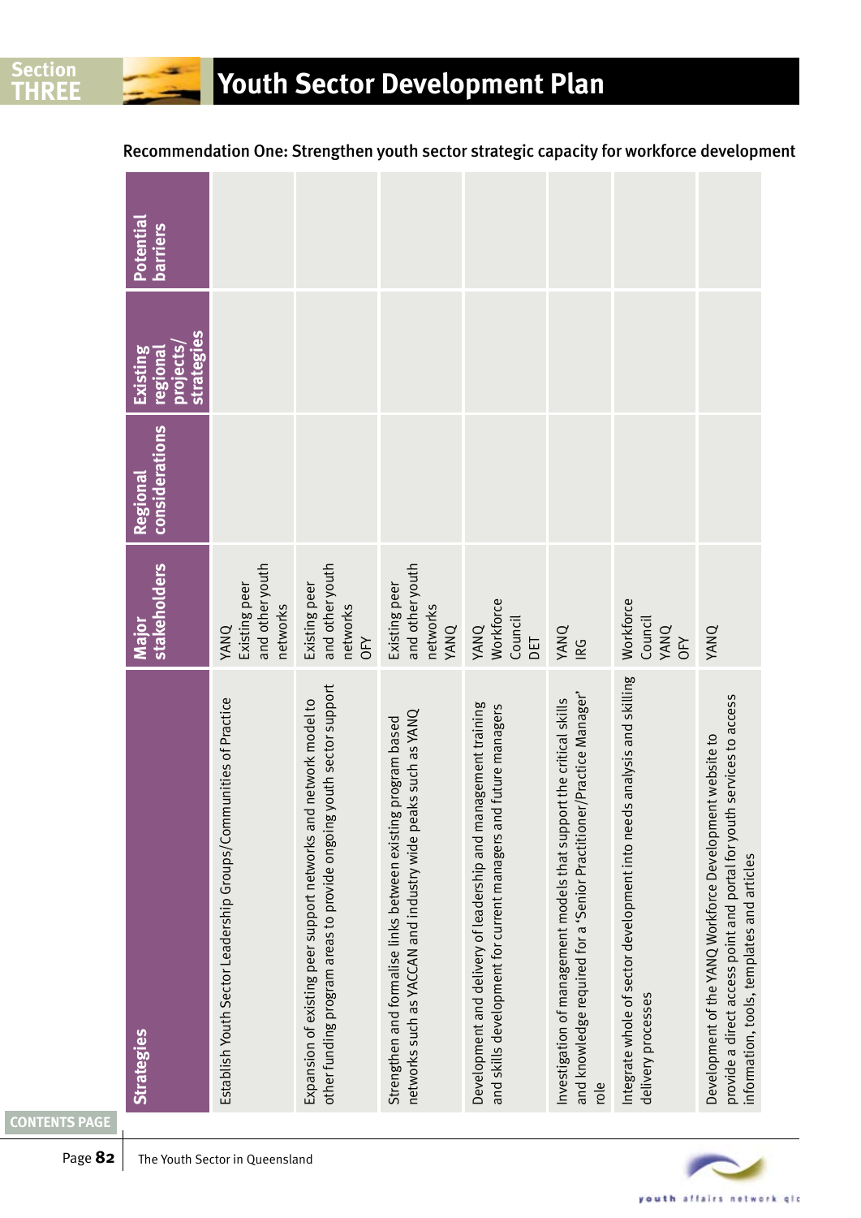# Youth Sector Development Plan

## Recommendation One: Strengthen youth sector strategic capacity for workforce development

| Strategies | Major stakeholders | Regional considerations | Existing regional projects/ strategies | Potential barriers |
|---|---|---|---|---|
| Establish Youth Sector Leadership Groups/Communities of Practice | YANQ<br>Existing peer and other youth networks | | | |
| Expansion of existing peer support networks and network model to other funding program areas to provide ongoing youth sector support | Existing peer and other youth networks<br>OFY | | | |
| Strengthen and formalise links between existing program based networks such as YACCAN and industry wide peaks such as YANQ | Existing peer and other youth networks<br>YANQ | | | |
| Development and delivery of leadership and management training and skills development for current managers and future managers | YANQ<br>Workforce Council<br>DET | | | |
| Investigation of management models that support the critical skills and knowledge required for a 'Senior Practitioner/Practice Manager' role | YANQ<br>IRG | | | |
| Integrate whole of sector development into needs analysis and skilling delivery processes | Workforce Council<br>YANQ<br>OFY | | | |
| Development of the YANQ Workforce Development website to provide a direct access point and portal for youth services to access information, tools, templates and articles | YANQ | | | |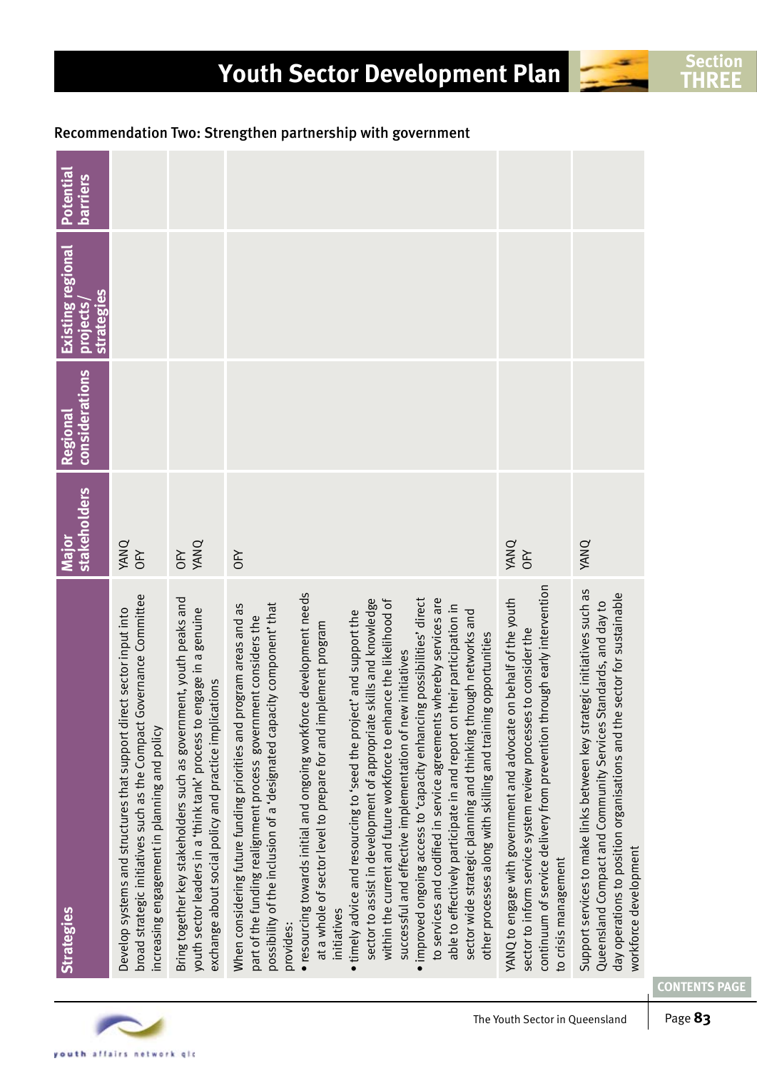## Recommendation Two: Strengthen partnership with government

| Strategies | Major stakeholders | Regional considerations | Existing regional projects/ strategies | Potential barriers |
|---|---|---|---|---|
| Develop systems and structures that support direct sector input into broad strategic initiatives such as the Compact Governance Committee increasing engagement in planning and policy | YANQ<br>OFY | | | |
| Bring together key stakeholders such as government, youth peaks and youth sector leaders in a 'think tank' process to engage in a genuine exchange about social policy and practice implications | OFY<br>YANQ | | | |
| When considering future funding priorities and program areas and as part of the funding realignment process government considers the possibility of the inclusion of a 'designated capacity component' that provides:<br>• resourcing towards initial and ongoing workforce development needs at a whole of sector level to prepare for and implement program initiatives<br>• timely advice and resourcing to 'seed the project' and support the sector to assist in development of appropriate skills and knowledge within the current and future workforce to enhance the likelihood of successful and effective implementation of new initiatives<br>• improved ongoing access to 'capacity enhancing possibilities' direct to services and codified in service agreements whereby services are able to effectively participate in and report on their participation in sector wide strategic planning and thinking through networks and other processes along with skilling and training opportunities | OFY | | | |
| YANQ to engage with government and advocate on behalf of the youth sector to inform service system review processes to consider the continuum of service delivery from prevention through early intervention to crisis management | YANQ<br>OFY | | | |
| Support services to make links between key strategic initiatives such as Queensland Compact and Community Services Standards, and day to day operations to position organisations and the sector for sustainable workforce development | YANQ | | | |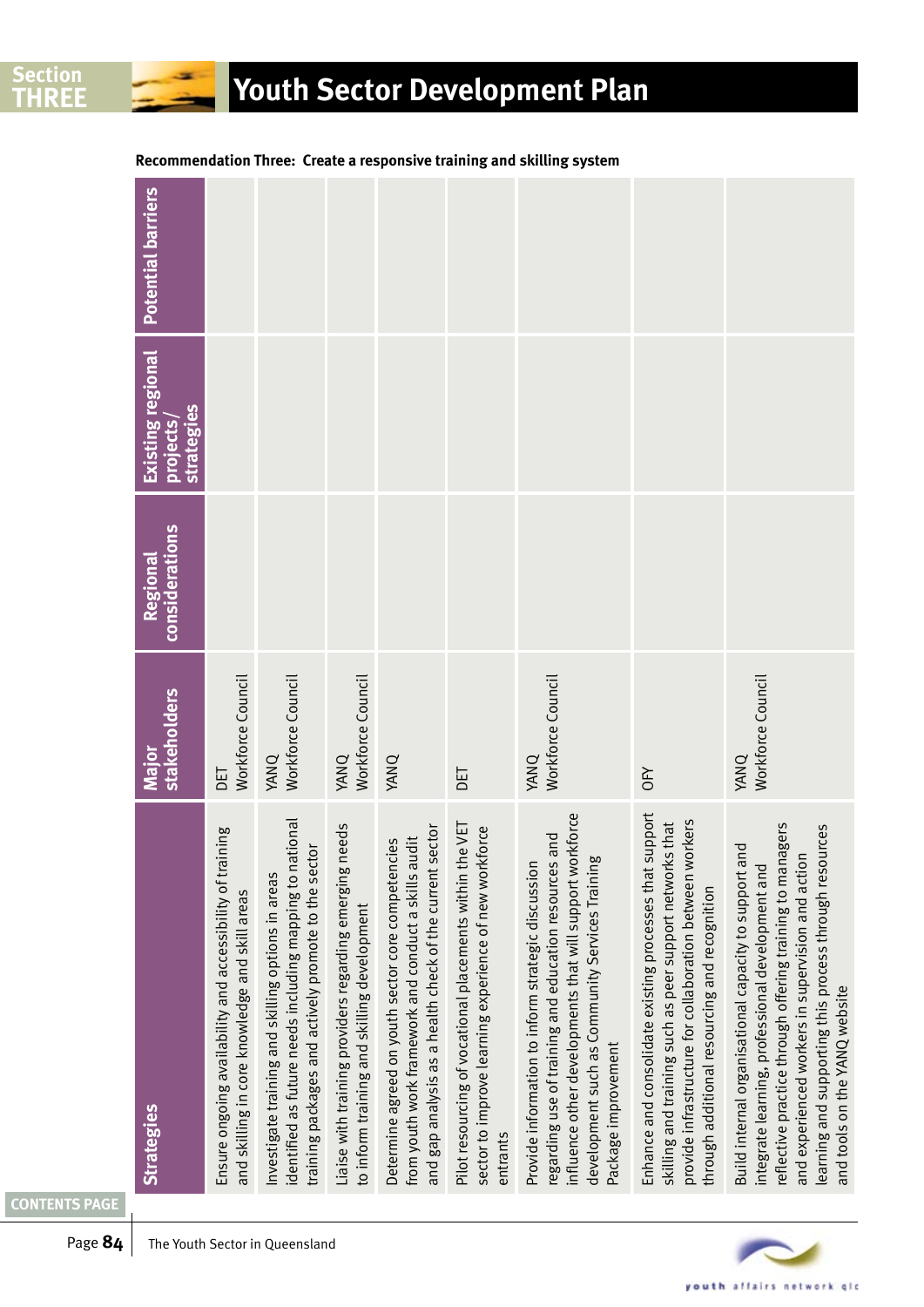# Youth Sector Development Plan

**Recommendation Three: Create a responsive training and skilling system**

| Strategies | Major stakeholders | Regional considerations | Existing regional projects/ strategies | Potential barriers |
|---|---|---|---|---|
| Ensure ongoing availability and accessibility of training and skilling in core knowledge and skill areas | DET<br>Workforce Council | | | |
| Investigate training and skilling options in areas identified as future needs including mapping to national training packages and actively promote to the sector | YANQ<br>Workforce Council | | | |
| Liaise with training providers regarding emerging needs to inform training and skilling development | YANQ<br>Workforce Council | | | |
| Determine agreed on youth sector core competencies from youth work framework and conduct a skills audit and gap analysis as a health check of the current sector | YANQ | | | |
| Pilot resourcing of vocational placements within the VET sector to improve learning experience of new workforce entrants | DET | | | |
| Provide information to inform strategic discussion regarding use of training and education resources and influence other developments that will support workforce development such as Community Services Training Package improvement | YANQ<br>Workforce Council | | | |
| Enhance and consolidate existing processes that support skilling and training such as peer support networks that provide infrastructure for collaboration between workers through additional resourcing and recognition | OFY | | | |
| Build internal organisational capacity to support and integrate learning, professional development and reflective practice through offering training to managers and experienced workers in supervision and action learning and supporting this process through resources and tools on the YANQ website | YANQ<br>Workforce Council | | | |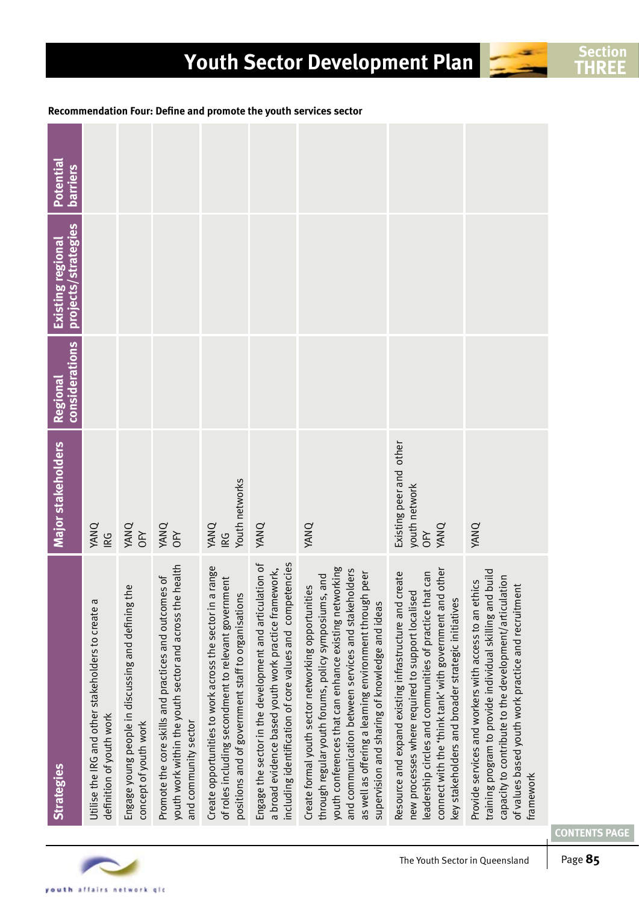## Recommendation Four: Define and promote the youth services sector

| Strategies | Major stakeholders | Regional considerations | Existing regional projects/strategies | Potential barriers |
|---|---|---|---|---|
| Utilise the IRG and other stakeholders to create a definition of youth work | YANQ<br>IRG | | | |
| Engage young people in discussing and defining the concept of youth work | YANQ<br>OFY | | | |
| Promote the core skills and practices and outcomes of youth work within the youth sector and across the health and community sector | YANQ<br>OFY | | | |
| Create opportunities to work across the sector in a range of roles including secondment to relevant government positions and of government staff to organisations | YANQ<br>IRG<br>Youth networks | | | |
| Engage the sector in the development and articulation of a broad evidence based youth work practice framework, including identification of core values and competencies | YANQ | | | |
| Create formal youth sector networking opportunities through regular youth forums, policy symposiums, and youth conferences that can enhance existing networking and communication between services and stakeholders as well as offering a learning environment through peer supervision and sharing of knowledge and ideas | YANQ | | | |
| Resource and expand existing infrastructure and create new processes where required to support localised leadership circles and communities of practice that can connect with the 'think tank' with government and other key stakeholders and broader strategic initiatives | Existing peer and other youth network<br>OFY<br>YANQ | | | |
| Provide services and workers with access to an ethics training program to provide individual skilling and build capacity to contribute to the development/articulation of values based youth work practice and recruitment framework | YANQ | | | |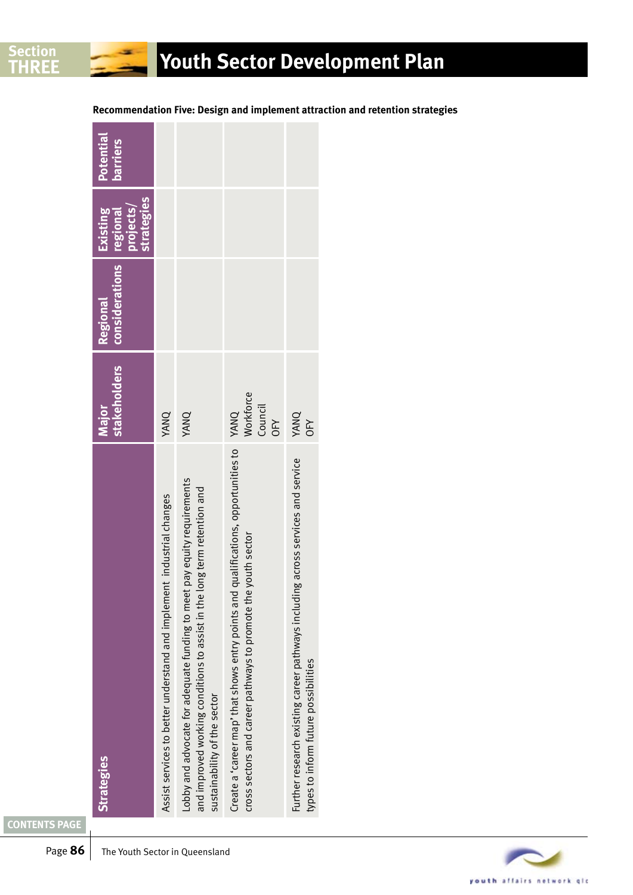# Youth Sector Development Plan

**Recommendation Five: Design and implement attraction and retention strategies**

| Strategies | Major stakeholders | Regional considerations | Existing regional projects/ strategies | Potential barriers |
|---|---|---|---|---|
| Assist services to better understand and implement industrial changes | YANQ | | | |
| Lobby and advocate for adequate funding to meet pay equity requirements and improved working conditions to assist in the long term retention and sustainability of the sector | YANQ | | | |
| Create a 'career map' that shows entry points and qualifications, opportunities to cross sectors and career pathways to promote the youth sector | YANQ<br>Workforce Council<br>OFY | | | |
| Further research existing career pathways including across services and service types to inform future possibilities | YANQ<br>OFY | | | |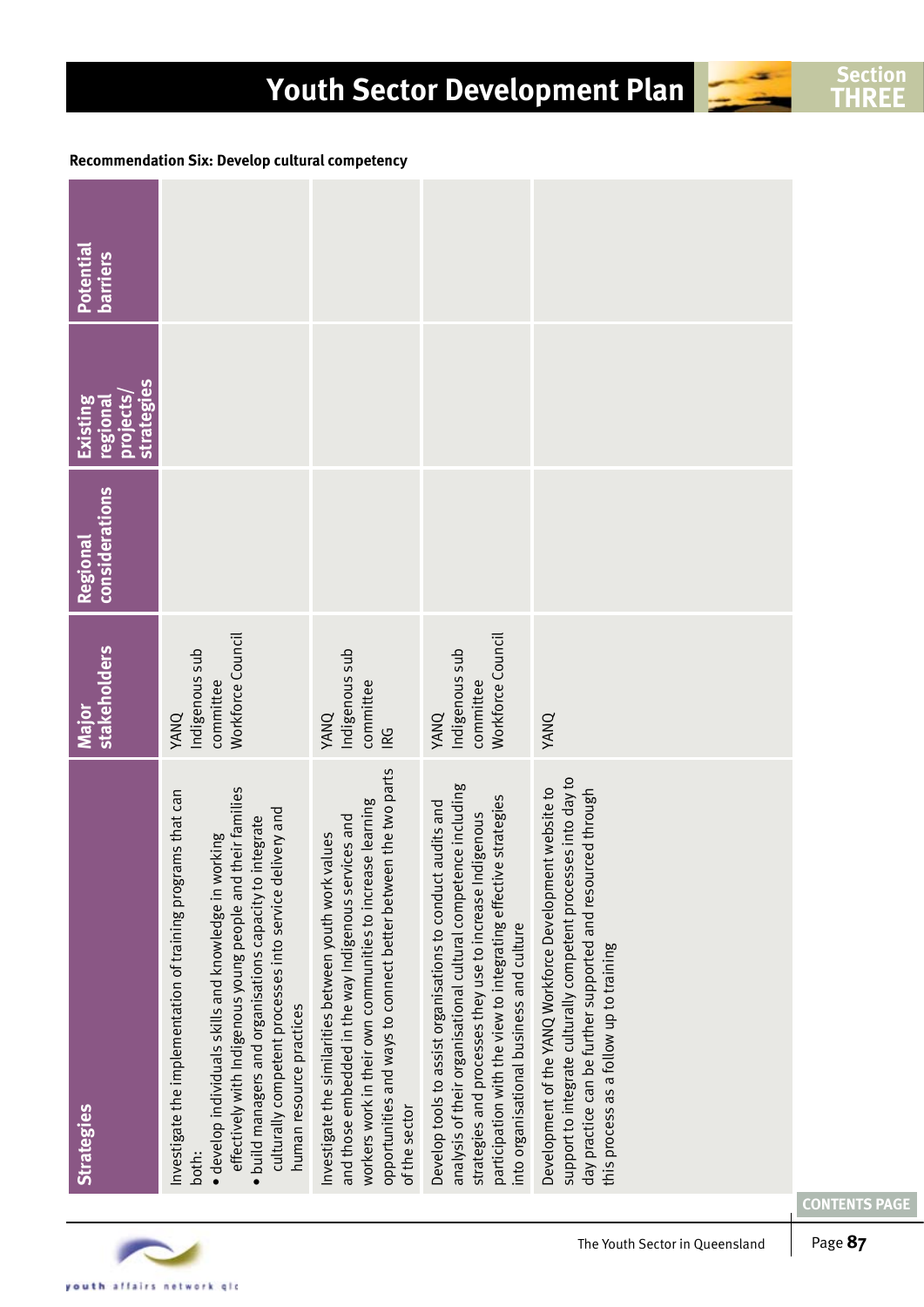**Recommendation Six: Develop cultural competency**

| Strategies | Major stakeholders | Regional considerations | Existing regional projects/ strategies | Potential barriers |
|---|---|---|---|---|
| Investigate the implementation of training programs that can both: • develop individuals skills and knowledge in working effectively with Indigenous young people and their families • build managers and organisations capacity to integrate culturally competent processes into service delivery and human resource practices | YANQ<br>Indigenous sub committee<br>Workforce Council | | | |
| Investigate the similarities between youth work values and those embedded in the way Indigenous services and workers work in their own communities to increase learning opportunities and ways to connect better between the two parts of the sector | YANQ<br>Indigenous sub committee<br>IRG | | | |
| Develop tools to assist organisations to conduct audits and analysis of their organisational cultural competence including strategies and processes they use to increase Indigenous participation with the view to integrating effective strategies into organisational business and culture | YANQ<br>Indigenous sub committee<br>Workforce Council | | | |
| Development of the YANQ Workforce Development website to support to integrate culturally competent processes into day to day practice can be further supported and resourced through this process as a follow up to training | YANQ | | | |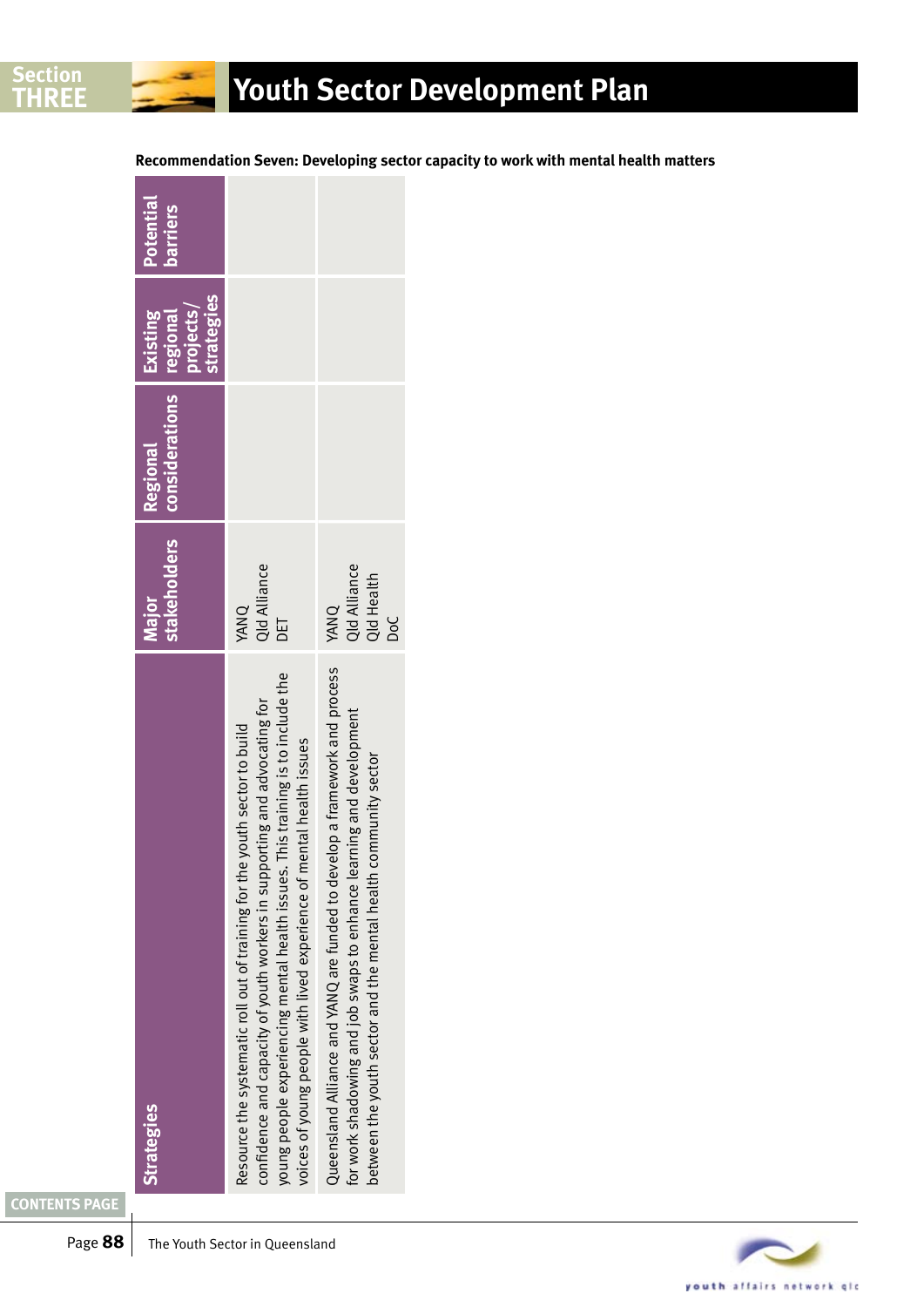# Youth Sector Development Plan

**Recommendation Seven: Developing sector capacity to work with mental health matters**

| Strategies | Major stakeholders | Regional considerations | Existing regional projects/ strategies | Potential barriers |
|---|---|---|---|---|
| Resource the systematic roll out of training for the youth sector to build confidence and capacity of youth workers in supporting and advocating for young people experiencing mental health issues. This training is to include the voices of young people with lived experience of mental health issues | YANQ<br>Qld Alliance<br>DET | | | |
| Queensland Alliance and YANQ are funded to develop a framework and process for work shadowing and job swaps to enhance learning and development between the youth sector and the mental health community sector | YANQ<br>Qld Alliance<br>Qld Health<br>DoC | | | |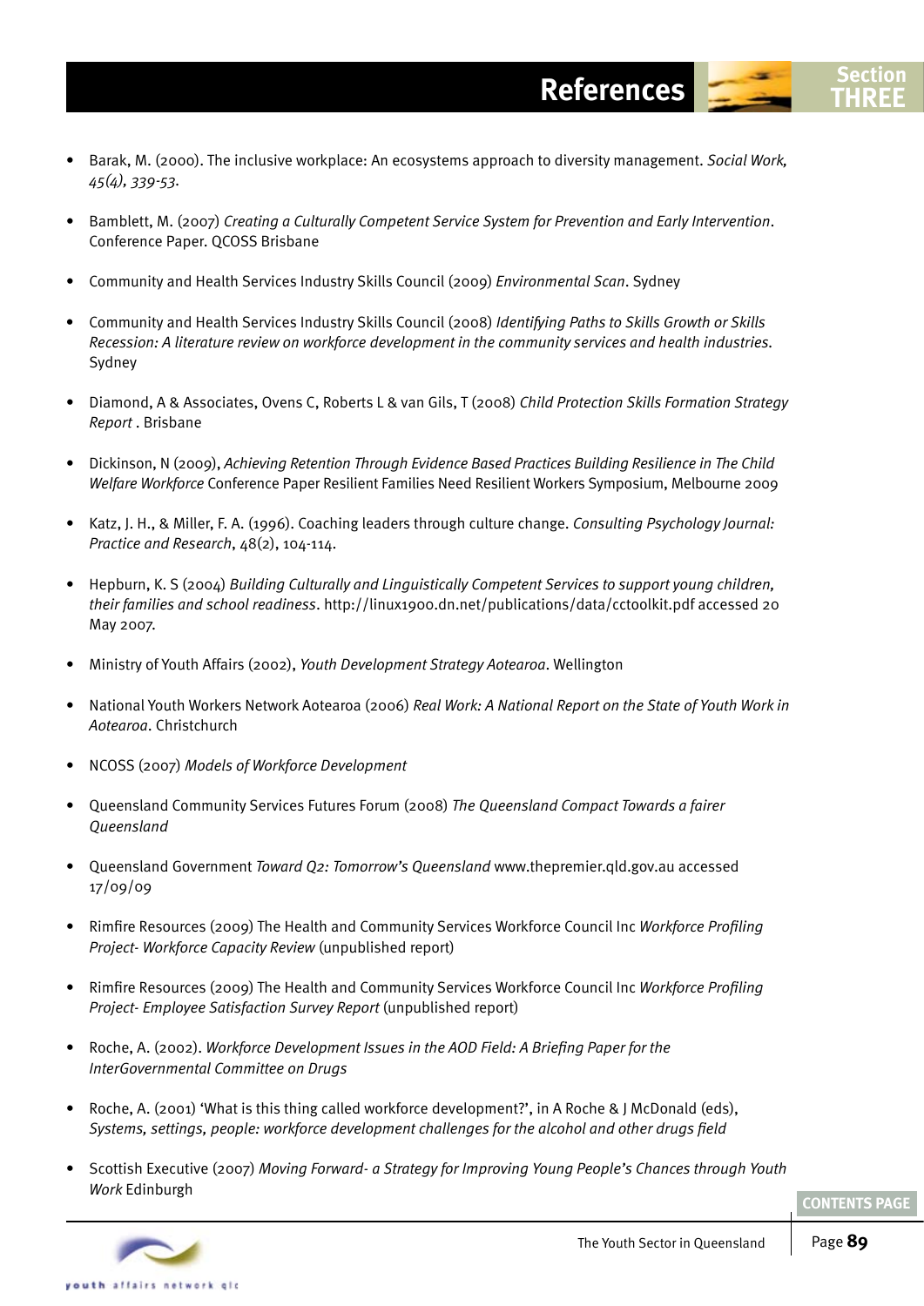# References

- Barak, M. (2000). The inclusive workplace: An ecosystems approach to diversity management. *Social Work, 45(4), 339-53.*
- Bamblett, M. (2007) *Creating a Culturally Competent Service System for Prevention and Early Intervention*. Conference Paper. QCOSS Brisbane
- Community and Health Services Industry Skills Council (2009) *Environmental Scan*. Sydney
- Community and Health Services Industry Skills Council (2008) *Identifying Paths to Skills Growth or Skills Recession: A literature review on workforce development in the community services and health industries.* Sydney
- Diamond, A & Associates, Ovens C, Roberts L & van Gils, T (2008) *Child Protection Skills Formation Strategy Report* . Brisbane
- Dickinson, N (2009), *Achieving Retention Through Evidence Based Practices Building Resilience in The Child Welfare Workforce* Conference Paper Resilient Families Need Resilient Workers Symposium, Melbourne 2009
- Katz, J. H., & Miller, F. A. (1996). Coaching leaders through culture change. *Consulting Psychology Journal: Practice and Research*, 48(2), 104-114.
- Hepburn, K. S (2004) *Building Culturally and Linguistically Competent Services to support young children, their families and school readiness*. http://linux1900.dn.net/publications/data/cctoolkit.pdf accessed 20 May 2007.
- Ministry of Youth Affairs (2002), *Youth Development Strategy Aotearoa*. Wellington
- National Youth Workers Network Aotearoa (2006) *Real Work: A National Report on the State of Youth Work in Aotearoa*. Christchurch
- NCOSS (2007) *Models of Workforce Development*
- Queensland Community Services Futures Forum (2008) *The Queensland Compact Towards a fairer Queensland*
- Queensland Government *Toward Q2: Tomorrow's Queensland* www.thepremier.qld.gov.au accessed 17/09/09
- Rimfire Resources (2009) The Health and Community Services Workforce Council Inc *Workforce Profiling Project- Workforce Capacity Review* (unpublished report)
- Rimfire Resources (2009) The Health and Community Services Workforce Council Inc *Workforce Profiling Project- Employee Satisfaction Survey Report* (unpublished report)
- Roche, A. (2002). *Workforce Development Issues in the AOD Field: A Briefing Paper for the InterGovernmental Committee on Drugs*
- Roche, A. (2001) 'What is this thing called workforce development?', in A Roche & J McDonald (eds), *Systems, settings, people: workforce development challenges for the alcohol and other drugs field*
- Scottish Executive (2007) *Moving Forward- a Strategy for Improving Young People's Chances through Youth Work* Edinburgh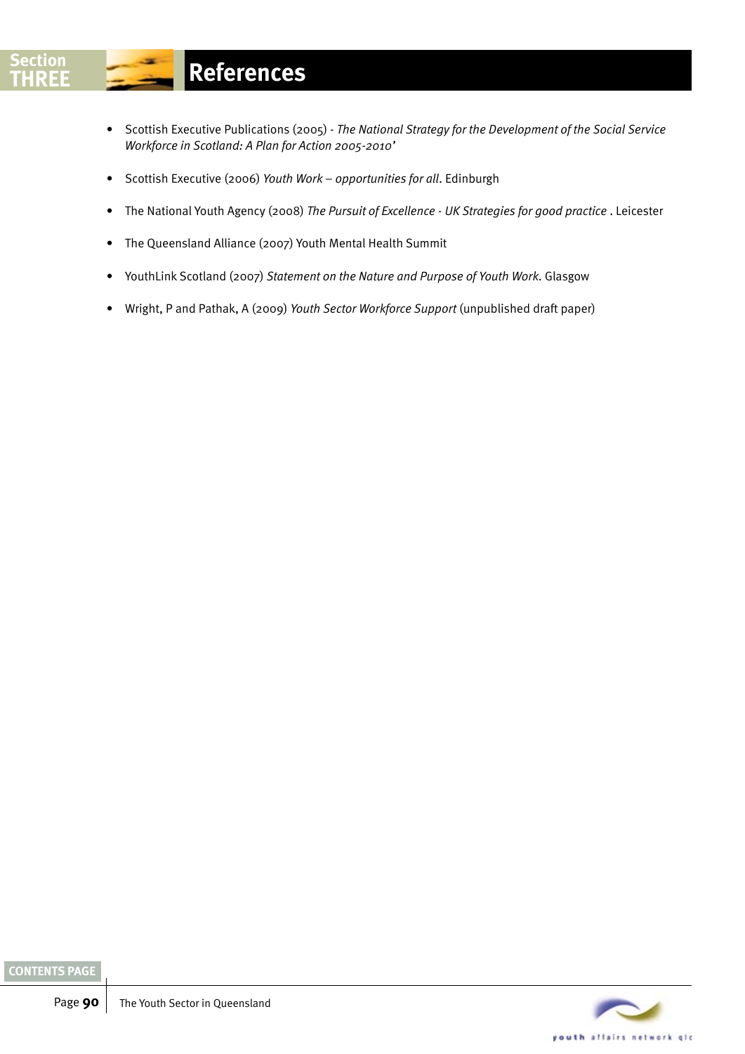# References

- Scottish Executive Publications (2005) - *The National Strategy for the Development of the Social Service Workforce in Scotland: A Plan for Action 2005-2010'*
- Scottish Executive (2006) *Youth Work – opportunities for all*. Edinburgh
- The National Youth Agency (2008) *The Pursuit of Excellence - UK Strategies for good practice* . Leicester
- The Queensland Alliance (2007) Youth Mental Health Summit
- YouthLink Scotland (2007) *Statement on the Nature and Purpose of Youth Work*. Glasgow
- Wright, P and Pathak, A (2009) *Youth Sector Workforce Support* (unpublished draft paper)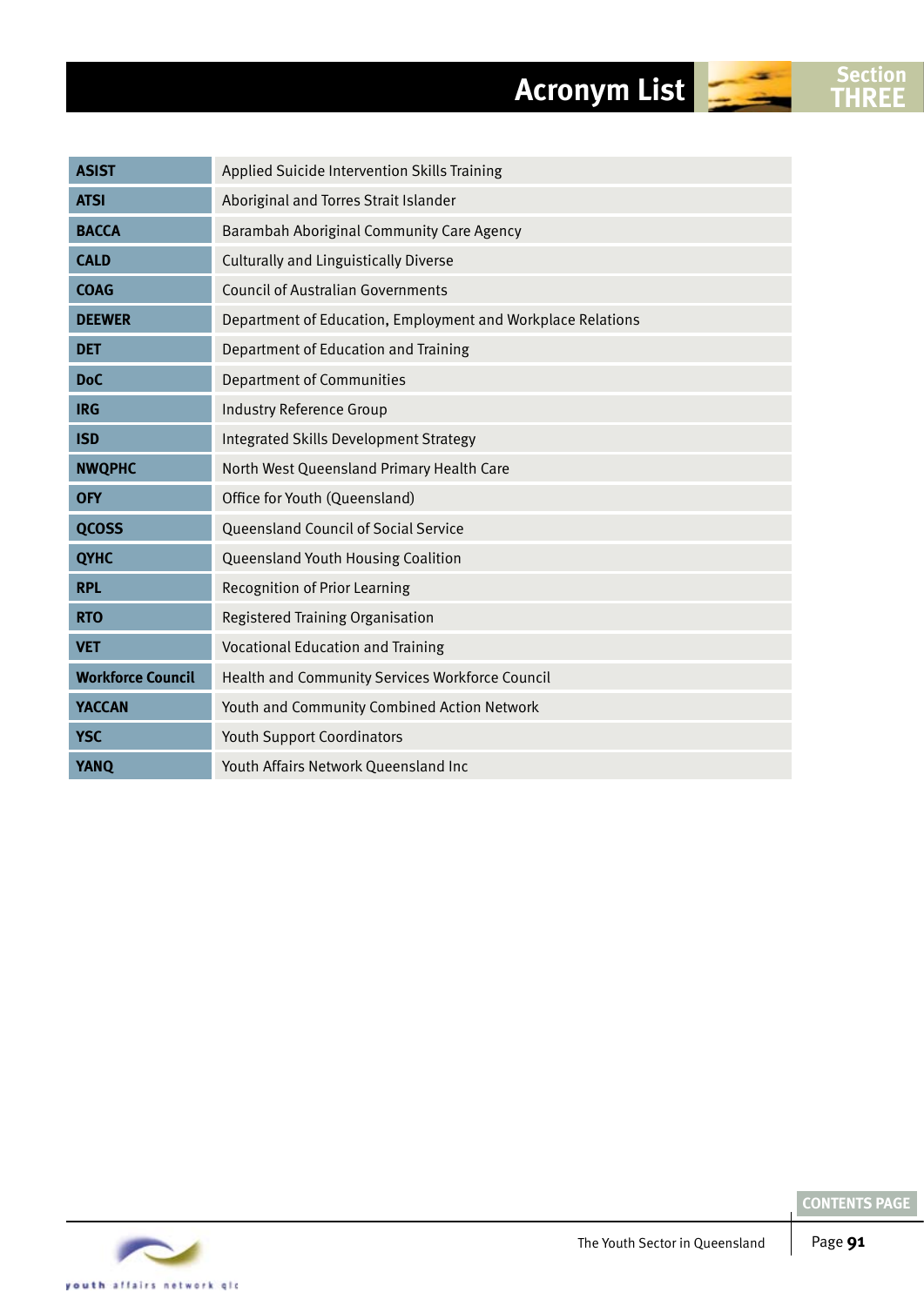# Acronym List

| | |
|---|---|
| **ASIST** | Applied Suicide Intervention Skills Training |
| **ATSI** | Aboriginal and Torres Strait Islander |
| **BACCA** | Barambah Aboriginal Community Care Agency |
| **CALD** | Culturally and Linguistically Diverse |
| **COAG** | Council of Australian Governments |
| **DEEWER** | Department of Education, Employment and Workplace Relations |
| **DET** | Department of Education and Training |
| **DoC** | Department of Communities |
| **IRG** | Industry Reference Group |
| **ISD** | Integrated Skills Development Strategy |
| **NWQPHC** | North West Queensland Primary Health Care |
| **OFY** | Office for Youth (Queensland) |
| **QCOSS** | Queensland Council of Social Service |
| **QYHC** | Queensland Youth Housing Coalition |
| **RPL** | Recognition of Prior Learning |
| **RTO** | Registered Training Organisation |
| **VET** | Vocational Education and Training |
| **Workforce Council** | Health and Community Services Workforce Council |
| **YACCAN** | Youth and Community Combined Action Network |
| **YSC** | Youth Support Coordinators |
| **YANQ** | Youth Affairs Network Queensland Inc |